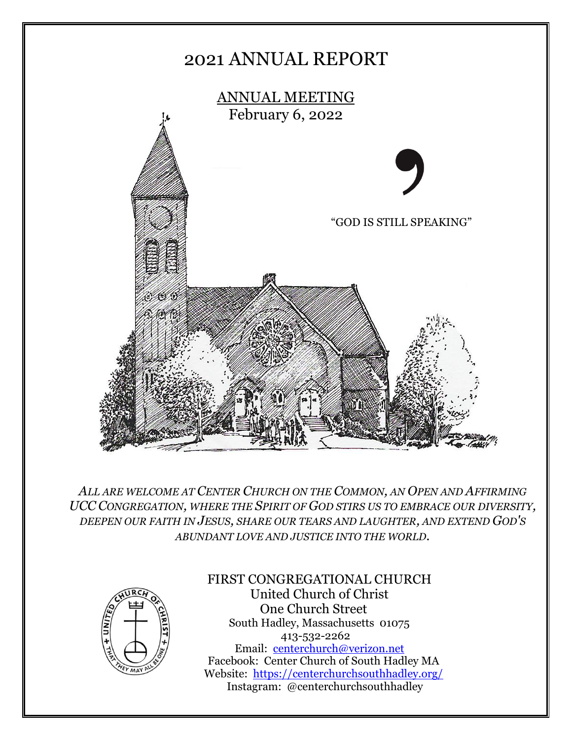# 2021 ANNUAL REPORT

## ANNUAL MEETING
February 6, 2022

“GOD IS STILL SPEAKING”

*ALL ARE WELCOME AT CENTER CHURCH ON THE COMMON, AN OPEN AND AFFIRMING UCC CONGREGATION, WHERE THE SPIRIT OF GOD STIRS US TO EMBRACE OUR DIVERSITY, DEEPEN OUR FAITH IN JESUS, SHARE OUR TEARS AND LAUGHTER, AND EXTEND GOD'S ABUNDANT LOVE AND JUSTICE INTO THE WORLD.*

FIRST CONGREGATIONAL CHURCH
United Church of Christ
One Church Street
South Hadley, Massachusetts 01075
413-532-2262
Email: centerchurch@verizon.net
Facebook: Center Church of South Hadley MA
Website: https://centerchurchsouthhadley.org/
Instagram: @centerchurchsouthhadley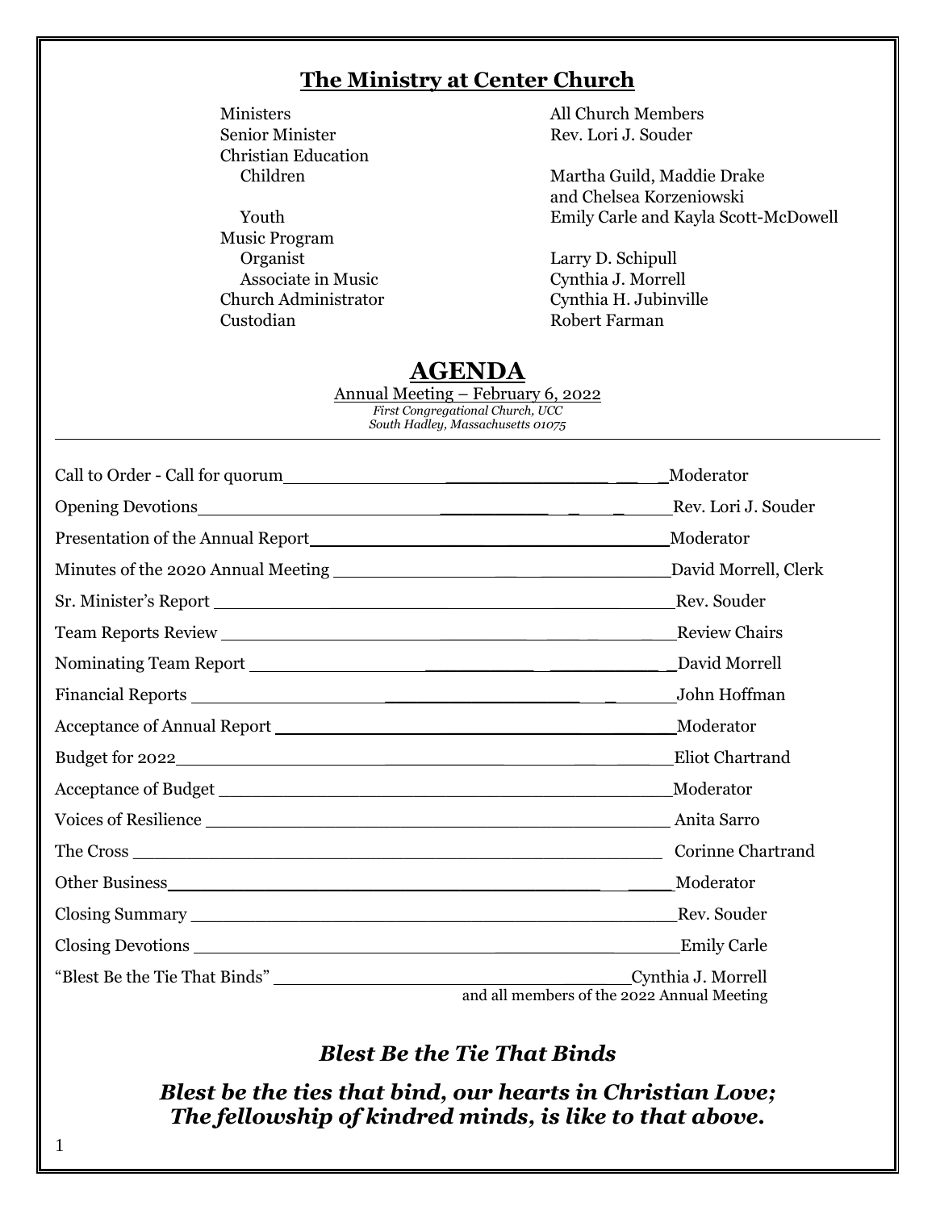## The Ministry at Center Church

| | |
|---|---|
| Ministers | All Church Members |
| Senior Minister | Rev. Lori J. Souder |
| Christian Education | |
| Children | Martha Guild, Maddie Drake and Chelsea Korzeniowski |
| Youth | Emily Carle and Kayla Scott-McDowell |
| Music Program | |
| Organist | Larry D. Schipull |
| Associate in Music | Cynthia J. Morrell |
| Church Administrator | Cynthia H. Jubinville |
| Custodian | Robert Farman |

# AGENDA

Annual Meeting – February 6, 2022

*First Congregational Church, UCC*
*South Hadley, Massachusetts 01075*

---

| | |
|---|---|
| Call to Order - Call for quorum | Moderator |
| Opening Devotions | Rev. Lori J. Souder |
| Presentation of the Annual Report | Moderator |
| Minutes of the 2020 Annual Meeting | David Morrell, Clerk |
| Sr. Minister's Report | Rev. Souder |
| Team Reports Review | Review Chairs |
| Nominating Team Report | David Morrell |
| Financial Reports | John Hoffman |
| Acceptance of Annual Report | Moderator |
| Budget for 2022 | Eliot Chartrand |
| Acceptance of Budget | Moderator |
| Voices of Resilience | Anita Sarro |
| The Cross | Corinne Chartrand |
| Other Business | Moderator |
| Closing Summary | Rev. Souder |
| Closing Devotions | Emily Carle |
| "Blest Be the Tie That Binds" | Cynthia J. Morrell and all members of the 2022 Annual Meeting |

## *Blest Be the Tie That Binds*

***Blest be the ties that bind, our hearts in Christian Love;***
***The fellowship of kindred minds, is like to that above.***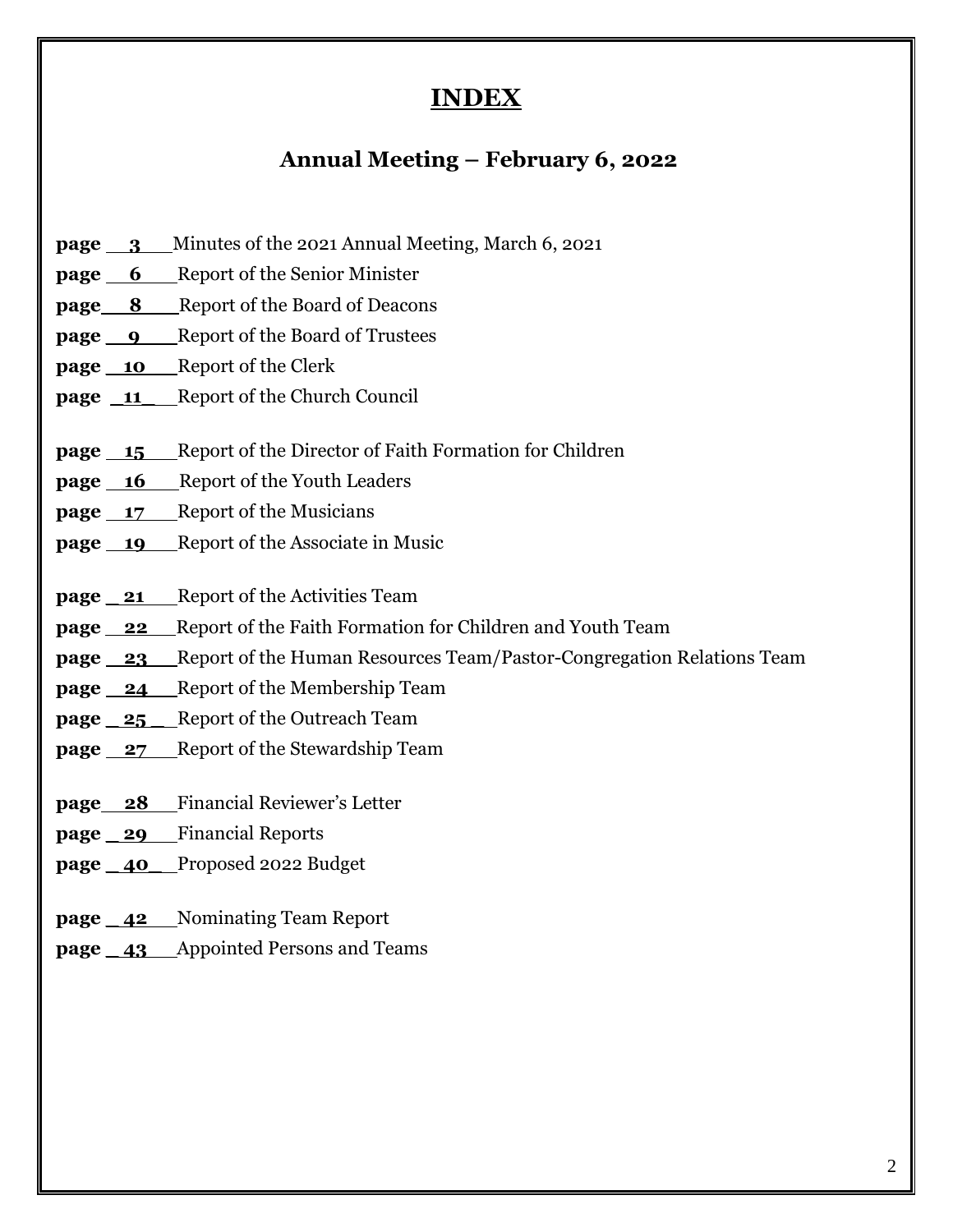# INDEX

## Annual Meeting – February 6, 2022

**page 3** Minutes of the 2021 Annual Meeting, March 6, 2021
**page 6** Report of the Senior Minister
**page 8** Report of the Board of Deacons
**page 9** Report of the Board of Trustees
**page 10** Report of the Clerk
**page 11** Report of the Church Council

**page 15** Report of the Director of Faith Formation for Children
**page 16** Report of the Youth Leaders
**page 17** Report of the Musicians
**page 19** Report of the Associate in Music

**page 21** Report of the Activities Team
**page 22** Report of the Faith Formation for Children and Youth Team
**page 23** Report of the Human Resources Team/Pastor-Congregation Relations Team
**page 24** Report of the Membership Team
**page 25** Report of the Outreach Team
**page 27** Report of the Stewardship Team

**page 28** Financial Reviewer's Letter
**page 29** Financial Reports
**page 40** Proposed 2022 Budget

**page 42** Nominating Team Report
**page 43** Appointed Persons and Teams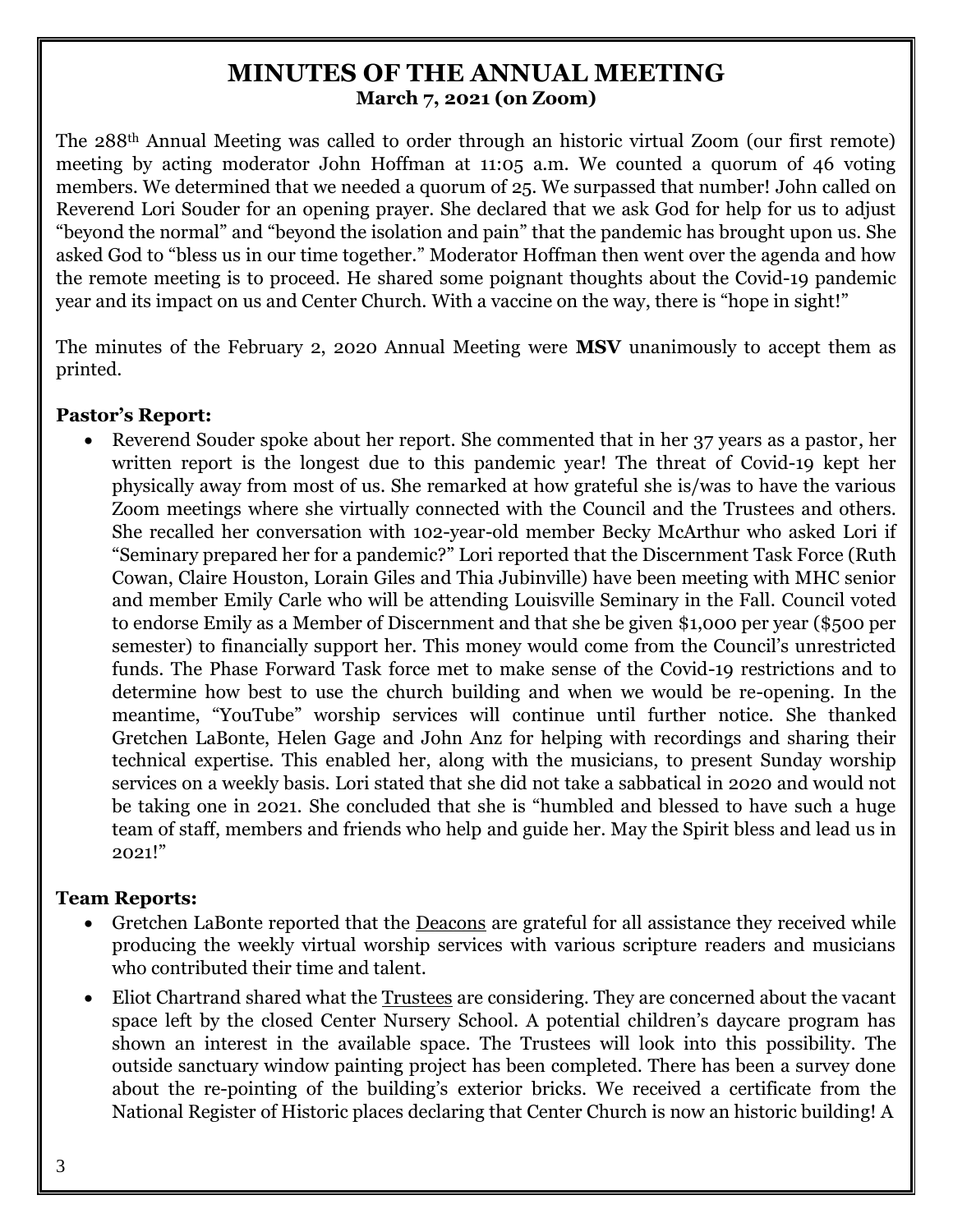# MINUTES OF THE ANNUAL MEETING

**March 7, 2021 (on Zoom)**

The 288th Annual Meeting was called to order through an historic virtual Zoom (our first remote) meeting by acting moderator John Hoffman at 11:05 a.m. We counted a quorum of 46 voting members. We determined that we needed a quorum of 25. We surpassed that number! John called on Reverend Lori Souder for an opening prayer. She declared that we ask God for help for us to adjust "beyond the normal" and "beyond the isolation and pain" that the pandemic has brought upon us. She asked God to "bless us in our time together." Moderator Hoffman then went over the agenda and how the remote meeting is to proceed. He shared some poignant thoughts about the Covid-19 pandemic year and its impact on us and Center Church. With a vaccine on the way, there is "hope in sight!"

The minutes of the February 2, 2020 Annual Meeting were **MSV** unanimously to accept them as printed.

**Pastor's Report:**

- Reverend Souder spoke about her report. She commented that in her 37 years as a pastor, her written report is the longest due to this pandemic year! The threat of Covid-19 kept her physically away from most of us. She remarked at how grateful she is/was to have the various Zoom meetings where she virtually connected with the Council and the Trustees and others. She recalled her conversation with 102-year-old member Becky McArthur who asked Lori if "Seminary prepared her for a pandemic?" Lori reported that the Discernment Task Force (Ruth Cowan, Claire Houston, Lorain Giles and Thia Jubinville) have been meeting with MHC senior and member Emily Carle who will be attending Louisville Seminary in the Fall. Council voted to endorse Emily as a Member of Discernment and that she be given $1,000 per year ($500 per semester) to financially support her. This money would come from the Council's unrestricted funds. The Phase Forward Task force met to make sense of the Covid-19 restrictions and to determine how best to use the church building and when we would be re-opening. In the meantime, "YouTube" worship services will continue until further notice. She thanked Gretchen LaBonte, Helen Gage and John Anz for helping with recordings and sharing their technical expertise. This enabled her, along with the musicians, to present Sunday worship services on a weekly basis. Lori stated that she did not take a sabbatical in 2020 and would not be taking one in 2021. She concluded that she is "humbled and blessed to have such a huge team of staff, members and friends who help and guide her. May the Spirit bless and lead us in 2021!"

**Team Reports:**

- Gretchen LaBonte reported that the Deacons are grateful for all assistance they received while producing the weekly virtual worship services with various scripture readers and musicians who contributed their time and talent.
- Eliot Chartrand shared what the Trustees are considering. They are concerned about the vacant space left by the closed Center Nursery School. A potential children's daycare program has shown an interest in the available space. The Trustees will look into this possibility. The outside sanctuary window painting project has been completed. There has been a survey done about the re-pointing of the building's exterior bricks. We received a certificate from the National Register of Historic places declaring that Center Church is now an historic building! A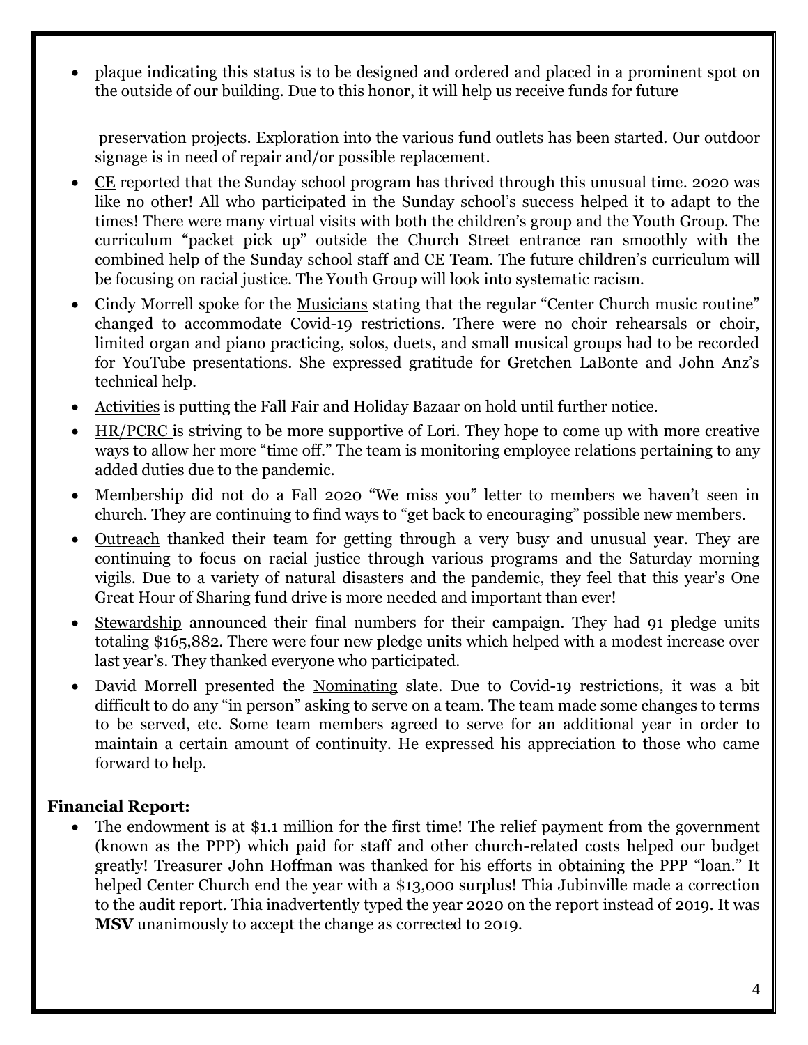- plaque indicating this status is to be designed and ordered and placed in a prominent spot on the outside of our building. Due to this honor, it will help us receive funds for future

  preservation projects. Exploration into the various fund outlets has been started. Our outdoor signage is in need of repair and/or possible replacement.
- CE reported that the Sunday school program has thrived through this unusual time. 2020 was like no other! All who participated in the Sunday school's success helped it to adapt to the times! There were many virtual visits with both the children's group and the Youth Group. The curriculum "packet pick up" outside the Church Street entrance ran smoothly with the combined help of the Sunday school staff and CE Team. The future children's curriculum will be focusing on racial justice. The Youth Group will look into systematic racism.
- Cindy Morrell spoke for the Musicians stating that the regular "Center Church music routine" changed to accommodate Covid-19 restrictions. There were no choir rehearsals or choir, limited organ and piano practicing, solos, duets, and small musical groups had to be recorded for YouTube presentations. She expressed gratitude for Gretchen LaBonte and John Anz's technical help.
- Activities is putting the Fall Fair and Holiday Bazaar on hold until further notice.
- HR/PCRC is striving to be more supportive of Lori. They hope to come up with more creative ways to allow her more "time off." The team is monitoring employee relations pertaining to any added duties due to the pandemic.
- Membership did not do a Fall 2020 "We miss you" letter to members we haven't seen in church. They are continuing to find ways to "get back to encouraging" possible new members.
- Outreach thanked their team for getting through a very busy and unusual year. They are continuing to focus on racial justice through various programs and the Saturday morning vigils. Due to a variety of natural disasters and the pandemic, they feel that this year's One Great Hour of Sharing fund drive is more needed and important than ever!
- Stewardship announced their final numbers for their campaign. They had 91 pledge units totaling $165,882. There were four new pledge units which helped with a modest increase over last year's. They thanked everyone who participated.
- David Morrell presented the Nominating slate. Due to Covid-19 restrictions, it was a bit difficult to do any "in person" asking to serve on a team. The team made some changes to terms to be served, etc. Some team members agreed to serve for an additional year in order to maintain a certain amount of continuity. He expressed his appreciation to those who came forward to help.

**Financial Report:**

- The endowment is at $1.1 million for the first time! The relief payment from the government (known as the PPP) which paid for staff and other church-related costs helped our budget greatly! Treasurer John Hoffman was thanked for his efforts in obtaining the PPP "loan." It helped Center Church end the year with a $13,000 surplus! Thia Jubinville made a correction to the audit report. Thia inadvertently typed the year 2020 on the report instead of 2019. It was **MSV** unanimously to accept the change as corrected to 2019.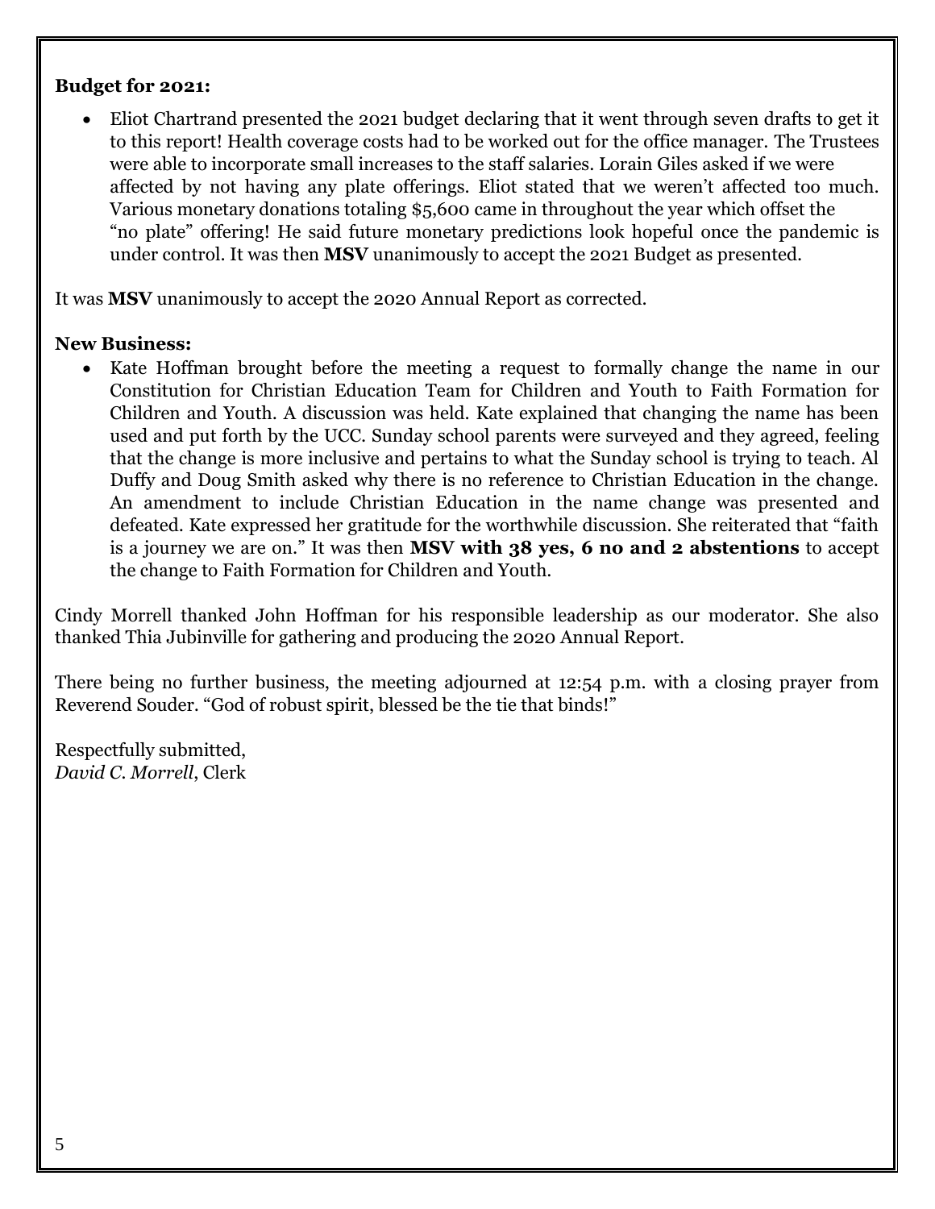**Budget for 2021:**

- Eliot Chartrand presented the 2021 budget declaring that it went through seven drafts to get it to this report! Health coverage costs had to be worked out for the office manager. The Trustees were able to incorporate small increases to the staff salaries. Lorain Giles asked if we were affected by not having any plate offerings. Eliot stated that we weren't affected too much. Various monetary donations totaling $5,600 came in throughout the year which offset the "no plate" offering! He said future monetary predictions look hopeful once the pandemic is under control. It was then **MSV** unanimously to accept the 2021 Budget as presented.

It was **MSV** unanimously to accept the 2020 Annual Report as corrected.

**New Business:**

- Kate Hoffman brought before the meeting a request to formally change the name in our Constitution for Christian Education Team for Children and Youth to Faith Formation for Children and Youth. A discussion was held. Kate explained that changing the name has been used and put forth by the UCC. Sunday school parents were surveyed and they agreed, feeling that the change is more inclusive and pertains to what the Sunday school is trying to teach. Al Duffy and Doug Smith asked why there is no reference to Christian Education in the change. An amendment to include Christian Education in the name change was presented and defeated. Kate expressed her gratitude for the worthwhile discussion. She reiterated that "faith is a journey we are on." It was then **MSV with 38 yes, 6 no and 2 abstentions** to accept the change to Faith Formation for Children and Youth.

Cindy Morrell thanked John Hoffman for his responsible leadership as our moderator. She also thanked Thia Jubinville for gathering and producing the 2020 Annual Report.

There being no further business, the meeting adjourned at 12:54 p.m. with a closing prayer from Reverend Souder. "God of robust spirit, blessed be the tie that binds!"

Respectfully submitted,
*David C. Morrell*, Clerk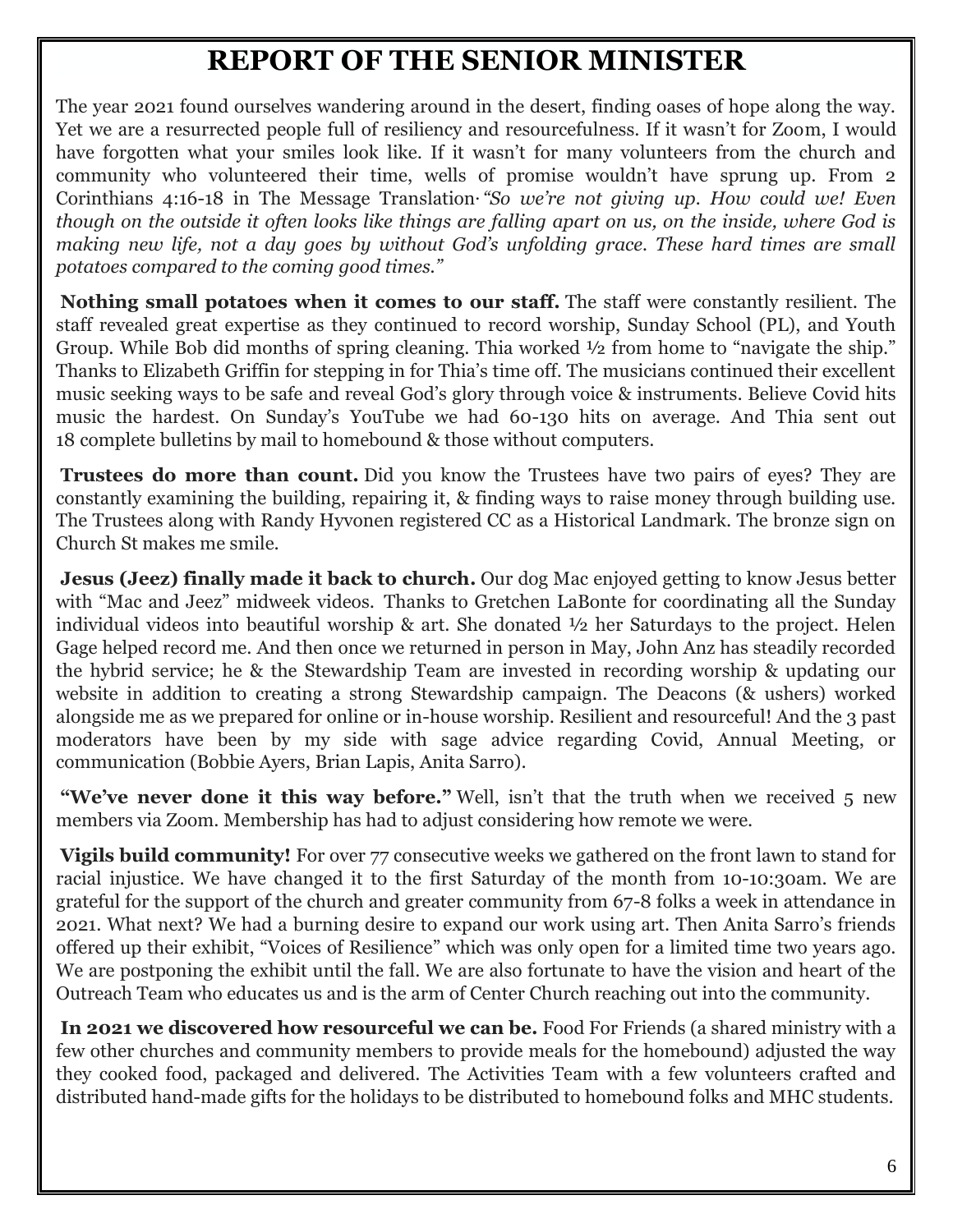# REPORT OF THE SENIOR MINISTER

The year 2021 found ourselves wandering around in the desert, finding oases of hope along the way. Yet we are a resurrected people full of resiliency and resourcefulness. If it wasn't for Zoom, I would have forgotten what your smiles look like. If it wasn't for many volunteers from the church and community who volunteered their time, wells of promise wouldn't have sprung up. From 2 Corinthians 4:16-18 in The Message Translation· *"So we're not giving up. How could we! Even though on the outside it often looks like things are falling apart on us, on the inside, where God is making new life, not a day goes by without God's unfolding grace. These hard times are small potatoes compared to the coming good times."*

**Nothing small potatoes when it comes to our staff.** The staff were constantly resilient. The staff revealed great expertise as they continued to record worship, Sunday School (PL), and Youth Group. While Bob did months of spring cleaning. Thia worked ½ from home to "navigate the ship." Thanks to Elizabeth Griffin for stepping in for Thia's time off. The musicians continued their excellent music seeking ways to be safe and reveal God's glory through voice & instruments. Believe Covid hits music the hardest. On Sunday's YouTube we had 60-130 hits on average. And Thia sent out 18 complete bulletins by mail to homebound & those without computers.

**Trustees do more than count.** Did you know the Trustees have two pairs of eyes? They are constantly examining the building, repairing it, & finding ways to raise money through building use. The Trustees along with Randy Hyvonen registered CC as a Historical Landmark. The bronze sign on Church St makes me smile.

**Jesus (Jeez) finally made it back to church.** Our dog Mac enjoyed getting to know Jesus better with "Mac and Jeez" midweek videos. Thanks to Gretchen LaBonte for coordinating all the Sunday individual videos into beautiful worship & art. She donated ½ her Saturdays to the project. Helen Gage helped record me. And then once we returned in person in May, John Anz has steadily recorded the hybrid service; he & the Stewardship Team are invested in recording worship & updating our website in addition to creating a strong Stewardship campaign. The Deacons (& ushers) worked alongside me as we prepared for online or in-house worship. Resilient and resourceful! And the 3 past moderators have been by my side with sage advice regarding Covid, Annual Meeting, or communication (Bobbie Ayers, Brian Lapis, Anita Sarro).

**"We've never done it this way before."** Well, isn't that the truth when we received 5 new members via Zoom. Membership has had to adjust considering how remote we were.

**Vigils build community!** For over 77 consecutive weeks we gathered on the front lawn to stand for racial injustice. We have changed it to the first Saturday of the month from 10-10:30am. We are grateful for the support of the church and greater community from 67-8 folks a week in attendance in 2021. What next? We had a burning desire to expand our work using art. Then Anita Sarro's friends offered up their exhibit, "Voices of Resilience" which was only open for a limited time two years ago. We are postponing the exhibit until the fall. We are also fortunate to have the vision and heart of the Outreach Team who educates us and is the arm of Center Church reaching out into the community.

**In 2021 we discovered how resourceful we can be.** Food For Friends (a shared ministry with a few other churches and community members to provide meals for the homebound) adjusted the way they cooked food, packaged and delivered. The Activities Team with a few volunteers crafted and distributed hand-made gifts for the holidays to be distributed to homebound folks and MHC students.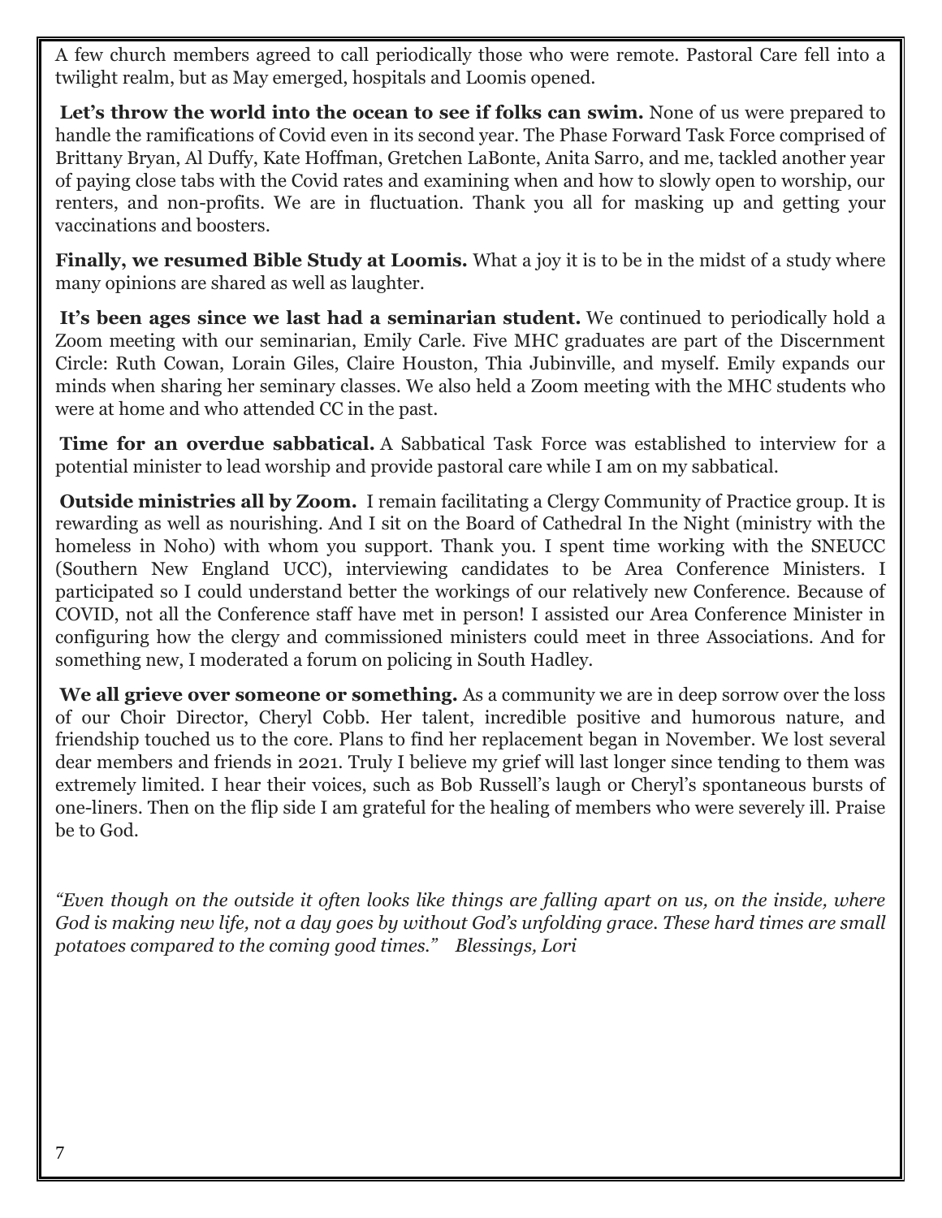A few church members agreed to call periodically those who were remote. Pastoral Care fell into a twilight realm, but as May emerged, hospitals and Loomis opened.

**Let's throw the world into the ocean to see if folks can swim.** None of us were prepared to handle the ramifications of Covid even in its second year. The Phase Forward Task Force comprised of Brittany Bryan, Al Duffy, Kate Hoffman, Gretchen LaBonte, Anita Sarro, and me, tackled another year of paying close tabs with the Covid rates and examining when and how to slowly open to worship, our renters, and non-profits. We are in fluctuation. Thank you all for masking up and getting your vaccinations and boosters.

**Finally, we resumed Bible Study at Loomis.** What a joy it is to be in the midst of a study where many opinions are shared as well as laughter.

**It's been ages since we last had a seminarian student.** We continued to periodically hold a Zoom meeting with our seminarian, Emily Carle. Five MHC graduates are part of the Discernment Circle: Ruth Cowan, Lorain Giles, Claire Houston, Thia Jubinville, and myself. Emily expands our minds when sharing her seminary classes. We also held a Zoom meeting with the MHC students who were at home and who attended CC in the past.

**Time for an overdue sabbatical.** A Sabbatical Task Force was established to interview for a potential minister to lead worship and provide pastoral care while I am on my sabbatical.

**Outside ministries all by Zoom.** I remain facilitating a Clergy Community of Practice group. It is rewarding as well as nourishing. And I sit on the Board of Cathedral In the Night (ministry with the homeless in Noho) with whom you support. Thank you. I spent time working with the SNEUCC (Southern New England UCC), interviewing candidates to be Area Conference Ministers. I participated so I could understand better the workings of our relatively new Conference. Because of COVID, not all the Conference staff have met in person! I assisted our Area Conference Minister in configuring how the clergy and commissioned ministers could meet in three Associations. And for something new, I moderated a forum on policing in South Hadley.

**We all grieve over someone or something.** As a community we are in deep sorrow over the loss of our Choir Director, Cheryl Cobb. Her talent, incredible positive and humorous nature, and friendship touched us to the core. Plans to find her replacement began in November. We lost several dear members and friends in 2021. Truly I believe my grief will last longer since tending to them was extremely limited. I hear their voices, such as Bob Russell's laugh or Cheryl's spontaneous bursts of one-liners. Then on the flip side I am grateful for the healing of members who were severely ill. Praise be to God.

*"Even though on the outside it often looks like things are falling apart on us, on the inside, where God is making new life, not a day goes by without God's unfolding grace. These hard times are small potatoes compared to the coming good times."    Blessings, Lori*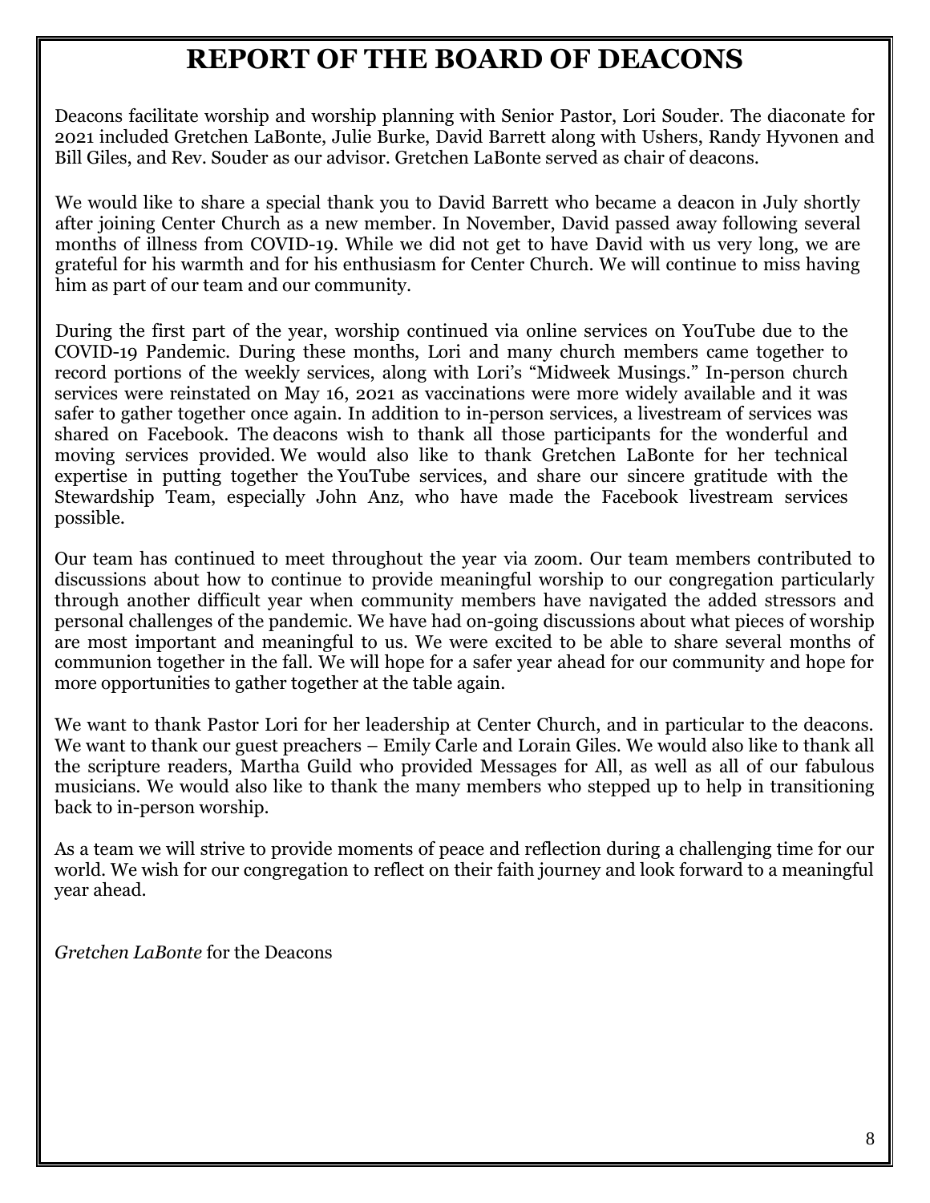# REPORT OF THE BOARD OF DEACONS

Deacons facilitate worship and worship planning with Senior Pastor, Lori Souder. The diaconate for 2021 included Gretchen LaBonte, Julie Burke, David Barrett along with Ushers, Randy Hyvonen and Bill Giles, and Rev. Souder as our advisor. Gretchen LaBonte served as chair of deacons.

We would like to share a special thank you to David Barrett who became a deacon in July shortly after joining Center Church as a new member. In November, David passed away following several months of illness from COVID-19. While we did not get to have David with us very long, we are grateful for his warmth and for his enthusiasm for Center Church. We will continue to miss having him as part of our team and our community.

During the first part of the year, worship continued via online services on YouTube due to the COVID-19 Pandemic. During these months, Lori and many church members came together to record portions of the weekly services, along with Lori's "Midweek Musings." In-person church services were reinstated on May 16, 2021 as vaccinations were more widely available and it was safer to gather together once again. In addition to in-person services, a livestream of services was shared on Facebook. The deacons wish to thank all those participants for the wonderful and moving services provided. We would also like to thank Gretchen LaBonte for her technical expertise in putting together the YouTube services, and share our sincere gratitude with the Stewardship Team, especially John Anz, who have made the Facebook livestream services possible.

Our team has continued to meet throughout the year via zoom. Our team members contributed to discussions about how to continue to provide meaningful worship to our congregation particularly through another difficult year when community members have navigated the added stressors and personal challenges of the pandemic. We have had on-going discussions about what pieces of worship are most important and meaningful to us. We were excited to be able to share several months of communion together in the fall. We will hope for a safer year ahead for our community and hope for more opportunities to gather together at the table again.

We want to thank Pastor Lori for her leadership at Center Church, and in particular to the deacons. We want to thank our guest preachers – Emily Carle and Lorain Giles. We would also like to thank all the scripture readers, Martha Guild who provided Messages for All, as well as all of our fabulous musicians. We would also like to thank the many members who stepped up to help in transitioning back to in-person worship.

As a team we will strive to provide moments of peace and reflection during a challenging time for our world. We wish for our congregation to reflect on their faith journey and look forward to a meaningful year ahead.

*Gretchen LaBonte* for the Deacons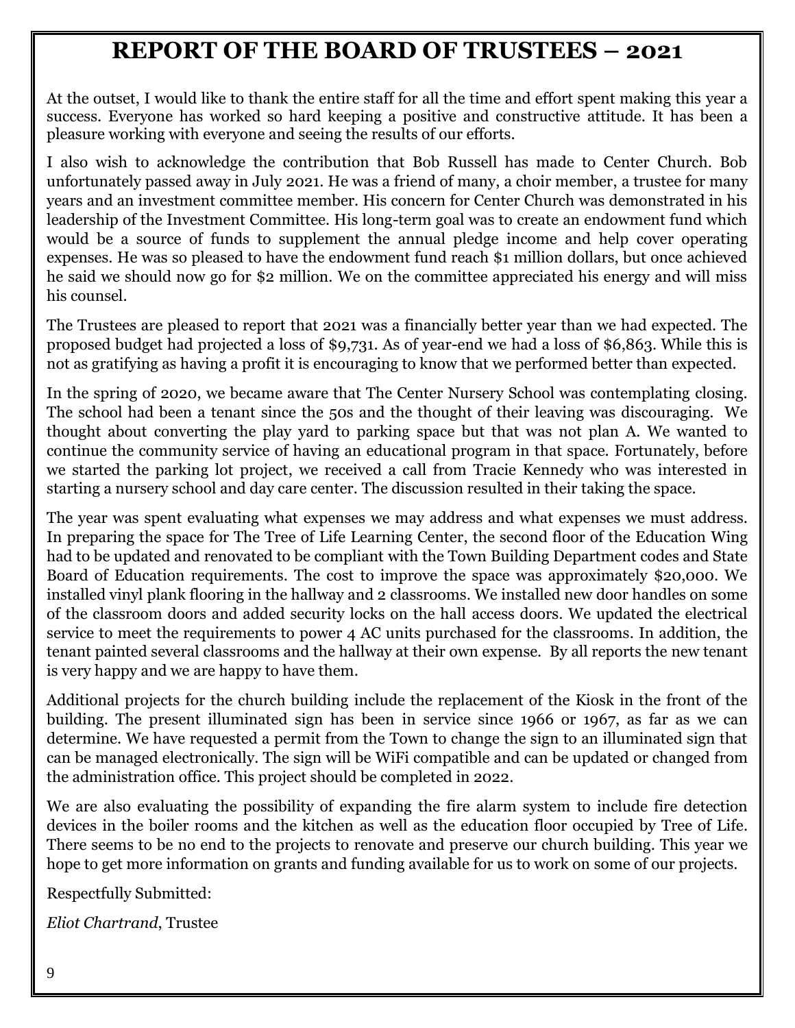# REPORT OF THE BOARD OF TRUSTEES – 2021

At the outset, I would like to thank the entire staff for all the time and effort spent making this year a success. Everyone has worked so hard keeping a positive and constructive attitude. It has been a pleasure working with everyone and seeing the results of our efforts.

I also wish to acknowledge the contribution that Bob Russell has made to Center Church. Bob unfortunately passed away in July 2021. He was a friend of many, a choir member, a trustee for many years and an investment committee member. His concern for Center Church was demonstrated in his leadership of the Investment Committee. His long-term goal was to create an endowment fund which would be a source of funds to supplement the annual pledge income and help cover operating expenses. He was so pleased to have the endowment fund reach $1 million dollars, but once achieved he said we should now go for $2 million. We on the committee appreciated his energy and will miss his counsel.

The Trustees are pleased to report that 2021 was a financially better year than we had expected. The proposed budget had projected a loss of $9,731. As of year-end we had a loss of $6,863. While this is not as gratifying as having a profit it is encouraging to know that we performed better than expected.

In the spring of 2020, we became aware that The Center Nursery School was contemplating closing. The school had been a tenant since the 50s and the thought of their leaving was discouraging. We thought about converting the play yard to parking space but that was not plan A. We wanted to continue the community service of having an educational program in that space. Fortunately, before we started the parking lot project, we received a call from Tracie Kennedy who was interested in starting a nursery school and day care center. The discussion resulted in their taking the space.

The year was spent evaluating what expenses we may address and what expenses we must address. In preparing the space for The Tree of Life Learning Center, the second floor of the Education Wing had to be updated and renovated to be compliant with the Town Building Department codes and State Board of Education requirements. The cost to improve the space was approximately $20,000. We installed vinyl plank flooring in the hallway and 2 classrooms. We installed new door handles on some of the classroom doors and added security locks on the hall access doors. We updated the electrical service to meet the requirements to power 4 AC units purchased for the classrooms. In addition, the tenant painted several classrooms and the hallway at their own expense. By all reports the new tenant is very happy and we are happy to have them.

Additional projects for the church building include the replacement of the Kiosk in the front of the building. The present illuminated sign has been in service since 1966 or 1967, as far as we can determine. We have requested a permit from the Town to change the sign to an illuminated sign that can be managed electronically. The sign will be WiFi compatible and can be updated or changed from the administration office. This project should be completed in 2022.

We are also evaluating the possibility of expanding the fire alarm system to include fire detection devices in the boiler rooms and the kitchen as well as the education floor occupied by Tree of Life. There seems to be no end to the projects to renovate and preserve our church building. This year we hope to get more information on grants and funding available for us to work on some of our projects.

Respectfully Submitted:

*Eliot Chartrand*, Trustee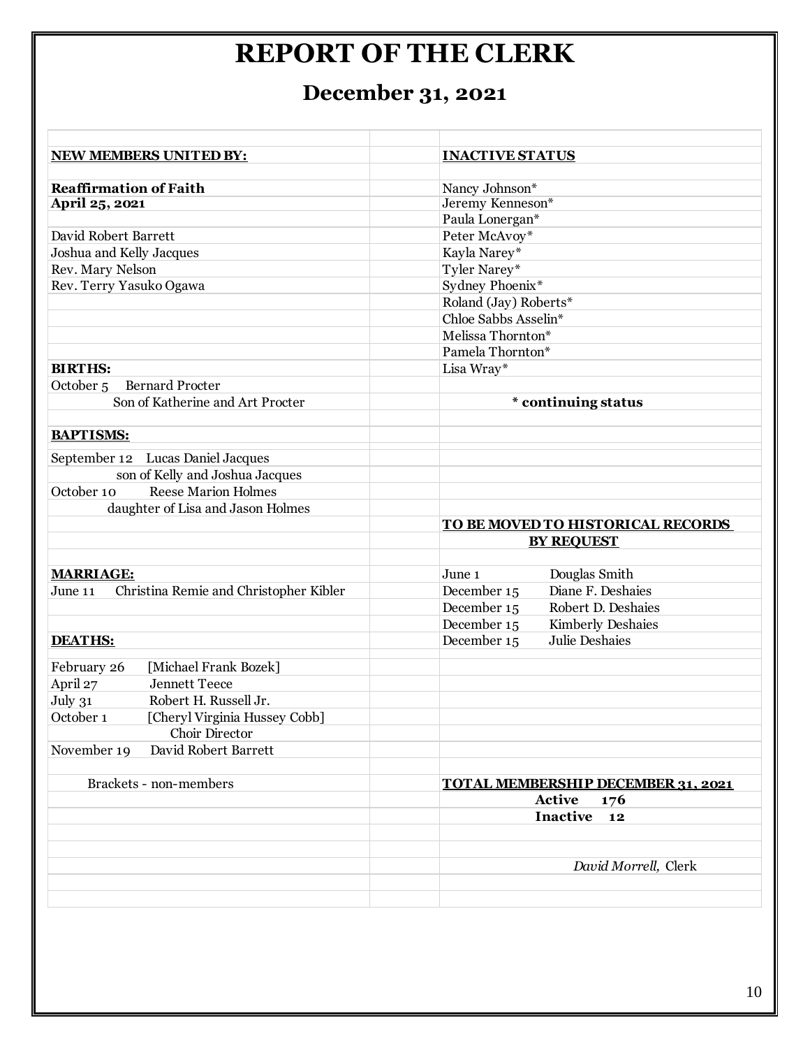# REPORT OF THE CLERK

## December 31, 2021

**NEW MEMBERS UNITED BY:**

**Reaffirmation of Faith**
**April 25, 2021**

David Robert Barrett
Joshua and Kelly Jacques
Rev. Mary Nelson
Rev. Terry Yasuko Ogawa

**BIRTHS:**

October 5 Bernard Procter
Son of Katherine and Art Procter

**BAPTISMS:**

September 12 Lucas Daniel Jacques
son of Kelly and Joshua Jacques
October 10 Reese Marion Holmes
daughter of Lisa and Jason Holmes

**MARRIAGE:**

June 11 Christina Remie and Christopher Kibler

**DEATHS:**

| | |
|---|---|
| February 26 | [Michael Frank Bozek] |
| April 27 | Jennett Teece |
| July 31 | Robert H. Russell Jr. |
| October 1 | [Cheryl Virginia Hussey Cobb] Choir Director |
| November 19 | David Robert Barrett |

Brackets - non-members

**INACTIVE STATUS**

Nancy Johnson*
Jeremy Kenneson*
Paula Lonergan*
Peter McAvoy*
Kayla Narey*
Tyler Narey*
Sydney Phoenix*
Roland (Jay) Roberts*
Chloe Sabbs Asselin*
Melissa Thornton*
Pamela Thornton*
Lisa Wray*

**\* continuing status**

**TO BE MOVED TO HISTORICAL RECORDS BY REQUEST**

| | |
|---|---|
| June 1 | Douglas Smith |
| December 15 | Diane F. Deshaies |
| December 15 | Robert D. Deshaies |
| December 15 | Kimberly Deshaies |
| December 15 | Julie Deshaies |

**TOTAL MEMBERSHIP DECEMBER 31, 2021**

**Active 176**
**Inactive 12**

*David Morrell,* Clerk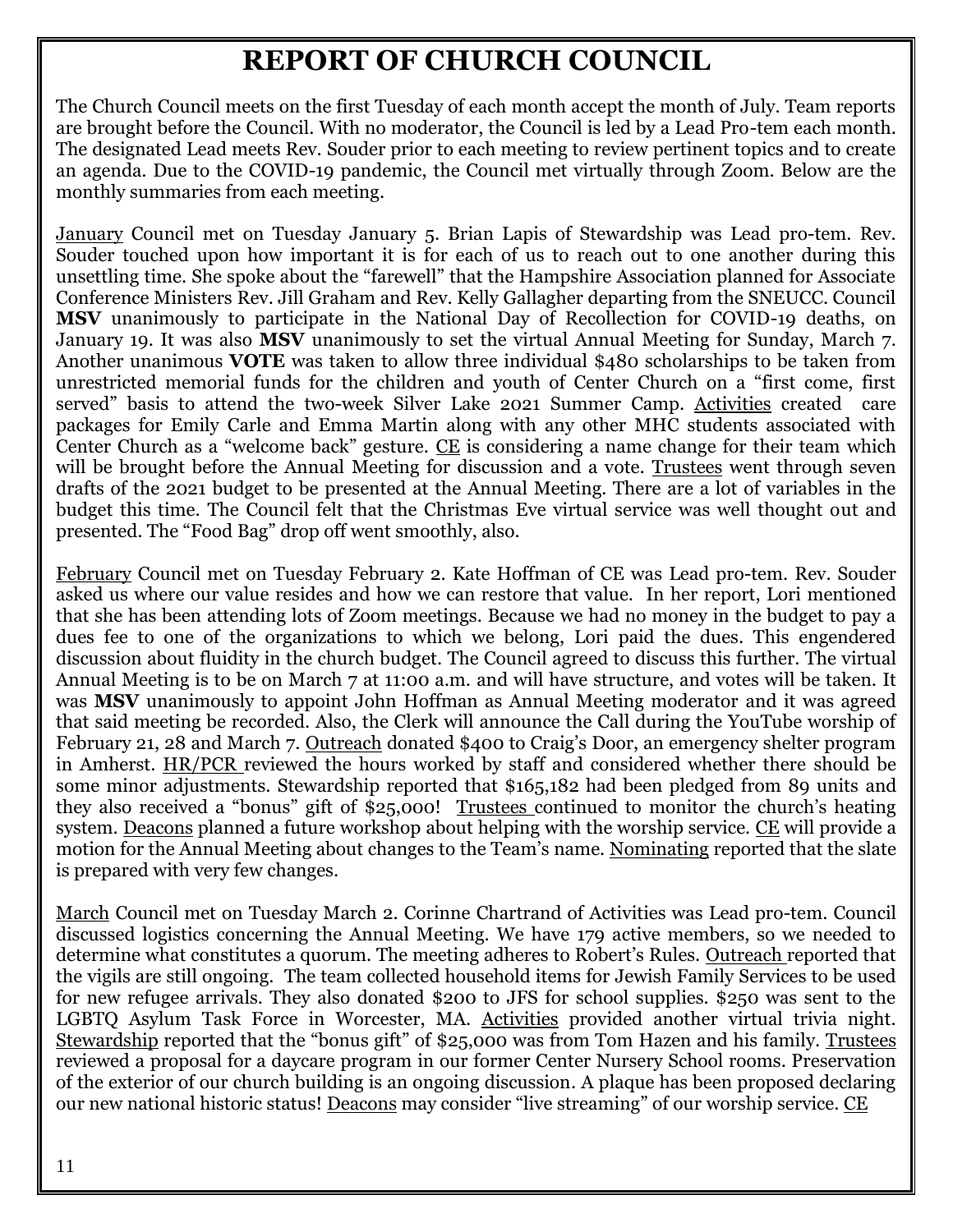# REPORT OF CHURCH COUNCIL

The Church Council meets on the first Tuesday of each month accept the month of July. Team reports are brought before the Council. With no moderator, the Council is led by a Lead Pro-tem each month. The designated Lead meets Rev. Souder prior to each meeting to review pertinent topics and to create an agenda. Due to the COVID-19 pandemic, the Council met virtually through Zoom. Below are the monthly summaries from each meeting.

<u>January</u> Council met on Tuesday January 5. Brian Lapis of Stewardship was Lead pro-tem. Rev. Souder touched upon how important it is for each of us to reach out to one another during this unsettling time. She spoke about the "farewell" that the Hampshire Association planned for Associate Conference Ministers Rev. Jill Graham and Rev. Kelly Gallagher departing from the SNEUCC. Council **MSV** unanimously to participate in the National Day of Recollection for COVID-19 deaths, on January 19. It was also **MSV** unanimously to set the virtual Annual Meeting for Sunday, March 7. Another unanimous **VOTE** was taken to allow three individual $480 scholarships to be taken from unrestricted memorial funds for the children and youth of Center Church on a "first come, first served" basis to attend the two-week Silver Lake 2021 Summer Camp. <u>Activities</u> created care packages for Emily Carle and Emma Martin along with any other MHC students associated with Center Church as a "welcome back" gesture. <u>CE</u> is considering a name change for their team which will be brought before the Annual Meeting for discussion and a vote. <u>Trustees</u> went through seven drafts of the 2021 budget to be presented at the Annual Meeting. There are a lot of variables in the budget this time. The Council felt that the Christmas Eve virtual service was well thought out and presented. The "Food Bag" drop off went smoothly, also.

<u>February</u> Council met on Tuesday February 2. Kate Hoffman of CE was Lead pro-tem. Rev. Souder asked us where our value resides and how we can restore that value. In her report, Lori mentioned that she has been attending lots of Zoom meetings. Because we had no money in the budget to pay a dues fee to one of the organizations to which we belong, Lori paid the dues. This engendered discussion about fluidity in the church budget. The Council agreed to discuss this further. The virtual Annual Meeting is to be on March 7 at 11:00 a.m. and will have structure, and votes will be taken. It was **MSV** unanimously to appoint John Hoffman as Annual Meeting moderator and it was agreed that said meeting be recorded. Also, the Clerk will announce the Call during the YouTube worship of February 21, 28 and March 7. <u>Outreach</u> donated $400 to Craig's Door, an emergency shelter program in Amherst. <u>HR/PCR</u> reviewed the hours worked by staff and considered whether there should be some minor adjustments. Stewardship reported that $165,182 had been pledged from 89 units and they also received a "bonus" gift of $25,000! <u>Trustees</u> continued to monitor the church's heating system. <u>Deacons</u> planned a future workshop about helping with the worship service. <u>CE</u> will provide a motion for the Annual Meeting about changes to the Team's name. <u>Nominating</u> reported that the slate is prepared with very few changes.

<u>March</u> Council met on Tuesday March 2. Corinne Chartrand of Activities was Lead pro-tem. Council discussed logistics concerning the Annual Meeting. We have 179 active members, so we needed to determine what constitutes a quorum. The meeting adheres to Robert's Rules. <u>Outreach</u> reported that the vigils are still ongoing. The team collected household items for Jewish Family Services to be used for new refugee arrivals. They also donated $200 to JFS for school supplies. $250 was sent to the LGBTQ Asylum Task Force in Worcester, MA. <u>Activities</u> provided another virtual trivia night. <u>Stewardship</u> reported that the "bonus gift" of $25,000 was from Tom Hazen and his family. <u>Trustees</u> reviewed a proposal for a daycare program in our former Center Nursery School rooms. Preservation of the exterior of our church building is an ongoing discussion. A plaque has been proposed declaring our new national historic status! <u>Deacons</u> may consider "live streaming" of our worship service. <u>CE</u>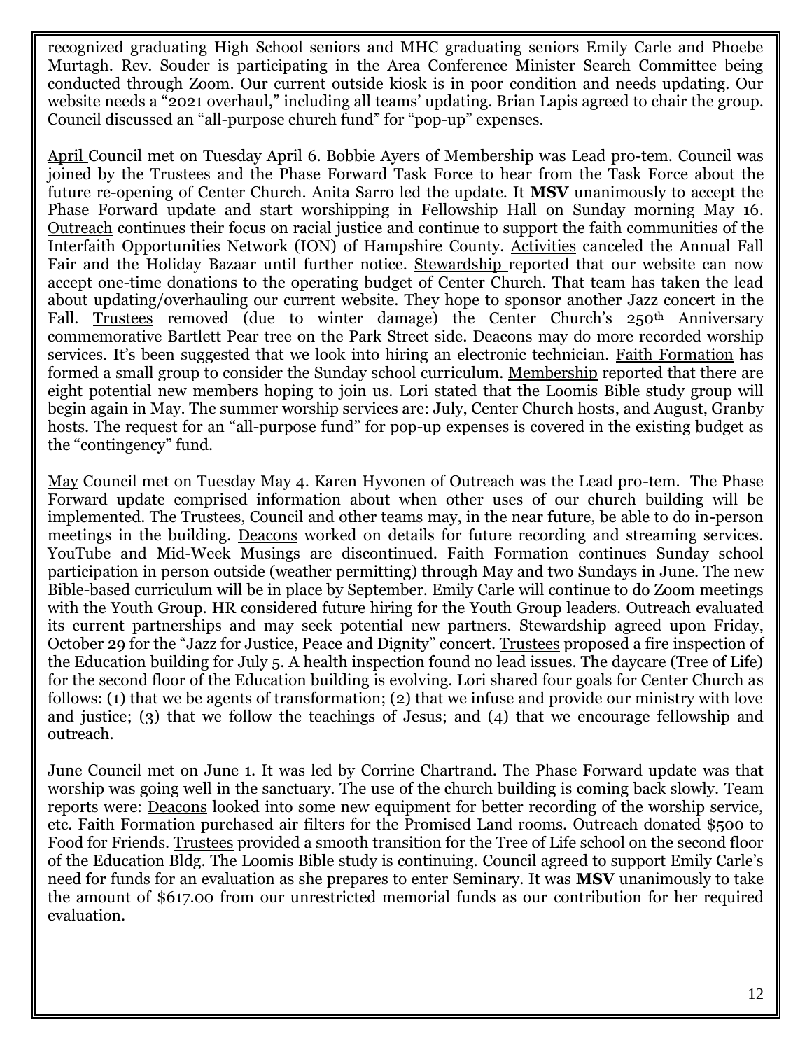recognized graduating High School seniors and MHC graduating seniors Emily Carle and Phoebe Murtagh. Rev. Souder is participating in the Area Conference Minister Search Committee being conducted through Zoom. Our current outside kiosk is in poor condition and needs updating. Our website needs a "2021 overhaul," including all teams' updating. Brian Lapis agreed to chair the group. Council discussed an "all-purpose church fund" for "pop-up" expenses.

<u>April</u> Council met on Tuesday April 6. Bobbie Ayers of Membership was Lead pro-tem. Council was joined by the Trustees and the Phase Forward Task Force to hear from the Task Force about the future re-opening of Center Church. Anita Sarro led the update. It **MSV** unanimously to accept the Phase Forward update and start worshipping in Fellowship Hall on Sunday morning May 16. <u>Outreach</u> continues their focus on racial justice and continue to support the faith communities of the Interfaith Opportunities Network (ION) of Hampshire County. <u>Activities</u> canceled the Annual Fall Fair and the Holiday Bazaar until further notice. <u>Stewardship</u> reported that our website can now accept one-time donations to the operating budget of Center Church. That team has taken the lead about updating/overhauling our current website. They hope to sponsor another Jazz concert in the Fall. <u>Trustees</u> removed (due to winter damage) the Center Church's 250th Anniversary commemorative Bartlett Pear tree on the Park Street side. <u>Deacons</u> may do more recorded worship services. It's been suggested that we look into hiring an electronic technician. <u>Faith Formation</u> has formed a small group to consider the Sunday school curriculum. <u>Membership</u> reported that there are eight potential new members hoping to join us. Lori stated that the Loomis Bible study group will begin again in May. The summer worship services are: July, Center Church hosts, and August, Granby hosts. The request for an "all-purpose fund" for pop-up expenses is covered in the existing budget as the "contingency" fund.

<u>May</u> Council met on Tuesday May 4. Karen Hyvonen of Outreach was the Lead pro-tem. The Phase Forward update comprised information about when other uses of our church building will be implemented. The Trustees, Council and other teams may, in the near future, be able to do in-person meetings in the building. <u>Deacons</u> worked on details for future recording and streaming services. YouTube and Mid-Week Musings are discontinued. <u>Faith Formation</u> continues Sunday school participation in person outside (weather permitting) through May and two Sundays in June. The new Bible-based curriculum will be in place by September. Emily Carle will continue to do Zoom meetings with the Youth Group. <u>HR</u> considered future hiring for the Youth Group leaders. <u>Outreach</u> evaluated its current partnerships and may seek potential new partners. <u>Stewardship</u> agreed upon Friday, October 29 for the "Jazz for Justice, Peace and Dignity" concert. <u>Trustees</u> proposed a fire inspection of the Education building for July 5. A health inspection found no lead issues. The daycare (Tree of Life) for the second floor of the Education building is evolving. Lori shared four goals for Center Church as follows: (1) that we be agents of transformation; (2) that we infuse and provide our ministry with love and justice; (3) that we follow the teachings of Jesus; and (4) that we encourage fellowship and outreach.

<u>June</u> Council met on June 1. It was led by Corrine Chartrand. The Phase Forward update was that worship was going well in the sanctuary. The use of the church building is coming back slowly. Team reports were: <u>Deacons</u> looked into some new equipment for better recording of the worship service, etc. <u>Faith Formation</u> purchased air filters for the Promised Land rooms. <u>Outreach</u> donated $500 to Food for Friends. <u>Trustees</u> provided a smooth transition for the Tree of Life school on the second floor of the Education Bldg. The Loomis Bible study is continuing. Council agreed to support Emily Carle's need for funds for an evaluation as she prepares to enter Seminary. It was **MSV** unanimously to take the amount of $617.00 from our unrestricted memorial funds as our contribution for her required evaluation.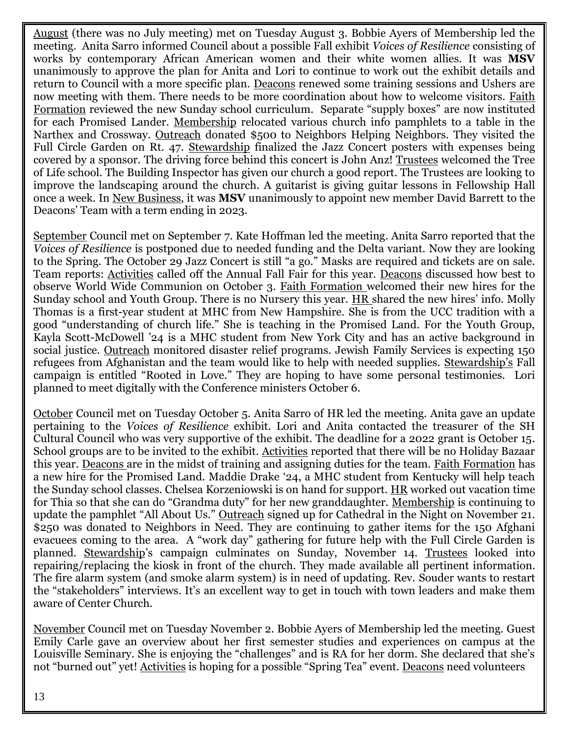<u>August</u> (there was no July meeting) met on Tuesday August 3. Bobbie Ayers of Membership led the meeting. Anita Sarro informed Council about a possible Fall exhibit *Voices of Resilience* consisting of works by contemporary African American women and their white women allies. It was **MSV** unanimously to approve the plan for Anita and Lori to continue to work out the exhibit details and return to Council with a more specific plan. <u>Deacons</u> renewed some training sessions and Ushers are now meeting with them. There needs to be more coordination about how to welcome visitors. <u>Faith Formation</u> reviewed the new Sunday school curriculum. Separate "supply boxes" are now instituted for each Promised Lander. <u>Membership</u> relocated various church info pamphlets to a table in the Narthex and Crossway. <u>Outreach</u> donated $500 to Neighbors Helping Neighbors. They visited the Full Circle Garden on Rt. 47. <u>Stewardship</u> finalized the Jazz Concert posters with expenses being covered by a sponsor. The driving force behind this concert is John Anz! <u>Trustees</u> welcomed the Tree of Life school. The Building Inspector has given our church a good report. The Trustees are looking to improve the landscaping around the church. A guitarist is giving guitar lessons in Fellowship Hall once a week. In <u>New Business</u>, it was **MSV** unanimously to appoint new member David Barrett to the Deacons' Team with a term ending in 2023.

<u>September</u> Council met on September 7. Kate Hoffman led the meeting. Anita Sarro reported that the *Voices of Resilience* is postponed due to needed funding and the Delta variant. Now they are looking to the Spring. The October 29 Jazz Concert is still "a go." Masks are required and tickets are on sale. Team reports: <u>Activities</u> called off the Annual Fall Fair for this year. <u>Deacons</u> discussed how best to observe World Wide Communion on October 3. <u>Faith Formation</u> welcomed their new hires for the Sunday school and Youth Group. There is no Nursery this year. <u>HR</u> shared the new hires' info. Molly Thomas is a first-year student at MHC from New Hampshire. She is from the UCC tradition with a good "understanding of church life." She is teaching in the Promised Land. For the Youth Group, Kayla Scott-McDowell '24 is a MHC student from New York City and has an active background in social justice. <u>Outreach</u> monitored disaster relief programs. Jewish Family Services is expecting 150 refugees from Afghanistan and the team would like to help with needed supplies. <u>Stewardship's</u> Fall campaign is entitled "Rooted in Love." They are hoping to have some personal testimonies. Lori planned to meet digitally with the Conference ministers October 6.

<u>October</u> Council met on Tuesday October 5. Anita Sarro of HR led the meeting. Anita gave an update pertaining to the *Voices of Resilience* exhibit. Lori and Anita contacted the treasurer of the SH Cultural Council who was very supportive of the exhibit. The deadline for a 2022 grant is October 15. School groups are to be invited to the exhibit. <u>Activities</u> reported that there will be no Holiday Bazaar this year. <u>Deacons</u> are in the midst of training and assigning duties for the team. <u>Faith Formation</u> has a new hire for the Promised Land. Maddie Drake '24, a MHC student from Kentucky will help teach the Sunday school classes. Chelsea Korzeniowski is on hand for support. <u>HR</u> worked out vacation time for Thia so that she can do "Grandma duty" for her new granddaughter. <u>Membership</u> is continuing to update the pamphlet "All About Us." <u>Outreach</u> signed up for Cathedral in the Night on November 21. $250 was donated to Neighbors in Need. They are continuing to gather items for the 150 Afghani evacuees coming to the area. A "work day" gathering for future help with the Full Circle Garden is planned. <u>Stewardship</u>'s campaign culminates on Sunday, November 14. <u>Trustees</u> looked into repairing/replacing the kiosk in front of the church. They made available all pertinent information. The fire alarm system (and smoke alarm system) is in need of updating. Rev. Souder wants to restart the "stakeholders" interviews. It's an excellent way to get in touch with town leaders and make them aware of Center Church.

<u>November</u> Council met on Tuesday November 2. Bobbie Ayers of Membership led the meeting. Guest Emily Carle gave an overview about her first semester studies and experiences on campus at the Louisville Seminary. She is enjoying the "challenges" and is RA for her dorm. She declared that she's not "burned out" yet! <u>Activities</u> is hoping for a possible "Spring Tea" event. <u>Deacons</u> need volunteers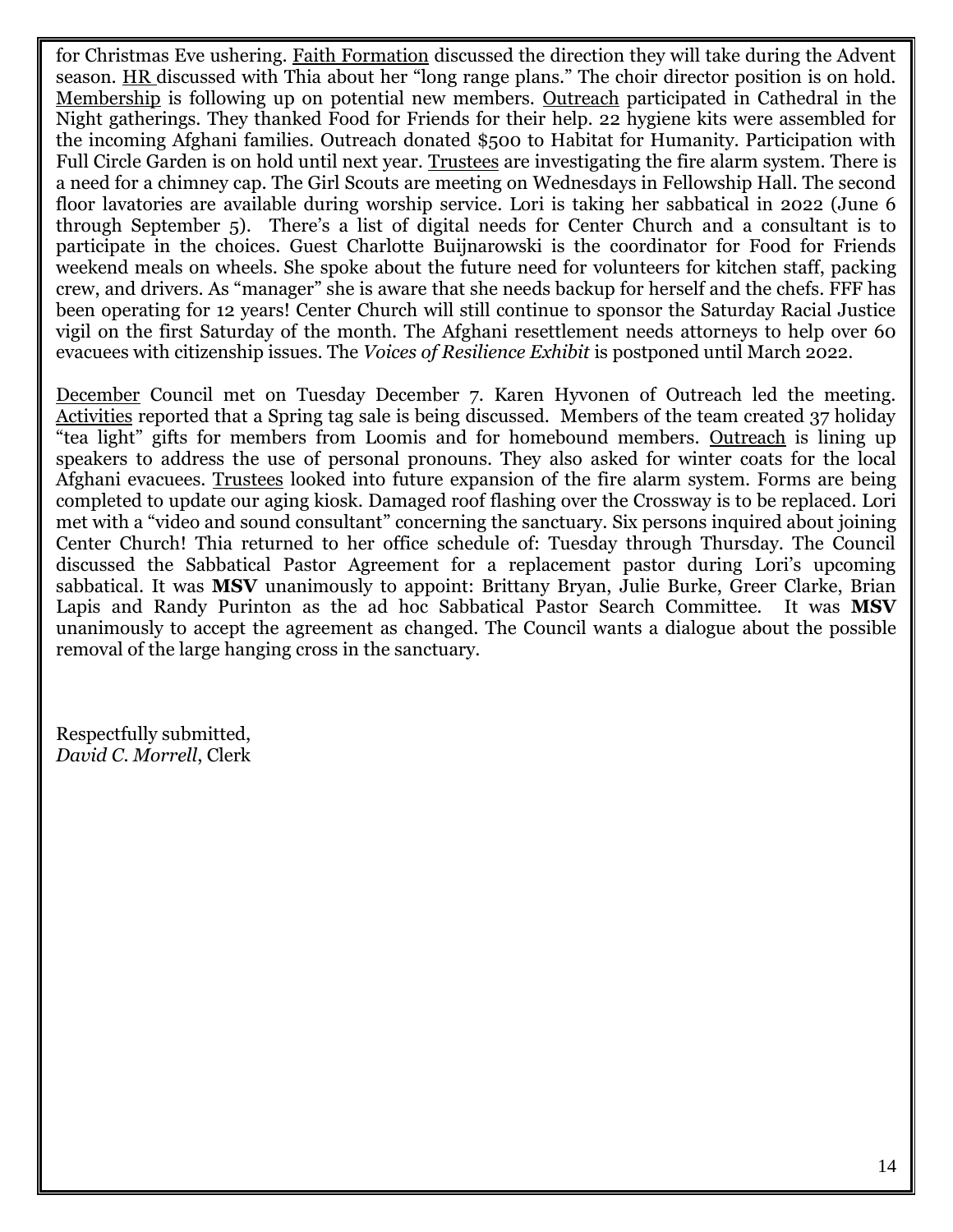for Christmas Eve ushering. Faith Formation discussed the direction they will take during the Advent season. HR discussed with Thia about her "long range plans." The choir director position is on hold. Membership is following up on potential new members. Outreach participated in Cathedral in the Night gatherings. They thanked Food for Friends for their help. 22 hygiene kits were assembled for the incoming Afghani families. Outreach donated $500 to Habitat for Humanity. Participation with Full Circle Garden is on hold until next year. Trustees are investigating the fire alarm system. There is a need for a chimney cap. The Girl Scouts are meeting on Wednesdays in Fellowship Hall. The second floor lavatories are available during worship service. Lori is taking her sabbatical in 2022 (June 6 through September 5). There's a list of digital needs for Center Church and a consultant is to participate in the choices. Guest Charlotte Buijnarowski is the coordinator for Food for Friends weekend meals on wheels. She spoke about the future need for volunteers for kitchen staff, packing crew, and drivers. As "manager" she is aware that she needs backup for herself and the chefs. FFF has been operating for 12 years! Center Church will still continue to sponsor the Saturday Racial Justice vigil on the first Saturday of the month. The Afghani resettlement needs attorneys to help over 60 evacuees with citizenship issues. The *Voices of Resilience Exhibit* is postponed until March 2022.

December Council met on Tuesday December 7. Karen Hyvonen of Outreach led the meeting. Activities reported that a Spring tag sale is being discussed. Members of the team created 37 holiday "tea light" gifts for members from Loomis and for homebound members. Outreach is lining up speakers to address the use of personal pronouns. They also asked for winter coats for the local Afghani evacuees. Trustees looked into future expansion of the fire alarm system. Forms are being completed to update our aging kiosk. Damaged roof flashing over the Crossway is to be replaced. Lori met with a "video and sound consultant" concerning the sanctuary. Six persons inquired about joining Center Church! Thia returned to her office schedule of: Tuesday through Thursday. The Council discussed the Sabbatical Pastor Agreement for a replacement pastor during Lori's upcoming sabbatical. It was **MSV** unanimously to appoint: Brittany Bryan, Julie Burke, Greer Clarke, Brian Lapis and Randy Purinton as the ad hoc Sabbatical Pastor Search Committee. It was **MSV** unanimously to accept the agreement as changed. The Council wants a dialogue about the possible removal of the large hanging cross in the sanctuary.

Respectfully submitted,
*David C. Morrell*, Clerk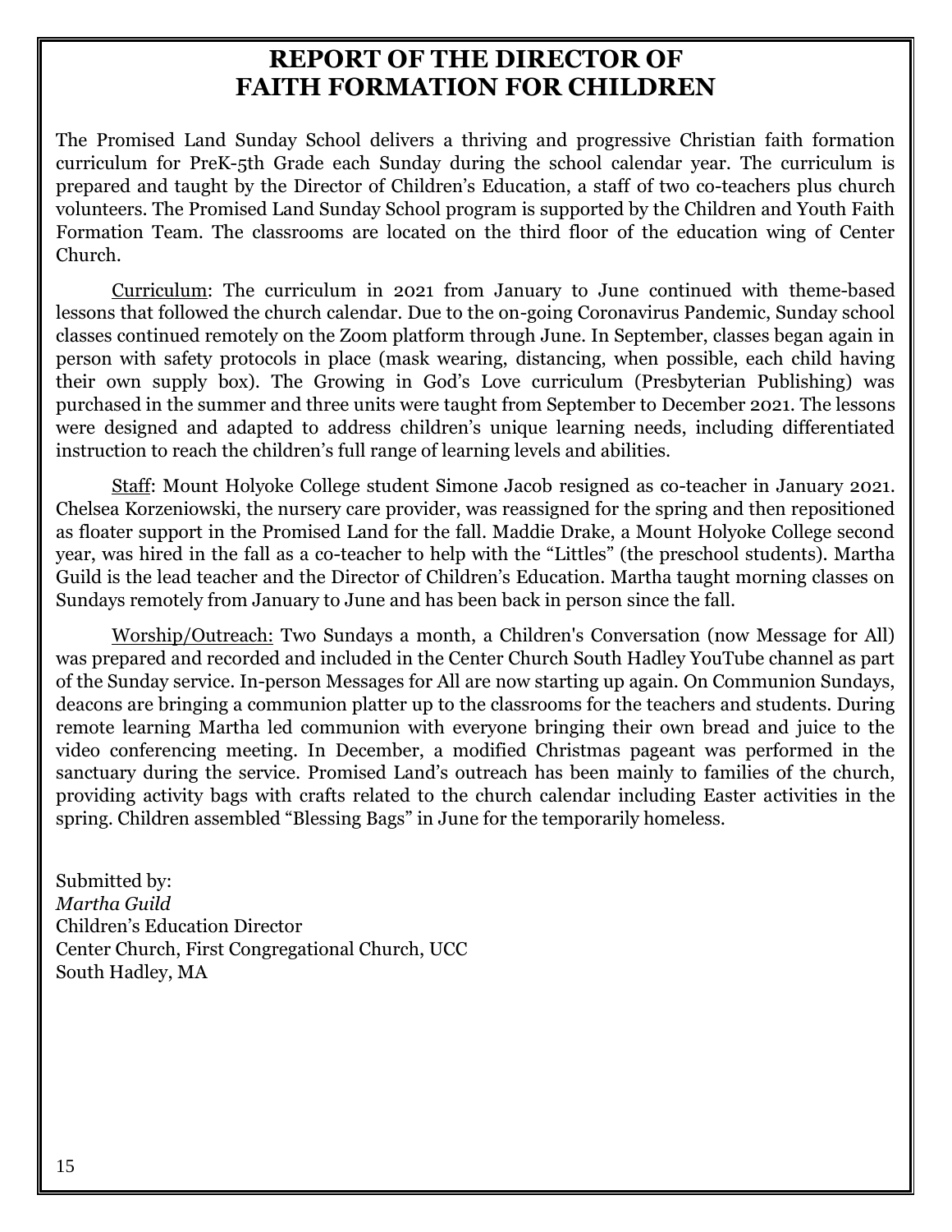# REPORT OF THE DIRECTOR OF FAITH FORMATION FOR CHILDREN

The Promised Land Sunday School delivers a thriving and progressive Christian faith formation curriculum for PreK-5th Grade each Sunday during the school calendar year. The curriculum is prepared and taught by the Director of Children's Education, a staff of two co-teachers plus church volunteers. The Promised Land Sunday School program is supported by the Children and Youth Faith Formation Team. The classrooms are located on the third floor of the education wing of Center Church.

Curriculum: The curriculum in 2021 from January to June continued with theme-based lessons that followed the church calendar. Due to the on-going Coronavirus Pandemic, Sunday school classes continued remotely on the Zoom platform through June. In September, classes began again in person with safety protocols in place (mask wearing, distancing, when possible, each child having their own supply box). The Growing in God's Love curriculum (Presbyterian Publishing) was purchased in the summer and three units were taught from September to December 2021. The lessons were designed and adapted to address children's unique learning needs, including differentiated instruction to reach the children's full range of learning levels and abilities.

Staff: Mount Holyoke College student Simone Jacob resigned as co-teacher in January 2021. Chelsea Korzeniowski, the nursery care provider, was reassigned for the spring and then repositioned as floater support in the Promised Land for the fall. Maddie Drake, a Mount Holyoke College second year, was hired in the fall as a co-teacher to help with the "Littles" (the preschool students). Martha Guild is the lead teacher and the Director of Children's Education. Martha taught morning classes on Sundays remotely from January to June and has been back in person since the fall.

Worship/Outreach: Two Sundays a month, a Children's Conversation (now Message for All) was prepared and recorded and included in the Center Church South Hadley YouTube channel as part of the Sunday service. In-person Messages for All are now starting up again. On Communion Sundays, deacons are bringing a communion platter up to the classrooms for the teachers and students. During remote learning Martha led communion with everyone bringing their own bread and juice to the video conferencing meeting. In December, a modified Christmas pageant was performed in the sanctuary during the service. Promised Land's outreach has been mainly to families of the church, providing activity bags with crafts related to the church calendar including Easter activities in the spring. Children assembled "Blessing Bags" in June for the temporarily homeless.

Submitted by:
*Martha Guild*
Children's Education Director
Center Church, First Congregational Church, UCC
South Hadley, MA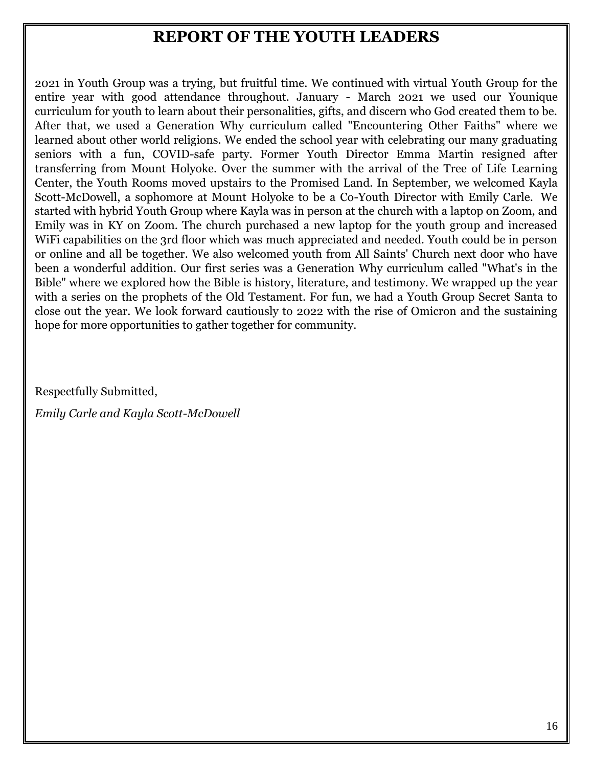# REPORT OF THE YOUTH LEADERS

2021 in Youth Group was a trying, but fruitful time. We continued with virtual Youth Group for the entire year with good attendance throughout. January - March 2021 we used our Younique curriculum for youth to learn about their personalities, gifts, and discern who God created them to be. After that, we used a Generation Why curriculum called "Encountering Other Faiths" where we learned about other world religions. We ended the school year with celebrating our many graduating seniors with a fun, COVID-safe party. Former Youth Director Emma Martin resigned after transferring from Mount Holyoke. Over the summer with the arrival of the Tree of Life Learning Center, the Youth Rooms moved upstairs to the Promised Land. In September, we welcomed Kayla Scott-McDowell, a sophomore at Mount Holyoke to be a Co-Youth Director with Emily Carle. We started with hybrid Youth Group where Kayla was in person at the church with a laptop on Zoom, and Emily was in KY on Zoom. The church purchased a new laptop for the youth group and increased WiFi capabilities on the 3rd floor which was much appreciated and needed. Youth could be in person or online and all be together. We also welcomed youth from All Saints' Church next door who have been a wonderful addition. Our first series was a Generation Why curriculum called "What's in the Bible" where we explored how the Bible is history, literature, and testimony. We wrapped up the year with a series on the prophets of the Old Testament. For fun, we had a Youth Group Secret Santa to close out the year. We look forward cautiously to 2022 with the rise of Omicron and the sustaining hope for more opportunities to gather together for community.

Respectfully Submitted,

*Emily Carle and Kayla Scott-McDowell*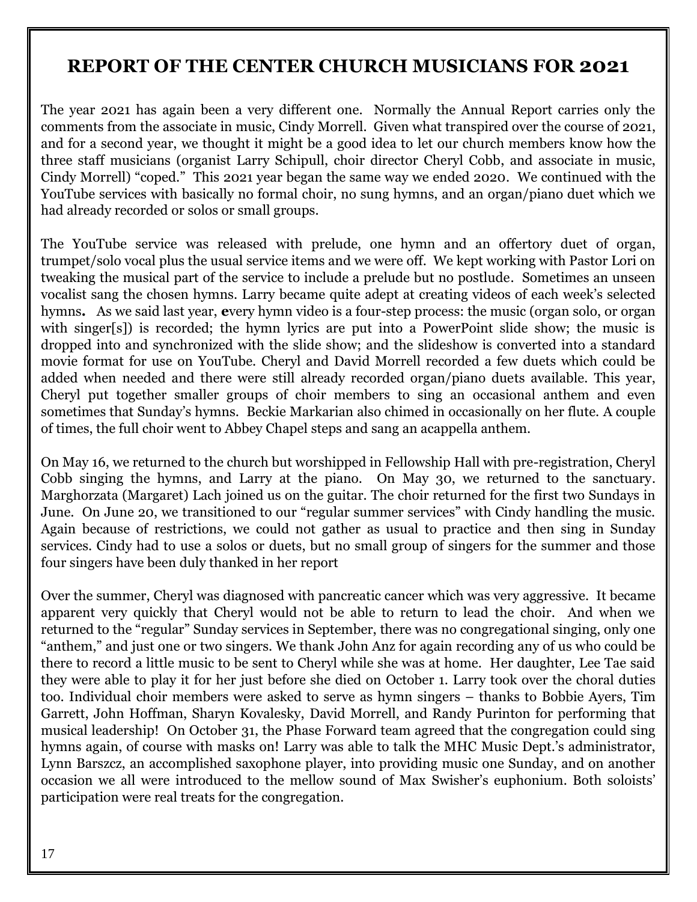# REPORT OF THE CENTER CHURCH MUSICIANS FOR 2021

The year 2021 has again been a very different one. Normally the Annual Report carries only the comments from the associate in music, Cindy Morrell. Given what transpired over the course of 2021, and for a second year, we thought it might be a good idea to let our church members know how the three staff musicians (organist Larry Schipull, choir director Cheryl Cobb, and associate in music, Cindy Morrell) "coped." This 2021 year began the same way we ended 2020. We continued with the YouTube services with basically no formal choir, no sung hymns, and an organ/piano duet which we had already recorded or solos or small groups.

The YouTube service was released with prelude, one hymn and an offertory duet of organ, trumpet/solo vocal plus the usual service items and we were off. We kept working with Pastor Lori on tweaking the musical part of the service to include a prelude but no postlude. Sometimes an unseen vocalist sang the chosen hymns. Larry became quite adept at creating videos of each week's selected hymns**.** As we said last year, **e**very hymn video is a four-step process: the music (organ solo, or organ with singer[s]) is recorded; the hymn lyrics are put into a PowerPoint slide show; the music is dropped into and synchronized with the slide show; and the slideshow is converted into a standard movie format for use on YouTube. Cheryl and David Morrell recorded a few duets which could be added when needed and there were still already recorded organ/piano duets available. This year, Cheryl put together smaller groups of choir members to sing an occasional anthem and even sometimes that Sunday's hymns. Beckie Markarian also chimed in occasionally on her flute. A couple of times, the full choir went to Abbey Chapel steps and sang an acappella anthem.

On May 16, we returned to the church but worshipped in Fellowship Hall with pre-registration, Cheryl Cobb singing the hymns, and Larry at the piano. On May 30, we returned to the sanctuary. Marghorzata (Margaret) Lach joined us on the guitar. The choir returned for the first two Sundays in June. On June 20, we transitioned to our "regular summer services" with Cindy handling the music. Again because of restrictions, we could not gather as usual to practice and then sing in Sunday services. Cindy had to use a solos or duets, but no small group of singers for the summer and those four singers have been duly thanked in her report

Over the summer, Cheryl was diagnosed with pancreatic cancer which was very aggressive. It became apparent very quickly that Cheryl would not be able to return to lead the choir. And when we returned to the "regular" Sunday services in September, there was no congregational singing, only one "anthem," and just one or two singers. We thank John Anz for again recording any of us who could be there to record a little music to be sent to Cheryl while she was at home. Her daughter, Lee Tae said they were able to play it for her just before she died on October 1. Larry took over the choral duties too. Individual choir members were asked to serve as hymn singers – thanks to Bobbie Ayers, Tim Garrett, John Hoffman, Sharyn Kovalesky, David Morrell, and Randy Purinton for performing that musical leadership! On October 31, the Phase Forward team agreed that the congregation could sing hymns again, of course with masks on! Larry was able to talk the MHC Music Dept.'s administrator, Lynn Barszcz, an accomplished saxophone player, into providing music one Sunday, and on another occasion we all were introduced to the mellow sound of Max Swisher's euphonium. Both soloists' participation were real treats for the congregation.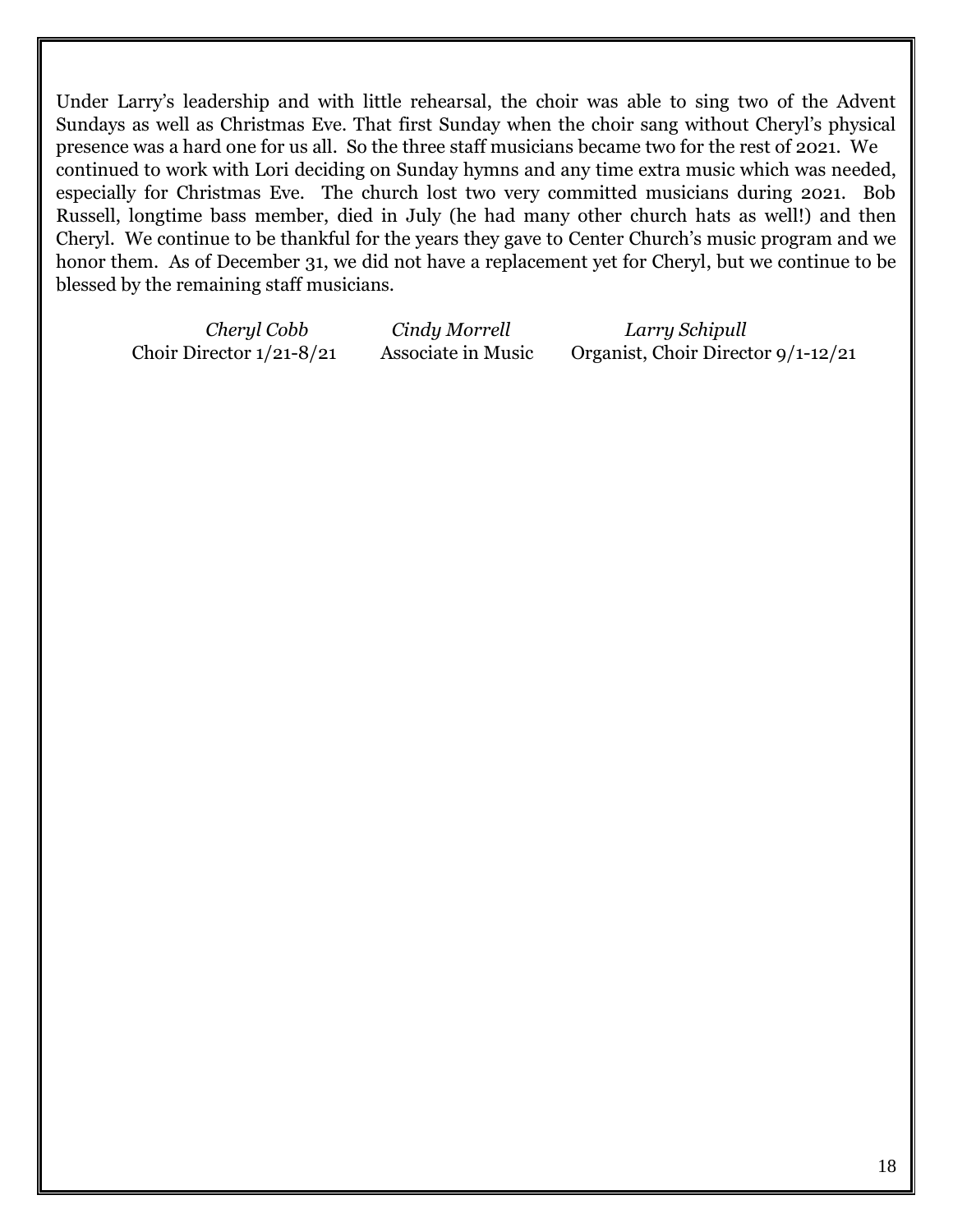Under Larry's leadership and with little rehearsal, the choir was able to sing two of the Advent Sundays as well as Christmas Eve. That first Sunday when the choir sang without Cheryl's physical presence was a hard one for us all. So the three staff musicians became two for the rest of 2021. We continued to work with Lori deciding on Sunday hymns and any time extra music which was needed, especially for Christmas Eve. The church lost two very committed musicians during 2021. Bob Russell, longtime bass member, died in July (he had many other church hats as well!) and then Cheryl. We continue to be thankful for the years they gave to Center Church's music program and we honor them. As of December 31, we did not have a replacement yet for Cheryl, but we continue to be blessed by the remaining staff musicians.

| *Cheryl Cobb* | *Cindy Morrell* | *Larry Schipull* |
|---|---|---|
| Choir Director 1/21-8/21 | Associate in Music | Organist, Choir Director 9/1-12/21 |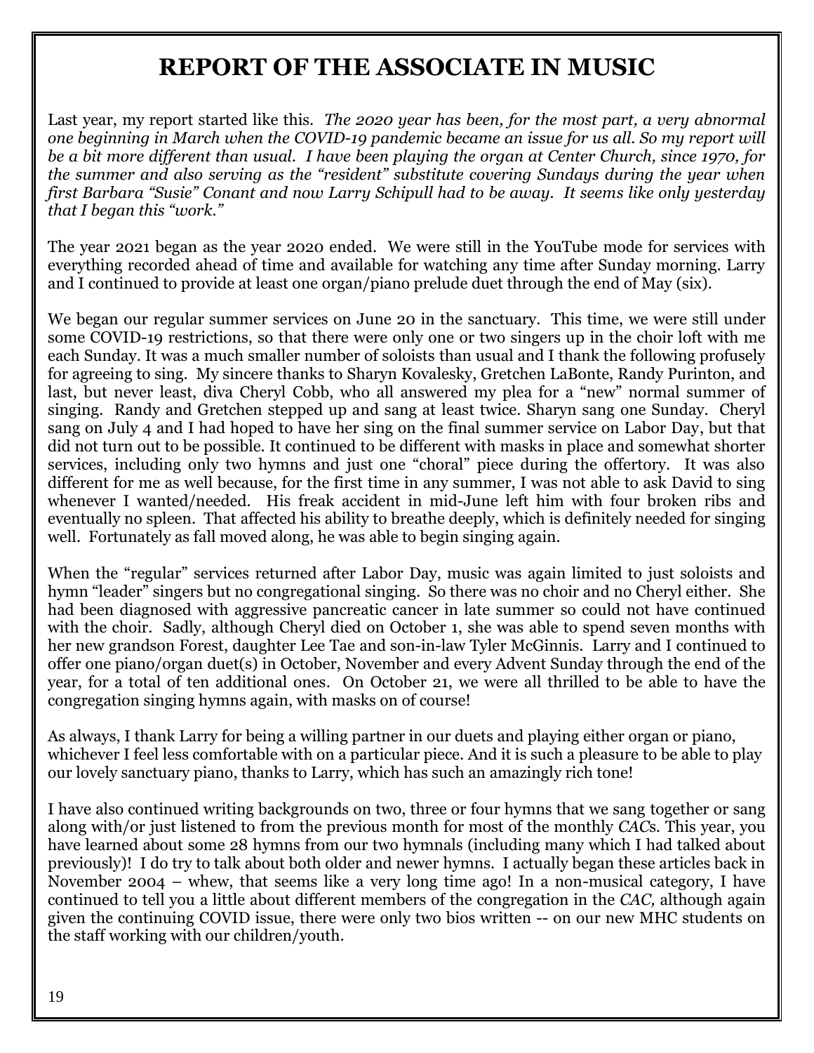# REPORT OF THE ASSOCIATE IN MUSIC

Last year, my report started like this. *The 2020 year has been, for the most part, a very abnormal one beginning in March when the COVID-19 pandemic became an issue for us all. So my report will be a bit more different than usual. I have been playing the organ at Center Church, since 1970, for the summer and also serving as the "resident" substitute covering Sundays during the year when first Barbara "Susie" Conant and now Larry Schipull had to be away. It seems like only yesterday that I began this "work."*

The year 2021 began as the year 2020 ended. We were still in the YouTube mode for services with everything recorded ahead of time and available for watching any time after Sunday morning. Larry and I continued to provide at least one organ/piano prelude duet through the end of May (six).

We began our regular summer services on June 20 in the sanctuary. This time, we were still under some COVID-19 restrictions, so that there were only one or two singers up in the choir loft with me each Sunday. It was a much smaller number of soloists than usual and I thank the following profusely for agreeing to sing. My sincere thanks to Sharyn Kovalesky, Gretchen LaBonte, Randy Purinton, and last, but never least, diva Cheryl Cobb, who all answered my plea for a "new" normal summer of singing. Randy and Gretchen stepped up and sang at least twice. Sharyn sang one Sunday. Cheryl sang on July 4 and I had hoped to have her sing on the final summer service on Labor Day, but that did not turn out to be possible. It continued to be different with masks in place and somewhat shorter services, including only two hymns and just one "choral" piece during the offertory. It was also different for me as well because, for the first time in any summer, I was not able to ask David to sing whenever I wanted/needed. His freak accident in mid-June left him with four broken ribs and eventually no spleen. That affected his ability to breathe deeply, which is definitely needed for singing well. Fortunately as fall moved along, he was able to begin singing again.

When the "regular" services returned after Labor Day, music was again limited to just soloists and hymn "leader" singers but no congregational singing. So there was no choir and no Cheryl either. She had been diagnosed with aggressive pancreatic cancer in late summer so could not have continued with the choir. Sadly, although Cheryl died on October 1, she was able to spend seven months with her new grandson Forest, daughter Lee Tae and son-in-law Tyler McGinnis. Larry and I continued to offer one piano/organ duet(s) in October, November and every Advent Sunday through the end of the year, for a total of ten additional ones. On October 21, we were all thrilled to be able to have the congregation singing hymns again, with masks on of course!

As always, I thank Larry for being a willing partner in our duets and playing either organ or piano, whichever I feel less comfortable with on a particular piece. And it is such a pleasure to be able to play our lovely sanctuary piano, thanks to Larry, which has such an amazingly rich tone!

I have also continued writing backgrounds on two, three or four hymns that we sang together or sang along with/or just listened to from the previous month for most of the monthly *CAC*s. This year, you have learned about some 28 hymns from our two hymnals (including many which I had talked about previously)! I do try to talk about both older and newer hymns. I actually began these articles back in November 2004 – whew, that seems like a very long time ago! In a non-musical category, I have continued to tell you a little about different members of the congregation in the *CAC,* although again given the continuing COVID issue, there were only two bios written -- on our new MHC students on the staff working with our children/youth.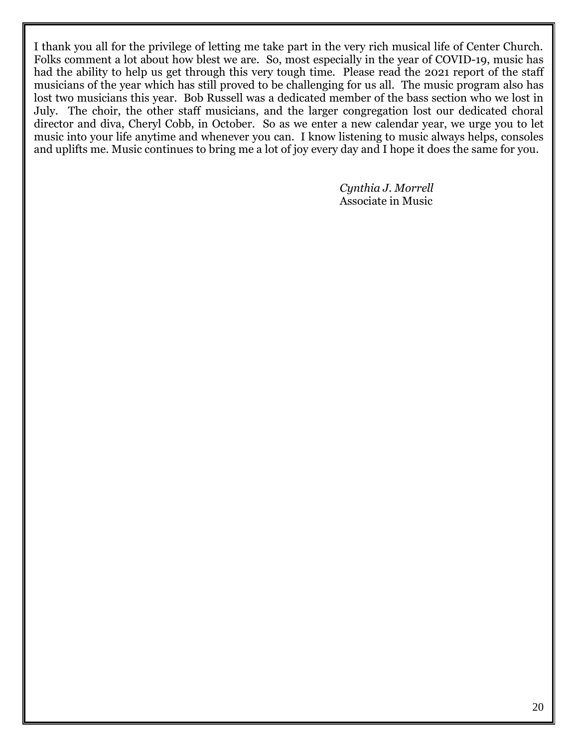I thank you all for the privilege of letting me take part in the very rich musical life of Center Church. Folks comment a lot about how blest we are. So, most especially in the year of COVID-19, music has had the ability to help us get through this very tough time. Please read the 2021 report of the staff musicians of the year which has still proved to be challenging for us all. The music program also has lost two musicians this year. Bob Russell was a dedicated member of the bass section who we lost in July. The choir, the other staff musicians, and the larger congregation lost our dedicated choral director and diva, Cheryl Cobb, in October. So as we enter a new calendar year, we urge you to let music into your life anytime and whenever you can. I know listening to music always helps, consoles and uplifts me. Music continues to bring me a lot of joy every day and I hope it does the same for you.

*Cynthia J. Morrell*
Associate in Music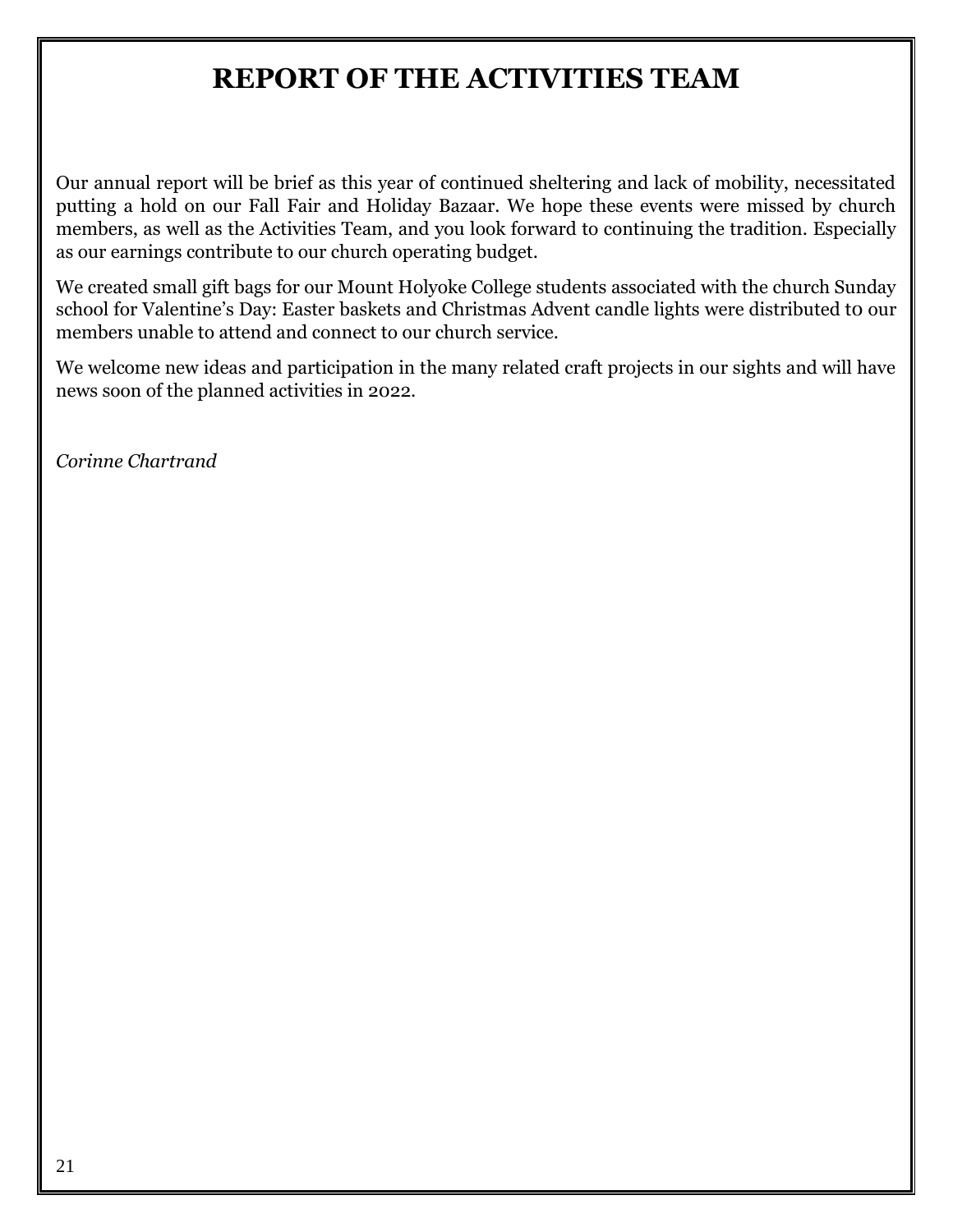# REPORT OF THE ACTIVITIES TEAM

Our annual report will be brief as this year of continued sheltering and lack of mobility, necessitated putting a hold on our Fall Fair and Holiday Bazaar. We hope these events were missed by church members, as well as the Activities Team, and you look forward to continuing the tradition. Especially as our earnings contribute to our church operating budget.

We created small gift bags for our Mount Holyoke College students associated with the church Sunday school for Valentine's Day: Easter baskets and Christmas Advent candle lights were distributed to our members unable to attend and connect to our church service.

We welcome new ideas and participation in the many related craft projects in our sights and will have news soon of the planned activities in 2022.

*Corinne Chartrand*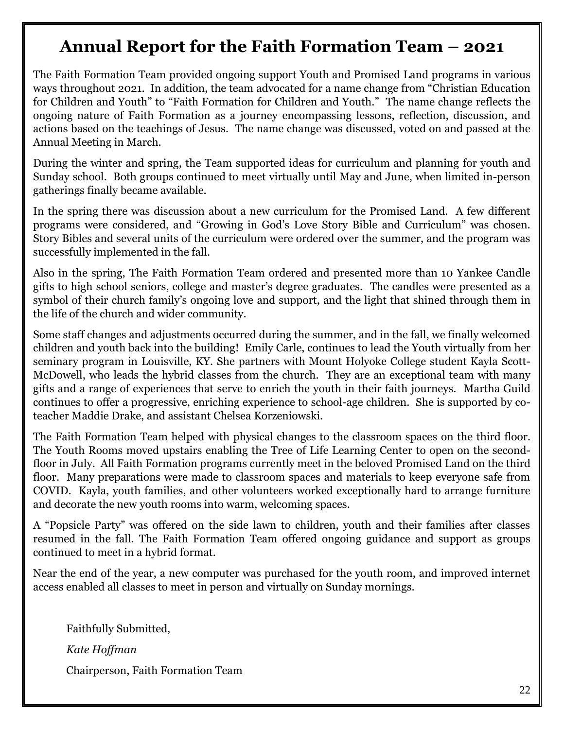# Annual Report for the Faith Formation Team – 2021

The Faith Formation Team provided ongoing support Youth and Promised Land programs in various ways throughout 2021. In addition, the team advocated for a name change from "Christian Education for Children and Youth" to "Faith Formation for Children and Youth." The name change reflects the ongoing nature of Faith Formation as a journey encompassing lessons, reflection, discussion, and actions based on the teachings of Jesus. The name change was discussed, voted on and passed at the Annual Meeting in March.

During the winter and spring, the Team supported ideas for curriculum and planning for youth and Sunday school. Both groups continued to meet virtually until May and June, when limited in-person gatherings finally became available.

In the spring there was discussion about a new curriculum for the Promised Land. A few different programs were considered, and "Growing in God's Love Story Bible and Curriculum" was chosen. Story Bibles and several units of the curriculum were ordered over the summer, and the program was successfully implemented in the fall.

Also in the spring, The Faith Formation Team ordered and presented more than 10 Yankee Candle gifts to high school seniors, college and master's degree graduates. The candles were presented as a symbol of their church family's ongoing love and support, and the light that shined through them in the life of the church and wider community.

Some staff changes and adjustments occurred during the summer, and in the fall, we finally welcomed children and youth back into the building! Emily Carle, continues to lead the Youth virtually from her seminary program in Louisville, KY. She partners with Mount Holyoke College student Kayla Scott-McDowell, who leads the hybrid classes from the church. They are an exceptional team with many gifts and a range of experiences that serve to enrich the youth in their faith journeys. Martha Guild continues to offer a progressive, enriching experience to school-age children. She is supported by co-teacher Maddie Drake, and assistant Chelsea Korzeniowski.

The Faith Formation Team helped with physical changes to the classroom spaces on the third floor. The Youth Rooms moved upstairs enabling the Tree of Life Learning Center to open on the second-floor in July. All Faith Formation programs currently meet in the beloved Promised Land on the third floor. Many preparations were made to classroom spaces and materials to keep everyone safe from COVID. Kayla, youth families, and other volunteers worked exceptionally hard to arrange furniture and decorate the new youth rooms into warm, welcoming spaces.

A "Popsicle Party" was offered on the side lawn to children, youth and their families after classes resumed in the fall. The Faith Formation Team offered ongoing guidance and support as groups continued to meet in a hybrid format.

Near the end of the year, a new computer was purchased for the youth room, and improved internet access enabled all classes to meet in person and virtually on Sunday mornings.

Faithfully Submitted,

*Kate Hoffman*

Chairperson, Faith Formation Team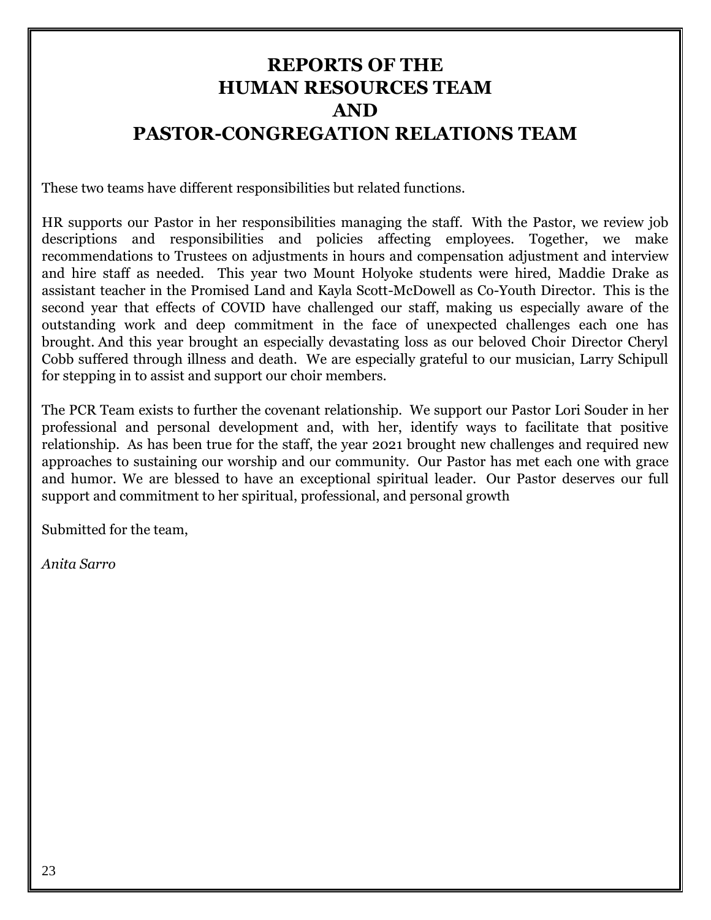# REPORTS OF THE HUMAN RESOURCES TEAM AND PASTOR-CONGREGATION RELATIONS TEAM

These two teams have different responsibilities but related functions.

HR supports our Pastor in her responsibilities managing the staff. With the Pastor, we review job descriptions and responsibilities and policies affecting employees. Together, we make recommendations to Trustees on adjustments in hours and compensation adjustment and interview and hire staff as needed. This year two Mount Holyoke students were hired, Maddie Drake as assistant teacher in the Promised Land and Kayla Scott-McDowell as Co-Youth Director. This is the second year that effects of COVID have challenged our staff, making us especially aware of the outstanding work and deep commitment in the face of unexpected challenges each one has brought. And this year brought an especially devastating loss as our beloved Choir Director Cheryl Cobb suffered through illness and death. We are especially grateful to our musician, Larry Schipull for stepping in to assist and support our choir members.

The PCR Team exists to further the covenant relationship. We support our Pastor Lori Souder in her professional and personal development and, with her, identify ways to facilitate that positive relationship. As has been true for the staff, the year 2021 brought new challenges and required new approaches to sustaining our worship and our community. Our Pastor has met each one with grace and humor. We are blessed to have an exceptional spiritual leader. Our Pastor deserves our full support and commitment to her spiritual, professional, and personal growth

Submitted for the team,

*Anita Sarro*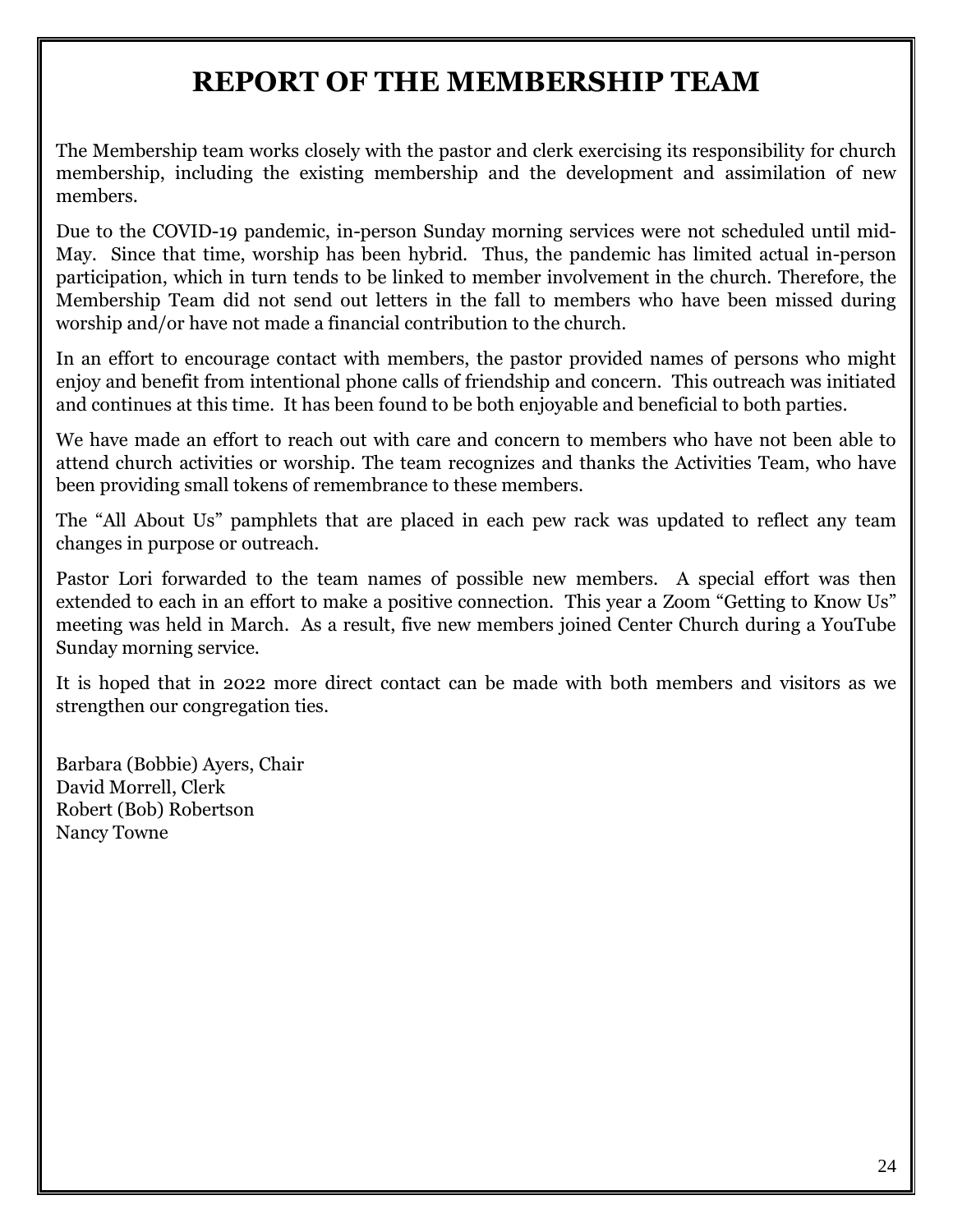# REPORT OF THE MEMBERSHIP TEAM

The Membership team works closely with the pastor and clerk exercising its responsibility for church membership, including the existing membership and the development and assimilation of new members.

Due to the COVID-19 pandemic, in-person Sunday morning services were not scheduled until mid-May. Since that time, worship has been hybrid. Thus, the pandemic has limited actual in-person participation, which in turn tends to be linked to member involvement in the church. Therefore, the Membership Team did not send out letters in the fall to members who have been missed during worship and/or have not made a financial contribution to the church.

In an effort to encourage contact with members, the pastor provided names of persons who might enjoy and benefit from intentional phone calls of friendship and concern. This outreach was initiated and continues at this time. It has been found to be both enjoyable and beneficial to both parties.

We have made an effort to reach out with care and concern to members who have not been able to attend church activities or worship. The team recognizes and thanks the Activities Team, who have been providing small tokens of remembrance to these members.

The "All About Us" pamphlets that are placed in each pew rack was updated to reflect any team changes in purpose or outreach.

Pastor Lori forwarded to the team names of possible new members. A special effort was then extended to each in an effort to make a positive connection. This year a Zoom "Getting to Know Us" meeting was held in March. As a result, five new members joined Center Church during a YouTube Sunday morning service.

It is hoped that in 2022 more direct contact can be made with both members and visitors as we strengthen our congregation ties.

Barbara (Bobbie) Ayers, Chair
David Morrell, Clerk
Robert (Bob) Robertson
Nancy Towne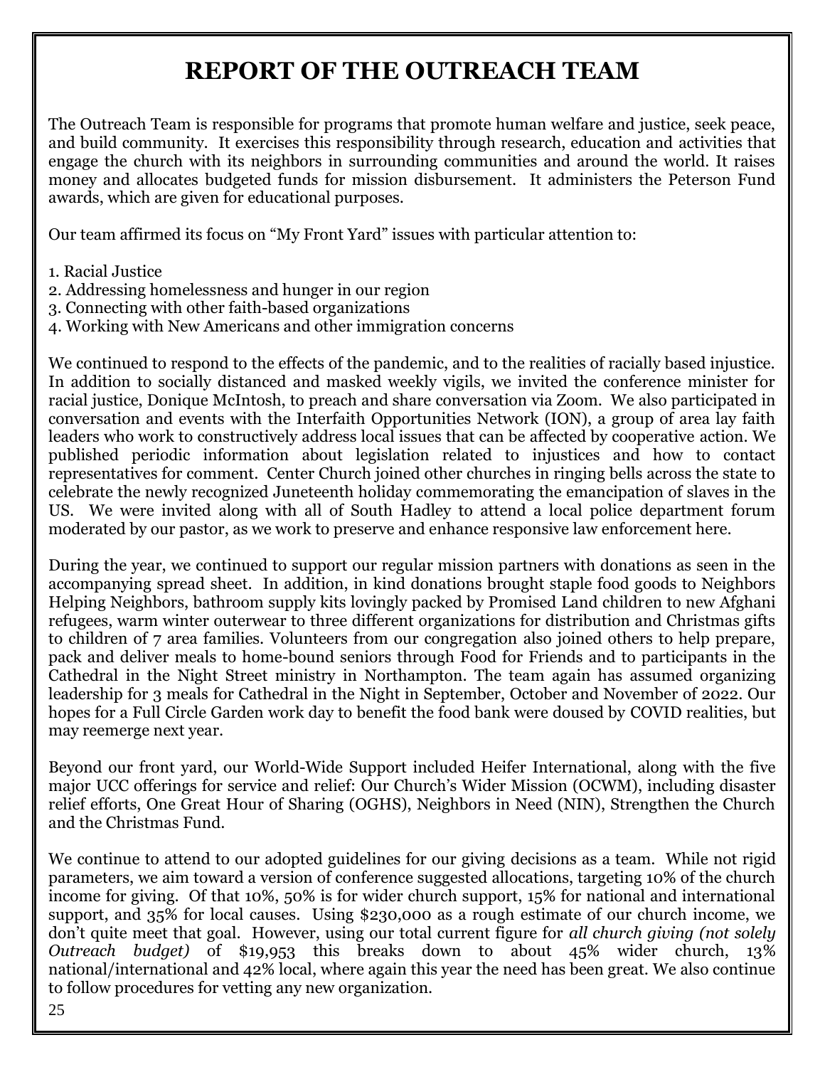# REPORT OF THE OUTREACH TEAM

The Outreach Team is responsible for programs that promote human welfare and justice, seek peace, and build community. It exercises this responsibility through research, education and activities that engage the church with its neighbors in surrounding communities and around the world. It raises money and allocates budgeted funds for mission disbursement. It administers the Peterson Fund awards, which are given for educational purposes.

Our team affirmed its focus on "My Front Yard" issues with particular attention to:

1. Racial Justice
2. Addressing homelessness and hunger in our region
3. Connecting with other faith-based organizations
4. Working with New Americans and other immigration concerns

We continued to respond to the effects of the pandemic, and to the realities of racially based injustice. In addition to socially distanced and masked weekly vigils, we invited the conference minister for racial justice, Donique McIntosh, to preach and share conversation via Zoom. We also participated in conversation and events with the Interfaith Opportunities Network (ION), a group of area lay faith leaders who work to constructively address local issues that can be affected by cooperative action. We published periodic information about legislation related to injustices and how to contact representatives for comment. Center Church joined other churches in ringing bells across the state to celebrate the newly recognized Juneteenth holiday commemorating the emancipation of slaves in the US. We were invited along with all of South Hadley to attend a local police department forum moderated by our pastor, as we work to preserve and enhance responsive law enforcement here.

During the year, we continued to support our regular mission partners with donations as seen in the accompanying spread sheet. In addition, in kind donations brought staple food goods to Neighbors Helping Neighbors, bathroom supply kits lovingly packed by Promised Land children to new Afghani refugees, warm winter outerwear to three different organizations for distribution and Christmas gifts to children of 7 area families. Volunteers from our congregation also joined others to help prepare, pack and deliver meals to home-bound seniors through Food for Friends and to participants in the Cathedral in the Night Street ministry in Northampton. The team again has assumed organizing leadership for 3 meals for Cathedral in the Night in September, October and November of 2022. Our hopes for a Full Circle Garden work day to benefit the food bank were doused by COVID realities, but may reemerge next year.

Beyond our front yard, our World-Wide Support included Heifer International, along with the five major UCC offerings for service and relief: Our Church's Wider Mission (OCWM), including disaster relief efforts, One Great Hour of Sharing (OGHS), Neighbors in Need (NIN), Strengthen the Church and the Christmas Fund.

We continue to attend to our adopted guidelines for our giving decisions as a team. While not rigid parameters, we aim toward a version of conference suggested allocations, targeting 10% of the church income for giving. Of that 10%, 50% is for wider church support, 15% for national and international support, and 35% for local causes. Using $230,000 as a rough estimate of our church income, we don't quite meet that goal. However, using our total current figure for *all church giving (not solely Outreach budget)* of $19,953 this breaks down to about 45% wider church, 13% national/international and 42% local, where again this year the need has been great. We also continue to follow procedures for vetting any new organization.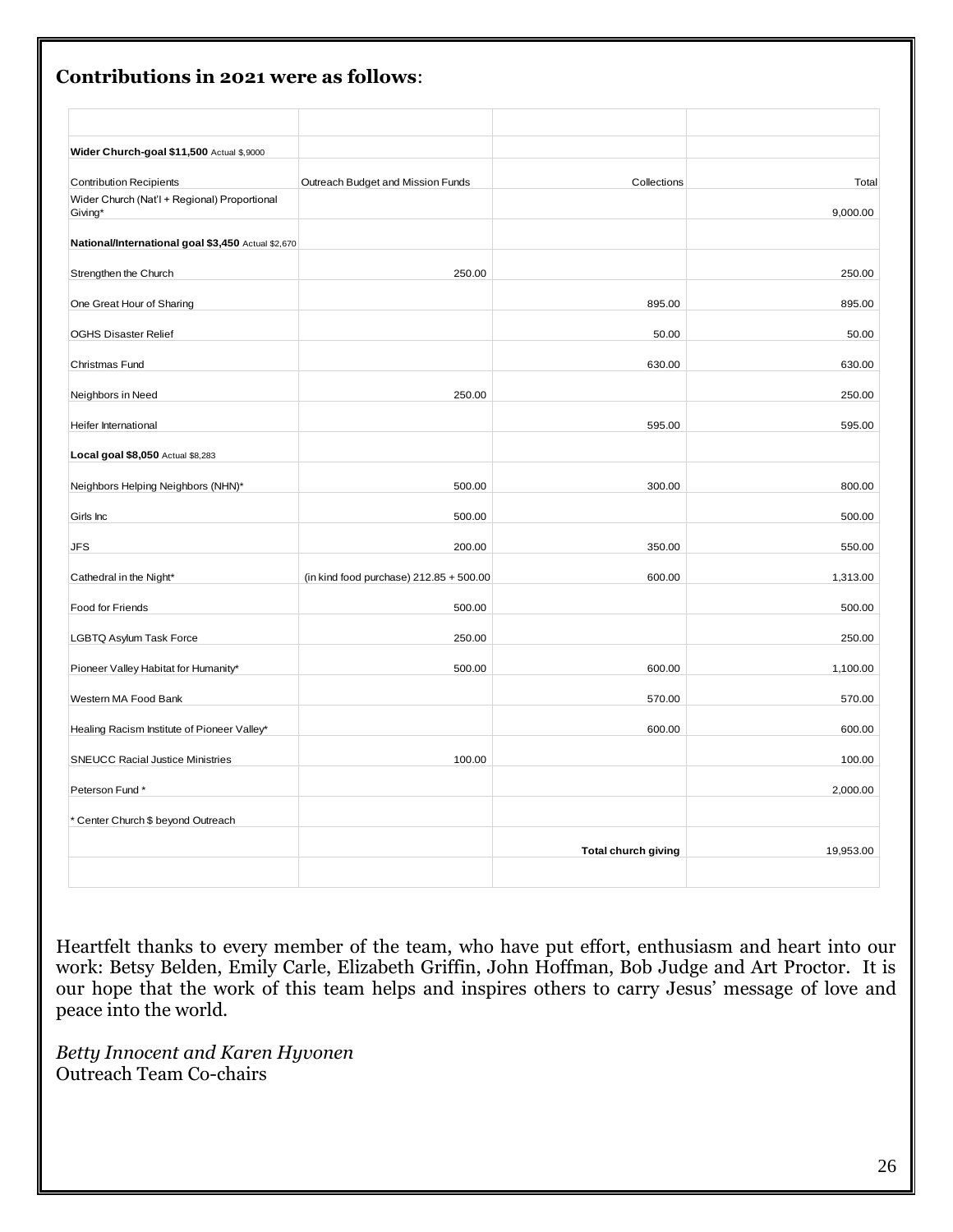**Contributions in 2021 were as follows**:

| | | | |
|---|---|---|---|
| **Wider Church-goal $11,500** Actual $,9000 | | | |
| Contribution Recipients | Outreach Budget and Mission Funds | Collections | Total |
| Wider Church (Nat'l + Regional) Proportional Giving* | | | 9,000.00 |
| **National/International goal $3,450** Actual $2,670 | | | |
| Strengthen the Church | 250.00 | | 250.00 |
| One Great Hour of Sharing | | 895.00 | 895.00 |
| OGHS Disaster Relief | | 50.00 | 50.00 |
| Christmas Fund | | 630.00 | 630.00 |
| Neighbors in Need | 250.00 | | 250.00 |
| Heifer International | | 595.00 | 595.00 |
| **Local goal $8,050** Actual $8,283 | | | |
| Neighbors Helping Neighbors (NHN)* | 500.00 | 300.00 | 800.00 |
| Girls Inc | 500.00 | | 500.00 |
| JFS | 200.00 | 350.00 | 550.00 |
| Cathedral in the Night* | (in kind food purchase) 212.85 + 500.00 | 600.00 | 1,313.00 |
| Food for Friends | 500.00 | | 500.00 |
| LGBTQ Asylum Task Force | 250.00 | | 250.00 |
| Pioneer Valley Habitat for Humanity* | 500.00 | 600.00 | 1,100.00 |
| Western MA Food Bank | | 570.00 | 570.00 |
| Healing Racism Institute of Pioneer Valley* | | 600.00 | 600.00 |
| SNEUCC Racial Justice Ministries | 100.00 | | 100.00 |
| Peterson Fund * | | | 2,000.00 |
| * Center Church $ beyond Outreach | | | |
| | | **Total church giving** | 19,953.00 |

Heartfelt thanks to every member of the team, who have put effort, enthusiasm and heart into our work: Betsy Belden, Emily Carle, Elizabeth Griffin, John Hoffman, Bob Judge and Art Proctor. It is our hope that the work of this team helps and inspires others to carry Jesus' message of love and peace into the world.

*Betty Innocent and Karen Hyvonen*
Outreach Team Co-chairs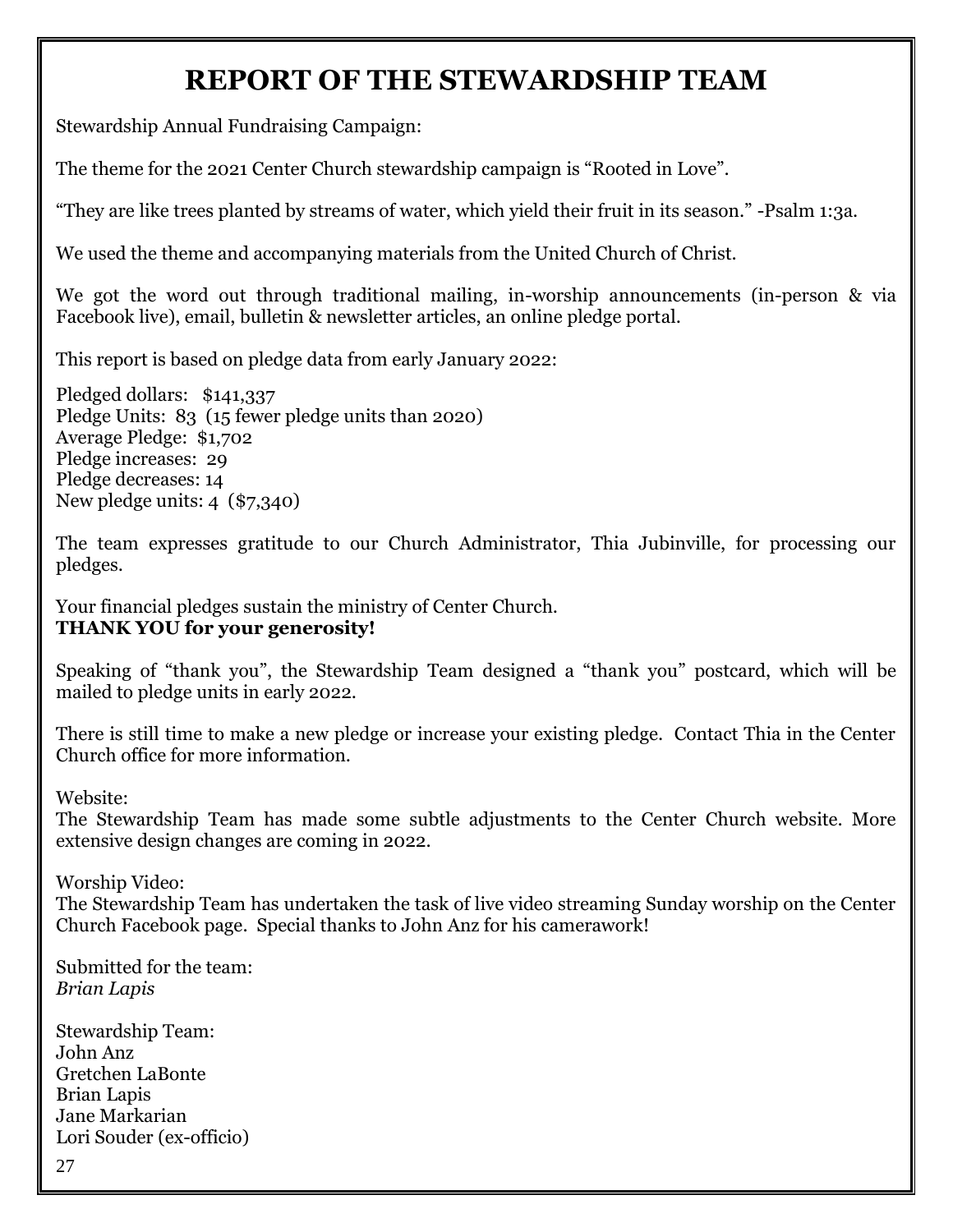# REPORT OF THE STEWARDSHIP TEAM

Stewardship Annual Fundraising Campaign:

The theme for the 2021 Center Church stewardship campaign is "Rooted in Love".

"They are like trees planted by streams of water, which yield their fruit in its season." -Psalm 1:3a.

We used the theme and accompanying materials from the United Church of Christ.

We got the word out through traditional mailing, in-worship announcements (in-person & via Facebook live), email, bulletin & newsletter articles, an online pledge portal.

This report is based on pledge data from early January 2022:

Pledged dollars: $141,337  
Pledge Units: 83 (15 fewer pledge units than 2020)  
Average Pledge: $1,702  
Pledge increases: 29  
Pledge decreases: 14  
New pledge units: 4 ($7,340)

The team expresses gratitude to our Church Administrator, Thia Jubinville, for processing our pledges.

Your financial pledges sustain the ministry of Center Church.  
**THANK YOU for your generosity!**

Speaking of "thank you", the Stewardship Team designed a "thank you" postcard, which will be mailed to pledge units in early 2022.

There is still time to make a new pledge or increase your existing pledge. Contact Thia in the Center Church office for more information.

Website:  
The Stewardship Team has made some subtle adjustments to the Center Church website. More extensive design changes are coming in 2022.

Worship Video:  
The Stewardship Team has undertaken the task of live video streaming Sunday worship on the Center Church Facebook page. Special thanks to John Anz for his camerawork!

Submitted for the team:  
*Brian Lapis*

Stewardship Team:  
John Anz  
Gretchen LaBonte  
Brian Lapis  
Jane Markarian  
Lori Souder (ex-officio)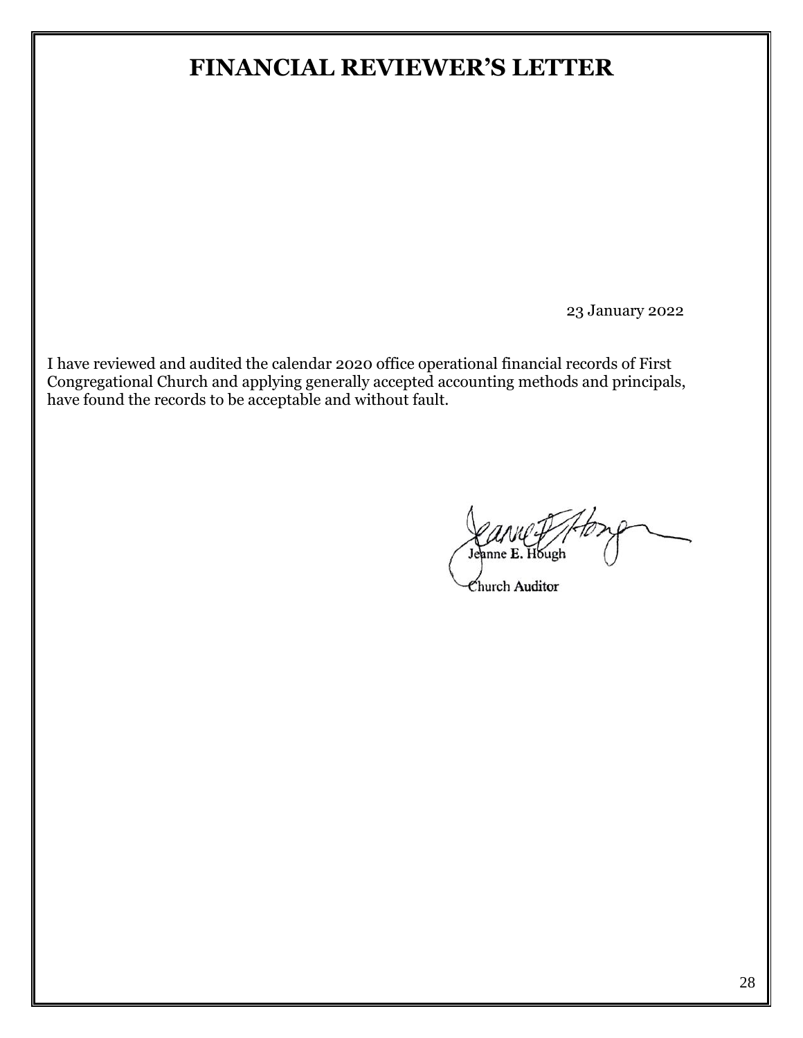# FINANCIAL REVIEWER'S LETTER

23 January 2022

I have reviewed and audited the calendar 2020 office operational financial records of First Congregational Church and applying generally accepted accounting methods and principals, have found the records to be acceptable and without fault.

Jeanne E. Hough

Church Auditor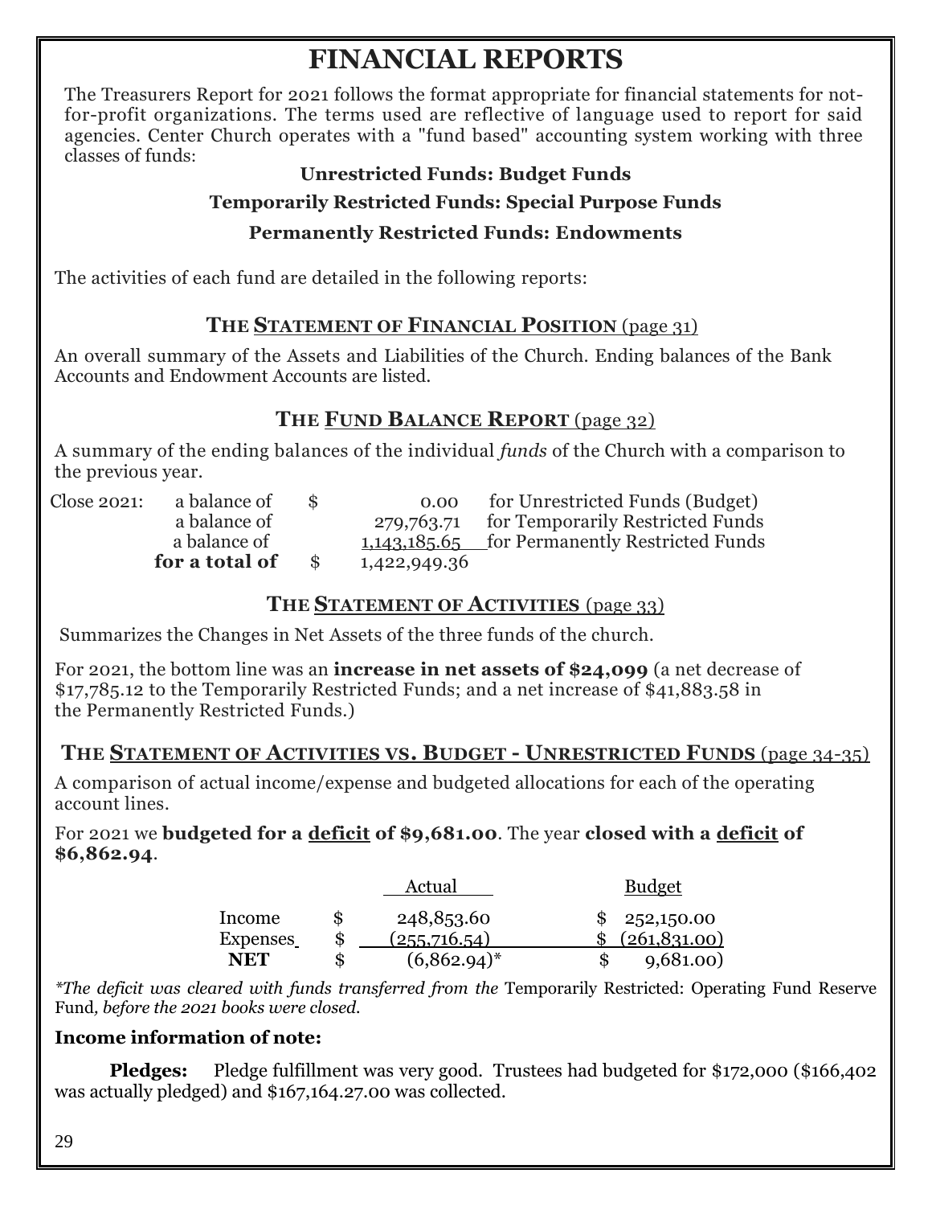# FINANCIAL REPORTS

The Treasurers Report for 2021 follows the format appropriate for financial statements for not-for-profit organizations. The terms used are reflective of language used to report for said agencies. Center Church operates with a "fund based" accounting system working with three classes of funds:

**Unrestricted Funds: Budget Funds**

**Temporarily Restricted Funds: Special Purpose Funds**

**Permanently Restricted Funds: Endowments**

The activities of each fund are detailed in the following reports:

### THE STATEMENT OF FINANCIAL POSITION (page 31)

An overall summary of the Assets and Liabilities of the Church. Ending balances of the Bank Accounts and Endowment Accounts are listed.

### THE FUND BALANCE REPORT (page 32)

A summary of the ending balances of the individual *funds* of the Church with a comparison to the previous year.

| | | | | |
|---|---|---|---|---|
| Close 2021: | a balance of | $ | 0.00 | for Unrestricted Funds (Budget) |
| | a balance of | | 279,763.71 | for Temporarily Restricted Funds |
| | a balance of | | 1,143,185.65 | for Permanently Restricted Funds |
| | **for a total of** | $ | 1,422,949.36 | |

### THE STATEMENT OF ACTIVITIES (page 33)

Summarizes the Changes in Net Assets of the three funds of the church.

For 2021, the bottom line was an **increase in net assets of $24,099** (a net decrease of $17,785.12 to the Temporarily Restricted Funds; and a net increase of $41,883.58 in the Permanently Restricted Funds.)

### THE STATEMENT OF ACTIVITIES VS. BUDGET - UNRESTRICTED FUNDS (page 34-35)

A comparison of actual income/expense and budgeted allocations for each of the operating account lines.

For 2021 we **budgeted for a deficit of $9,681.00**. The year **closed with a deficit of $6,862.94**.

| | Actual | Budget |
|---|---|---|
| Income | $ 248,853.60 | $ 252,150.00 |
| Expenses | $ (255,716.54) | $ (261,831.00) |
| **NET** | $ (6,862.94)* | $ 9,681.00) |

*\*The deficit was cleared with funds transferred from the* Temporarily Restricted: Operating Fund Reserve Fund*, before the 2021 books were closed.*

**Income information of note:**

**Pledges:** Pledge fulfillment was very good. Trustees had budgeted for $172,000 ($166,402 was actually pledged) and $167,164.27.00 was collected.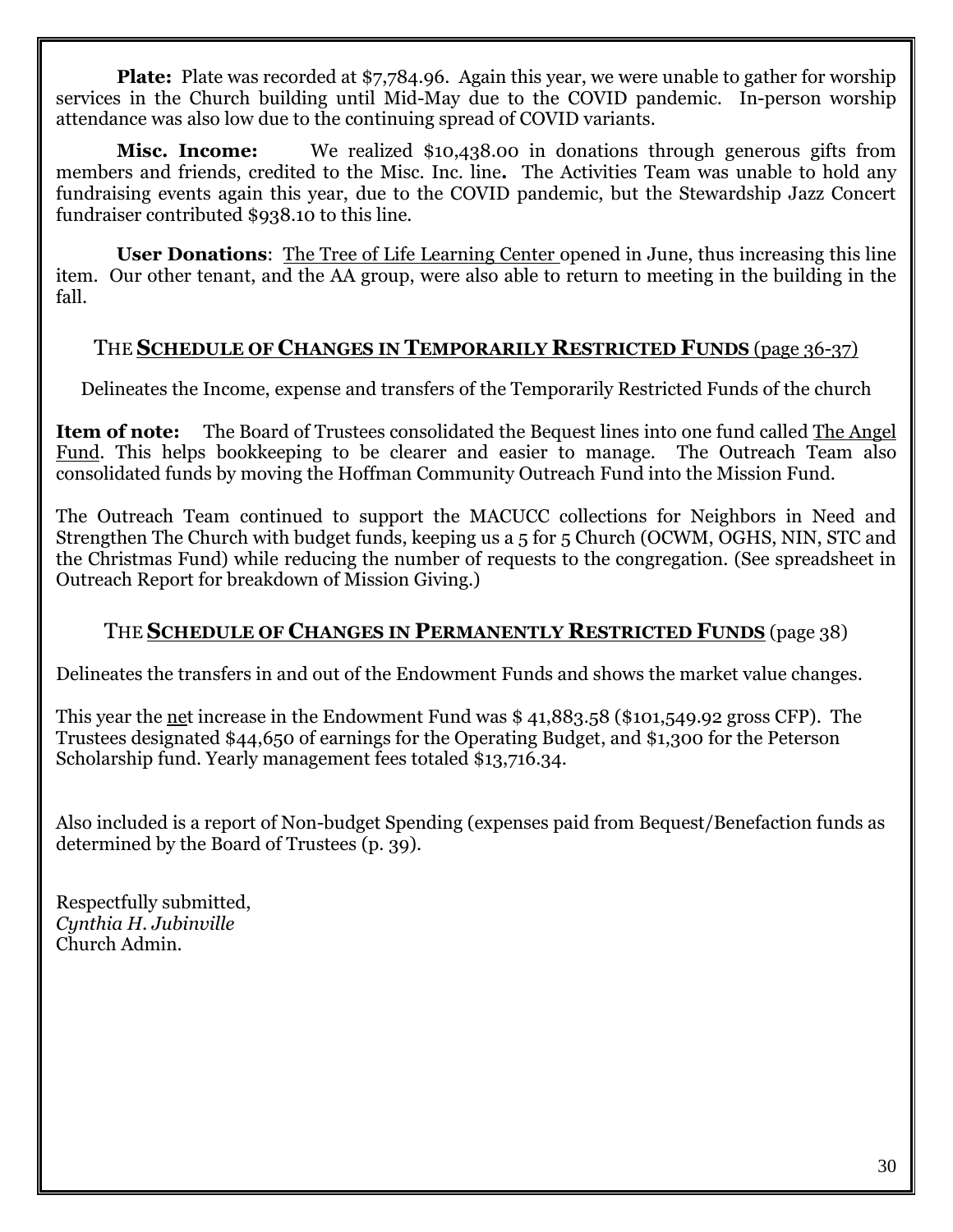**Plate:** Plate was recorded at $7,784.96. Again this year, we were unable to gather for worship services in the Church building until Mid-May due to the COVID pandemic. In-person worship attendance was also low due to the continuing spread of COVID variants.

**Misc. Income:** We realized $10,438.00 in donations through generous gifts from members and friends, credited to the Misc. Inc. line**.** The Activities Team was unable to hold any fundraising events again this year, due to the COVID pandemic, but the Stewardship Jazz Concert fundraiser contributed $938.10 to this line.

**User Donations**: The Tree of Life Learning Center opened in June, thus increasing this line item. Our other tenant, and the AA group, were also able to return to meeting in the building in the fall.

## THE **SCHEDULE OF CHANGES IN TEMPORARILY RESTRICTED FUNDS** (page 36-37)

Delineates the Income, expense and transfers of the Temporarily Restricted Funds of the church

**Item of note:** The Board of Trustees consolidated the Bequest lines into one fund called The Angel Fund. This helps bookkeeping to be clearer and easier to manage. The Outreach Team also consolidated funds by moving the Hoffman Community Outreach Fund into the Mission Fund.

The Outreach Team continued to support the MACUCC collections for Neighbors in Need and Strengthen The Church with budget funds, keeping us a 5 for 5 Church (OCWM, OGHS, NIN, STC and the Christmas Fund) while reducing the number of requests to the congregation. (See spreadsheet in Outreach Report for breakdown of Mission Giving.)

## THE **SCHEDULE OF CHANGES IN PERMANENTLY RESTRICTED FUNDS** (page 38)

Delineates the transfers in and out of the Endowment Funds and shows the market value changes.

This year the net increase in the Endowment Fund was $ 41,883.58 ($101,549.92 gross CFP). The Trustees designated $44,650 of earnings for the Operating Budget, and $1,300 for the Peterson Scholarship fund. Yearly management fees totaled $13,716.34.

Also included is a report of Non-budget Spending (expenses paid from Bequest/Benefaction funds as determined by the Board of Trustees (p. 39).

Respectfully submitted,  
*Cynthia H. Jubinville*  
Church Admin.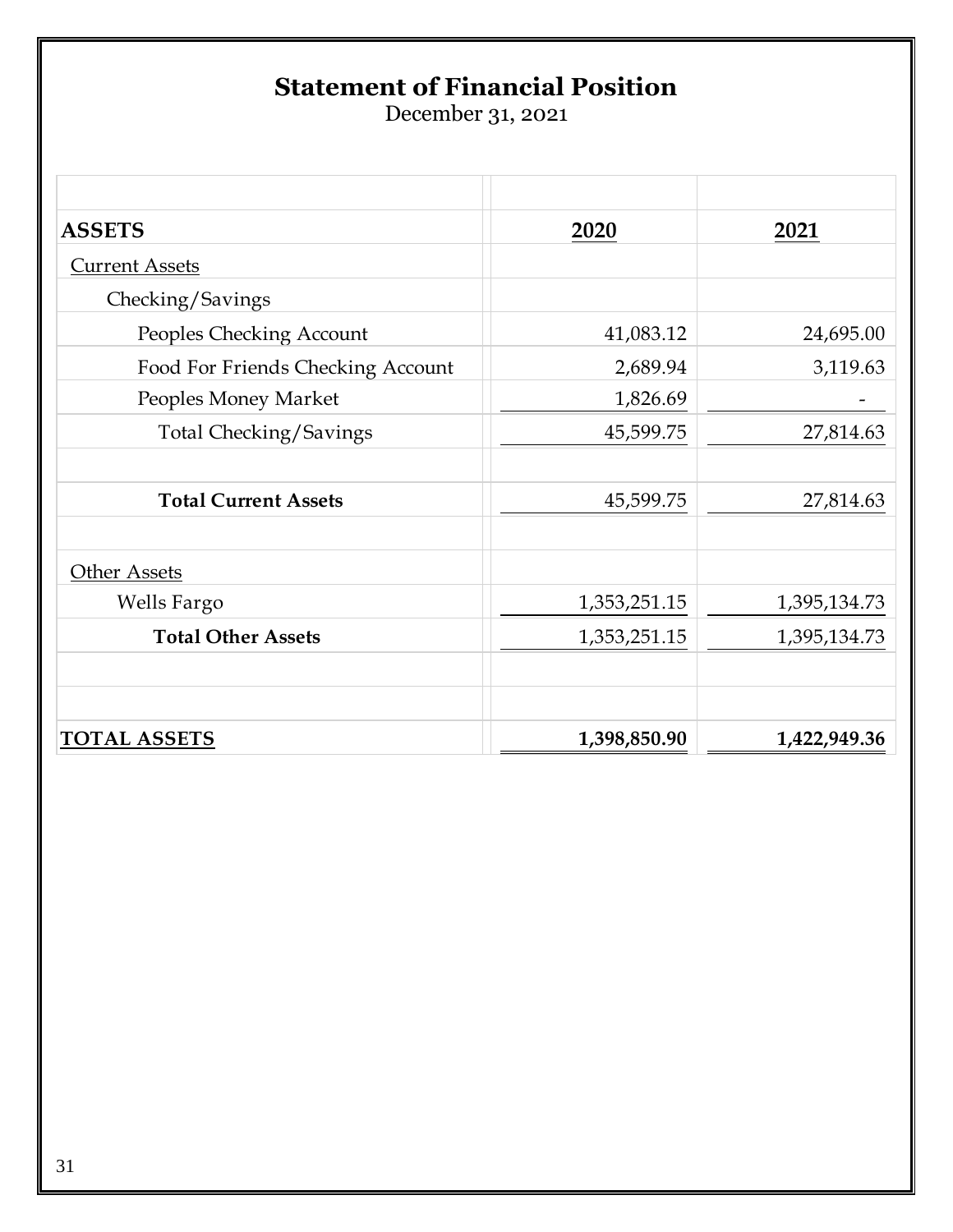# Statement of Financial Position

December 31, 2021

| ASSETS | 2020 | 2021 |
|---|---|---|
| Current Assets | | |
| Checking/Savings | | |
| Peoples Checking Account | 41,083.12 | 24,695.00 |
| Food For Friends Checking Account | 2,689.94 | 3,119.63 |
| Peoples Money Market | 1,826.69 | - |
| Total Checking/Savings | 45,599.75 | 27,814.63 |
| | | |
| **Total Current Assets** | 45,599.75 | 27,814.63 |
| | | |
| Other Assets | | |
| Wells Fargo | 1,353,251.15 | 1,395,134.73 |
| **Total Other Assets** | 1,353,251.15 | 1,395,134.73 |
| | | |
| **TOTAL ASSETS** | **1,398,850.90** | **1,422,949.36** |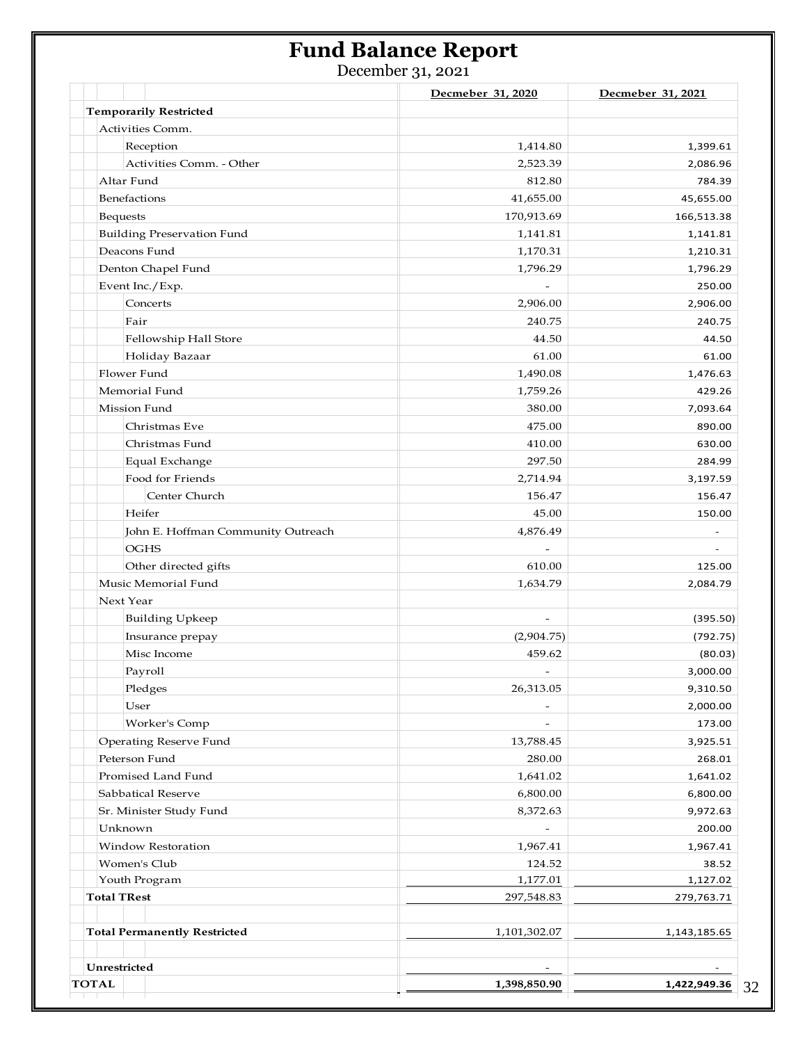# Fund Balance Report

December 31, 2021

| | Decmeber 31, 2020 | Decmeber 31, 2021 |
|---|---|---|
| **Temporarily Restricted** | | |
| Activities Comm. | | |
| Reception | 1,414.80 | 1,399.61 |
| Activities Comm. - Other | 2,523.39 | 2,086.96 |
| Altar Fund | 812.80 | 784.39 |
| Benefactions | 41,655.00 | 45,655.00 |
| Bequests | 170,913.69 | 166,513.38 |
| Building Preservation Fund | 1,141.81 | 1,141.81 |
| Deacons Fund | 1,170.31 | 1,210.31 |
| Denton Chapel Fund | 1,796.29 | 1,796.29 |
| Event Inc./Exp. | - | 250.00 |
| Concerts | 2,906.00 | 2,906.00 |
| Fair | 240.75 | 240.75 |
| Fellowship Hall Store | 44.50 | 44.50 |
| Holiday Bazaar | 61.00 | 61.00 |
| Flower Fund | 1,490.08 | 1,476.63 |
| Memorial Fund | 1,759.26 | 429.26 |
| Mission Fund | 380.00 | 7,093.64 |
| Christmas Eve | 475.00 | 890.00 |
| Christmas Fund | 410.00 | 630.00 |
| Equal Exchange | 297.50 | 284.99 |
| Food for Friends | 2,714.94 | 3,197.59 |
| Center Church | 156.47 | 156.47 |
| Heifer | 45.00 | 150.00 |
| John E. Hoffman Community Outreach | 4,876.49 | - |
| OGHS | - | - |
| Other directed gifts | 610.00 | 125.00 |
| Music Memorial Fund | 1,634.79 | 2,084.79 |
| Next Year | | |
| Building Upkeep | - | (395.50) |
| Insurance prepay | (2,904.75) | (792.75) |
| Misc Income | 459.62 | (80.03) |
| Payroll | - | 3,000.00 |
| Pledges | 26,313.05 | 9,310.50 |
| User | - | 2,000.00 |
| Worker's Comp | - | 173.00 |
| Operating Reserve Fund | 13,788.45 | 3,925.51 |
| Peterson Fund | 280.00 | 268.01 |
| Promised Land Fund | 1,641.02 | 1,641.02 |
| Sabbatical Reserve | 6,800.00 | 6,800.00 |
| Sr. Minister Study Fund | 8,372.63 | 9,972.63 |
| Unknown | - | 200.00 |
| Window Restoration | 1,967.41 | 1,967.41 |
| Women's Club | 124.52 | 38.52 |
| Youth Program | 1,177.01 | 1,127.02 |
| **Total TRest** | 297,548.83 | 279,763.71 |
| | | |
| **Total Permanently Restricted** | 1,101,302.07 | 1,143,185.65 |
| | | |
| **Unrestricted** | - | - |
| **TOTAL** | **1,398,850.90** | **1,422,949.36** |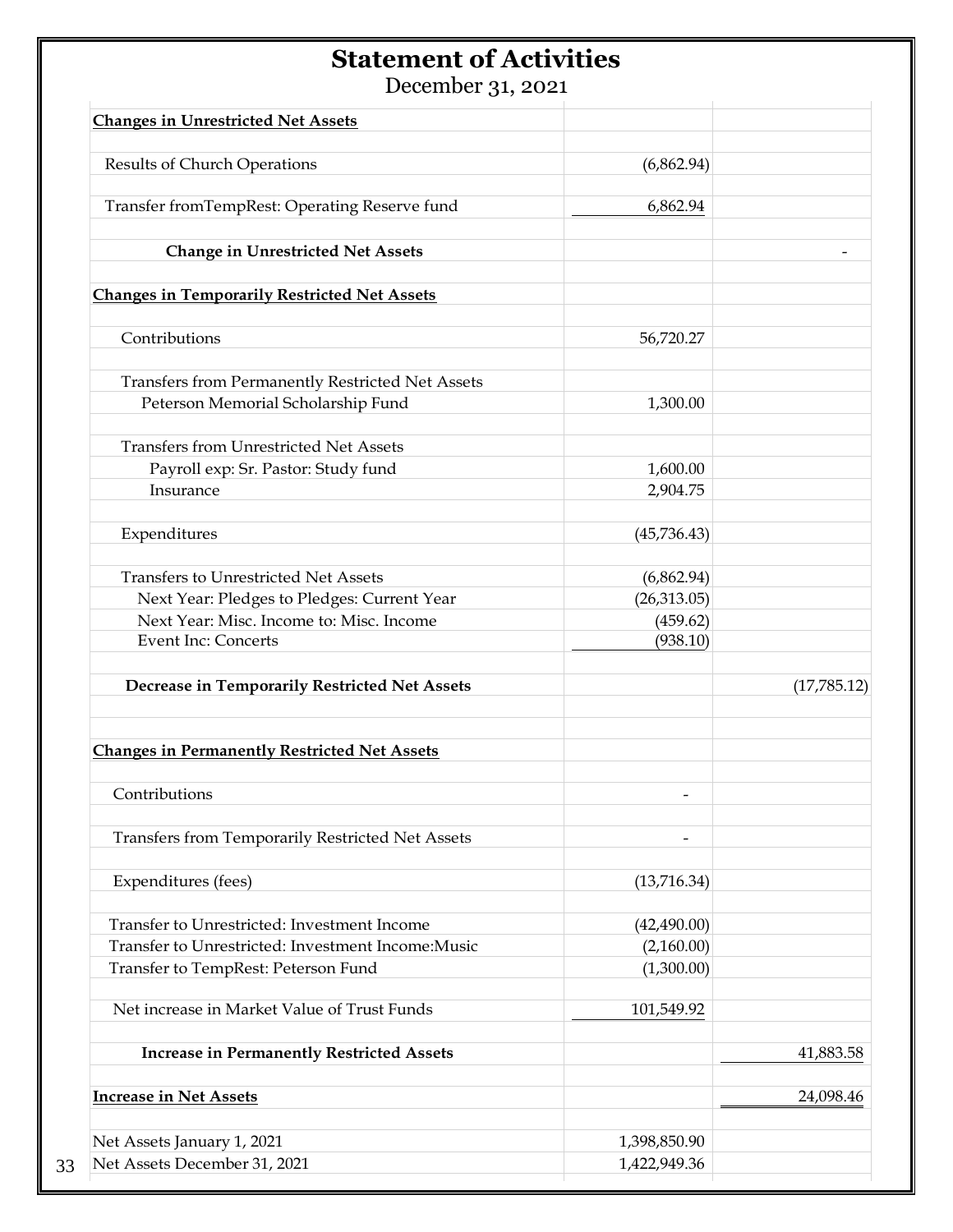# Statement of Activities

December 31, 2021

| | | |
|---|---|---|
| **Changes in Unrestricted Net Assets** | | |
| Results of Church Operations | (6,862.94) | |
| Transfer fromTempRest: Operating Reserve fund | 6,862.94 | |
| **Change in Unrestricted Net Assets** | | - |
| **Changes in Temporarily Restricted Net Assets** | | |
| Contributions | 56,720.27 | |
| Transfers from Permanently Restricted Net Assets | | |
| Peterson Memorial Scholarship Fund | 1,300.00 | |
| Transfers from Unrestricted Net Assets | | |
| Payroll exp: Sr. Pastor: Study fund | 1,600.00 | |
| Insurance | 2,904.75 | |
| Expenditures | (45,736.43) | |
| Transfers to Unrestricted Net Assets | (6,862.94) | |
| Next Year: Pledges to Pledges: Current Year | (26,313.05) | |
| Next Year: Misc. Income to: Misc. Income | (459.62) | |
| Event Inc: Concerts | (938.10) | |
| **Decrease in Temporarily Restricted Net Assets** | | (17,785.12) |
| **Changes in Permanently Restricted Net Assets** | | |
| Contributions | - | |
| Transfers from Temporarily Restricted Net Assets | - | |
| Expenditures (fees) | (13,716.34) | |
| Transfer to Unrestricted: Investment Income | (42,490.00) | |
| Transfer to Unrestricted: Investment Income:Music | (2,160.00) | |
| Transfer to TempRest: Peterson Fund | (1,300.00) | |
| Net increase in Market Value of Trust Funds | 101,549.92 | |
| **Increase in Permanently Restricted Assets** | | 41,883.58 |
| **Increase in Net Assets** | | 24,098.46 |
| Net Assets January 1, 2021 | 1,398,850.90 | |
| Net Assets December 31, 2021 | 1,422,949.36 | |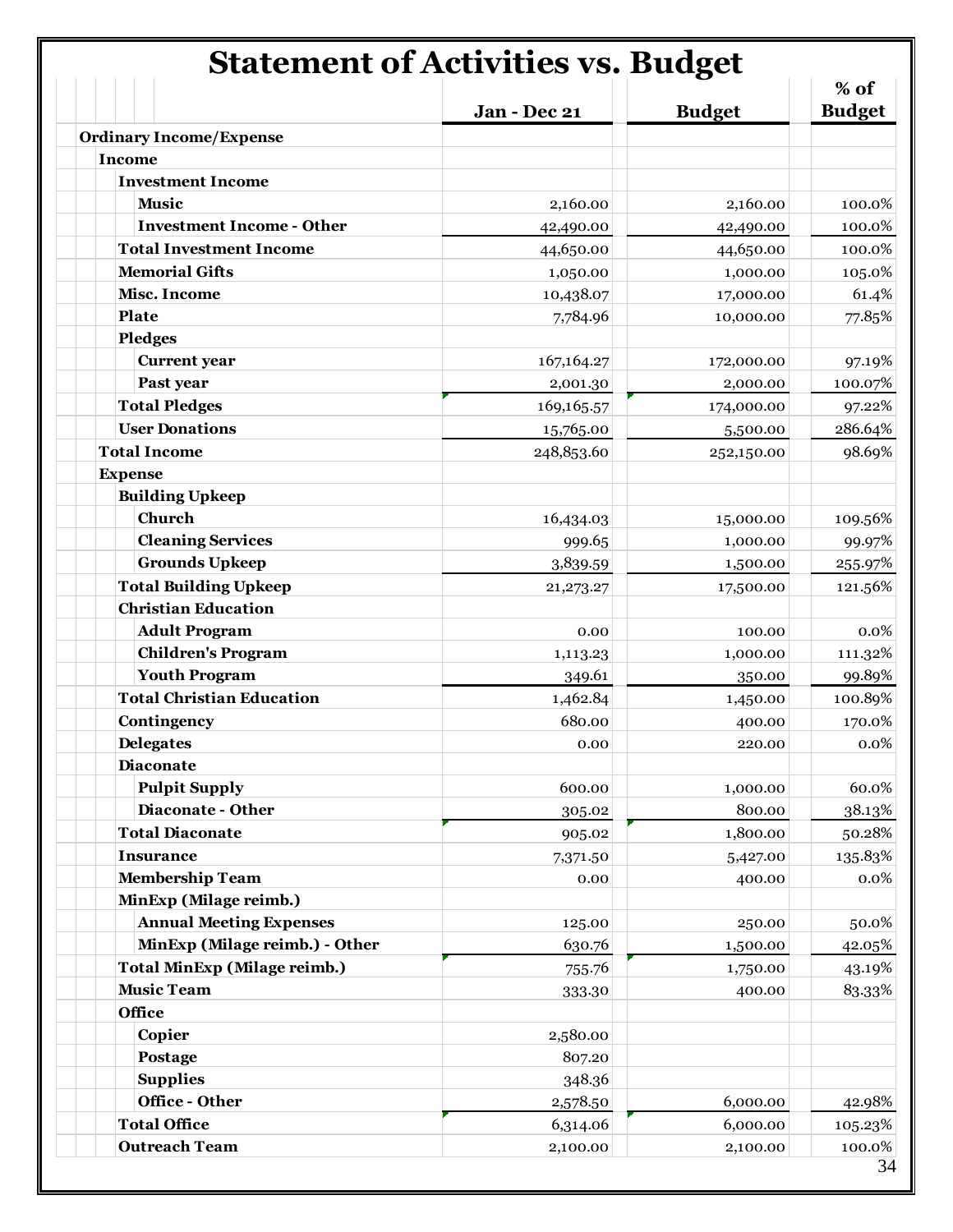# Statement of Activities vs. Budget

| | Jan - Dec 21 | Budget | % of Budget |
|---|---|---|---|
| **Ordinary Income/Expense** | | | |
| **Income** | | | |
| **Investment Income** | | | |
| **Music** | 2,160.00 | 2,160.00 | 100.0% |
| **Investment Income - Other** | 42,490.00 | 42,490.00 | 100.0% |
| **Total Investment Income** | 44,650.00 | 44,650.00 | 100.0% |
| **Memorial Gifts** | 1,050.00 | 1,000.00 | 105.0% |
| **Misc. Income** | 10,438.07 | 17,000.00 | 61.4% |
| **Plate** | 7,784.96 | 10,000.00 | 77.85% |
| **Pledges** | | | |
| **Current year** | 167,164.27 | 172,000.00 | 97.19% |
| **Past year** | 2,001.30 | 2,000.00 | 100.07% |
| **Total Pledges** | 169,165.57 | 174,000.00 | 97.22% |
| **User Donations** | 15,765.00 | 5,500.00 | 286.64% |
| **Total Income** | 248,853.60 | 252,150.00 | 98.69% |
| **Expense** | | | |
| **Building Upkeep** | | | |
| **Church** | 16,434.03 | 15,000.00 | 109.56% |
| **Cleaning Services** | 999.65 | 1,000.00 | 99.97% |
| **Grounds Upkeep** | 3,839.59 | 1,500.00 | 255.97% |
| **Total Building Upkeep** | 21,273.27 | 17,500.00 | 121.56% |
| **Christian Education** | | | |
| **Adult Program** | 0.00 | 100.00 | 0.0% |
| **Children's Program** | 1,113.23 | 1,000.00 | 111.32% |
| **Youth Program** | 349.61 | 350.00 | 99.89% |
| **Total Christian Education** | 1,462.84 | 1,450.00 | 100.89% |
| **Contingency** | 680.00 | 400.00 | 170.0% |
| **Delegates** | 0.00 | 220.00 | 0.0% |
| **Diaconate** | | | |
| **Pulpit Supply** | 600.00 | 1,000.00 | 60.0% |
| **Diaconate - Other** | 305.02 | 800.00 | 38.13% |
| **Total Diaconate** | 905.02 | 1,800.00 | 50.28% |
| **Insurance** | 7,371.50 | 5,427.00 | 135.83% |
| **Membership Team** | 0.00 | 400.00 | 0.0% |
| **MinExp (Milage reimb.)** | | | |
| **Annual Meeting Expenses** | 125.00 | 250.00 | 50.0% |
| **MinExp (Milage reimb.) - Other** | 630.76 | 1,500.00 | 42.05% |
| **Total MinExp (Milage reimb.)** | 755.76 | 1,750.00 | 43.19% |
| **Music Team** | 333.30 | 400.00 | 83.33% |
| **Office** | | | |
| **Copier** | 2,580.00 | | |
| **Postage** | 807.20 | | |
| **Supplies** | 348.36 | | |
| **Office - Other** | 2,578.50 | 6,000.00 | 42.98% |
| **Total Office** | 6,314.06 | 6,000.00 | 105.23% |
| **Outreach Team** | 2,100.00 | 2,100.00 | 100.0% |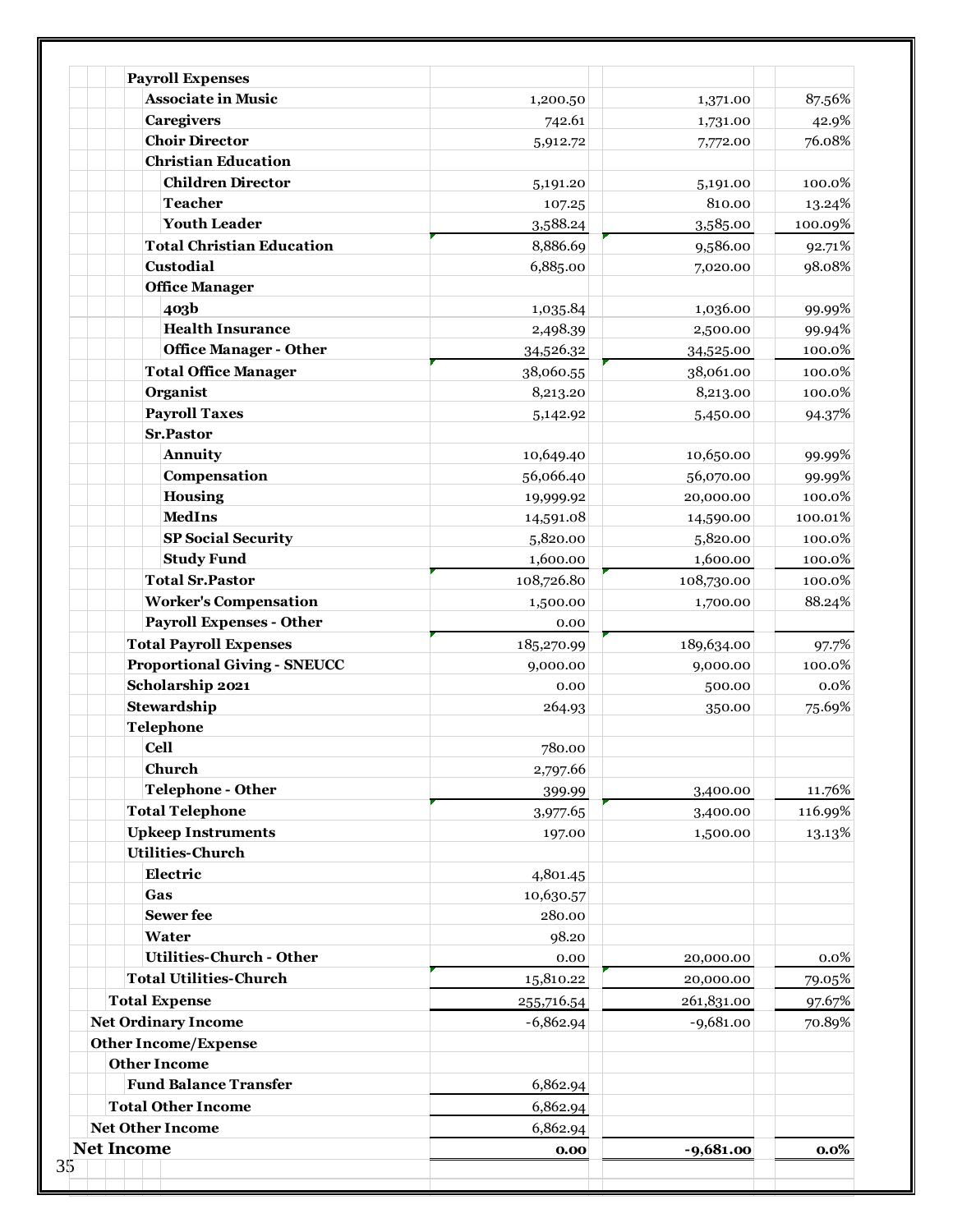| | | | |
|---|---|---|---|
| **Payroll Expenses** | | | |
| **Associate in Music** | 1,200.50 | 1,371.00 | 87.56% |
| **Caregivers** | 742.61 | 1,731.00 | 42.9% |
| **Choir Director** | 5,912.72 | 7,772.00 | 76.08% |
| **Christian Education** | | | |
| **Children Director** | 5,191.20 | 5,191.00 | 100.0% |
| **Teacher** | 107.25 | 810.00 | 13.24% |
| **Youth Leader** | 3,588.24 | 3,585.00 | 100.09% |
| **Total Christian Education** | 8,886.69 | 9,586.00 | 92.71% |
| **Custodial** | 6,885.00 | 7,020.00 | 98.08% |
| **Office Manager** | | | |
| **403b** | 1,035.84 | 1,036.00 | 99.99% |
| **Health Insurance** | 2,498.39 | 2,500.00 | 99.94% |
| **Office Manager - Other** | 34,526.32 | 34,525.00 | 100.0% |
| **Total Office Manager** | 38,060.55 | 38,061.00 | 100.0% |
| **Organist** | 8,213.20 | 8,213.00 | 100.0% |
| **Payroll Taxes** | 5,142.92 | 5,450.00 | 94.37% |
| **Sr.Pastor** | | | |
| **Annuity** | 10,649.40 | 10,650.00 | 99.99% |
| **Compensation** | 56,066.40 | 56,070.00 | 99.99% |
| **Housing** | 19,999.92 | 20,000.00 | 100.0% |
| **MedIns** | 14,591.08 | 14,590.00 | 100.01% |
| **SP Social Security** | 5,820.00 | 5,820.00 | 100.0% |
| **Study Fund** | 1,600.00 | 1,600.00 | 100.0% |
| **Total Sr.Pastor** | 108,726.80 | 108,730.00 | 100.0% |
| **Worker's Compensation** | 1,500.00 | 1,700.00 | 88.24% |
| **Payroll Expenses - Other** | 0.00 | | |
| **Total Payroll Expenses** | 185,270.99 | 189,634.00 | 97.7% |
| **Proportional Giving - SNEUCC** | 9,000.00 | 9,000.00 | 100.0% |
| **Scholarship 2021** | 0.00 | 500.00 | 0.0% |
| **Stewardship** | 264.93 | 350.00 | 75.69% |
| **Telephone** | | | |
| **Cell** | 780.00 | | |
| **Church** | 2,797.66 | | |
| **Telephone - Other** | 399.99 | 3,400.00 | 11.76% |
| **Total Telephone** | 3,977.65 | 3,400.00 | 116.99% |
| **Upkeep Instruments** | 197.00 | 1,500.00 | 13.13% |
| **Utilities-Church** | | | |
| **Electric** | 4,801.45 | | |
| **Gas** | 10,630.57 | | |
| **Sewer fee** | 280.00 | | |
| **Water** | 98.20 | | |
| **Utilities-Church - Other** | 0.00 | 20,000.00 | 0.0% |
| **Total Utilities-Church** | 15,810.22 | 20,000.00 | 79.05% |
| **Total Expense** | 255,716.54 | 261,831.00 | 97.67% |
| **Net Ordinary Income** | -6,862.94 | -9,681.00 | 70.89% |
| **Other Income/Expense** | | | |
| **Other Income** | | | |
| **Fund Balance Transfer** | 6,862.94 | | |
| **Total Other Income** | 6,862.94 | | |
| **Net Other Income** | 6,862.94 | | |
| **Net Income** | **0.00** | **-9,681.00** | **0.0%** |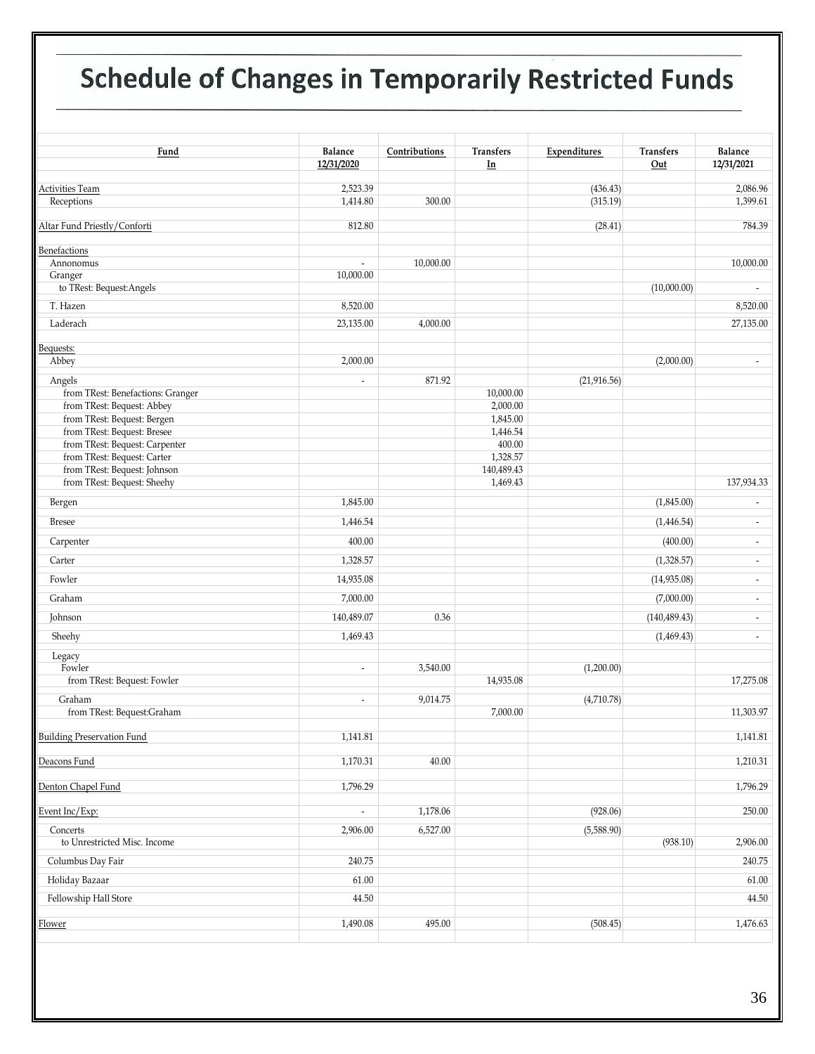# Schedule of Changes in Temporarily Restricted Funds

| Fund | Balance 12/31/2020 | Contributions | Transfers In | Expenditures | Transfers Out | Balance 12/31/2021 |
|---|---|---|---|---|---|---|
| Activities Team | 2,523.39 | | | (436.43) | | 2,086.96 |
| Receptions | 1,414.80 | 300.00 | | (315.19) | | 1,399.61 |
| Altar Fund Priestly/Conforti | 812.80 | | | (28.41) | | 784.39 |
| Benefactions | | | | | | |
| Annonomus | - | 10,000.00 | | | | 10,000.00 |
| Granger | 10,000.00 | | | | | |
| to TRest: Bequest:Angels | | | | | (10,000.00) | - |
| T. Hazen | 8,520.00 | | | | | 8,520.00 |
| Laderach | 23,135.00 | 4,000.00 | | | | 27,135.00 |
| Bequests: | | | | | | |
| Abbey | 2,000.00 | | | | (2,000.00) | - |
| Angels | - | 871.92 | | (21,916.56) | | |
| from TRest: Benefactions: Granger | | | 10,000.00 | | | |
| from TRest: Bequest: Abbey | | | 2,000.00 | | | |
| from TRest: Bequest: Bergen | | | 1,845.00 | | | |
| from TRest: Bequest: Bresee | | | 1,446.54 | | | |
| from TRest: Bequest: Carpenter | | | 400.00 | | | |
| from TRest: Bequest: Carter | | | 1,328.57 | | | |
| from TRest: Bequest: Johnson | | | 140,489.43 | | | |
| from TRest: Bequest: Sheehy | | | 1,469.43 | | | 137,934.33 |
| Bergen | 1,845.00 | | | | (1,845.00) | - |
| Bresee | 1,446.54 | | | | (1,446.54) | - |
| Carpenter | 400.00 | | | | (400.00) | - |
| Carter | 1,328.57 | | | | (1,328.57) | - |
| Fowler | 14,935.08 | | | | (14,935.08) | - |
| Graham | 7,000.00 | | | | (7,000.00) | - |
| Johnson | 140,489.07 | 0.36 | | | (140,489.43) | - |
| Sheehy | 1,469.43 | | | | (1,469.43) | - |
| Legacy | | | | | | |
| Fowler | - | 3,540.00 | | (1,200.00) | | |
| from TRest: Bequest: Fowler | | | 14,935.08 | | | 17,275.08 |
| Graham | - | 9,014.75 | | (4,710.78) | | |
| from TRest: Bequest:Graham | | | 7,000.00 | | | 11,303.97 |
| Building Preservation Fund | 1,141.81 | | | | | 1,141.81 |
| Deacons Fund | 1,170.31 | 40.00 | | | | 1,210.31 |
| Denton Chapel Fund | 1,796.29 | | | | | 1,796.29 |
| Event Inc/Exp: | - | 1,178.06 | | (928.06) | | 250.00 |
| Concerts | 2,906.00 | 6,527.00 | | (5,588.90) | | |
| to Unrestricted Misc. Income | | | | | (938.10) | 2,906.00 |
| Columbus Day Fair | 240.75 | | | | | 240.75 |
| Holiday Bazaar | 61.00 | | | | | 61.00 |
| Fellowship Hall Store | 44.50 | | | | | 44.50 |
| Flower | 1,490.08 | 495.00 | | (508.45) | | 1,476.63 |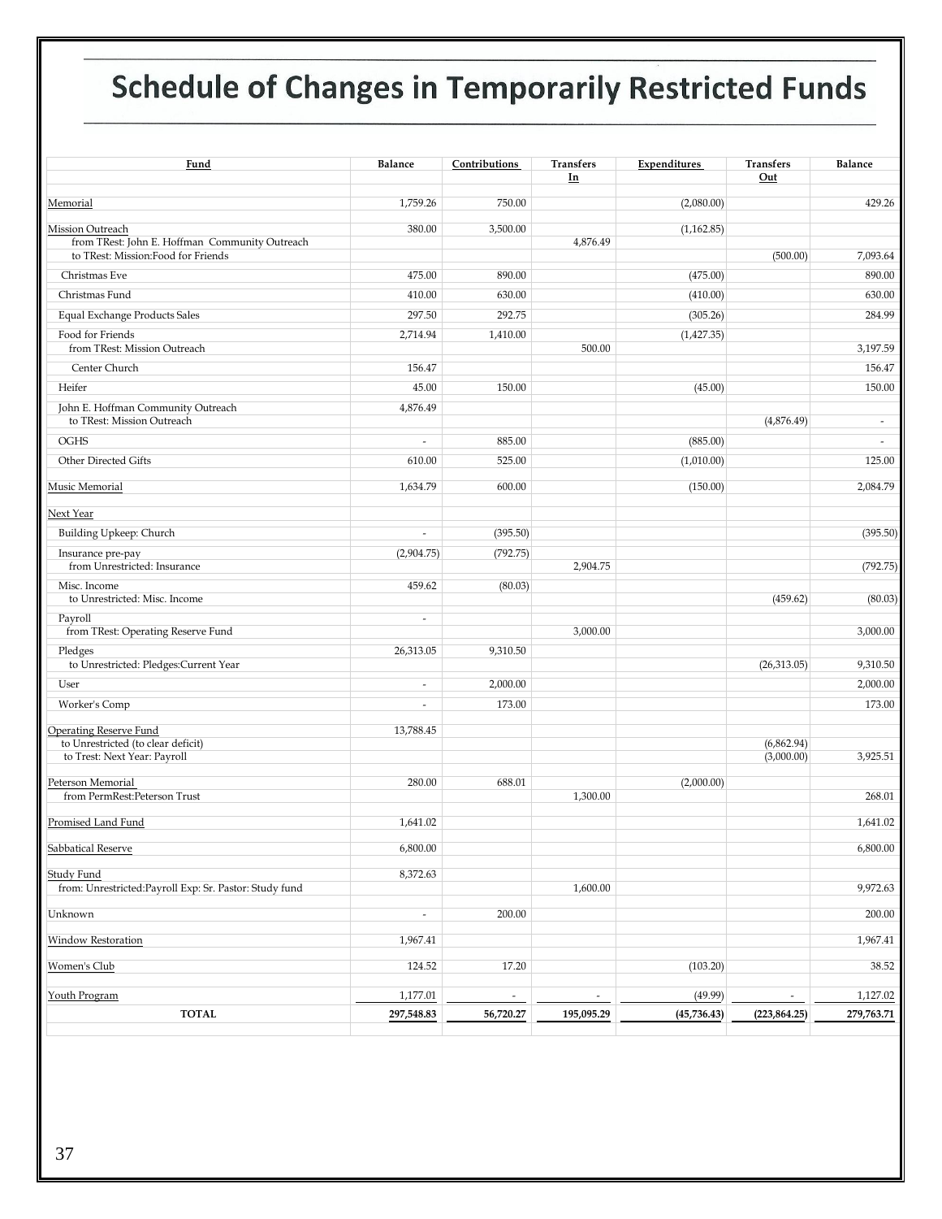# Schedule of Changes in Temporarily Restricted Funds

| Fund | Balance | Contributions | Transfers In | Expenditures | Transfers Out | Balance |
|---|---|---|---|---|---|---|
| Memorial | 1,759.26 | 750.00 | | (2,080.00) | | 429.26 |
| Mission Outreach | 380.00 | 3,500.00 | | (1,162.85) | | |
| from TRest: John E. Hoffman Community Outreach | | | 4,876.49 | | | |
| to TRest: Mission:Food for Friends | | | | | (500.00) | 7,093.64 |
| Christmas Eve | 475.00 | 890.00 | | (475.00) | | 890.00 |
| Christmas Fund | 410.00 | 630.00 | | (410.00) | | 630.00 |
| Equal Exchange Products Sales | 297.50 | 292.75 | | (305.26) | | 284.99 |
| Food for Friends | 2,714.94 | 1,410.00 | | (1,427.35) | | |
| from TRest: Mission Outreach | | | 500.00 | | | 3,197.59 |
| Center Church | 156.47 | | | | | 156.47 |
| Heifer | 45.00 | 150.00 | | (45.00) | | 150.00 |
| John E. Hoffman Community Outreach | 4,876.49 | | | | | |
| to TRest: Mission Outreach | | | | | (4,876.49) | - |
| OGHS | - | 885.00 | | (885.00) | | - |
| Other Directed Gifts | 610.00 | 525.00 | | (1,010.00) | | 125.00 |
| Music Memorial | 1,634.79 | 600.00 | | (150.00) | | 2,084.79 |
| Next Year | | | | | | |
| Building Upkeep: Church | - | (395.50) | | | | (395.50) |
| Insurance pre-pay | (2,904.75) | (792.75) | | | | |
| from Unrestricted: Insurance | | | 2,904.75 | | | (792.75) |
| Misc. Income | 459.62 | (80.03) | | | | |
| to Unrestricted: Misc. Income | | | | | (459.62) | (80.03) |
| Payroll | - | | | | | |
| from TRest: Operating Reserve Fund | | | 3,000.00 | | | 3,000.00 |
| Pledges | 26,313.05 | 9,310.50 | | | | |
| to Unrestricted: Pledges:Current Year | | | | | (26,313.05) | 9,310.50 |
| User | - | 2,000.00 | | | | 2,000.00 |
| Worker's Comp | - | 173.00 | | | | 173.00 |
| Operating Reserve Fund | 13,788.45 | | | | | |
| to Unrestricted (to clear deficit) | | | | | (6,862.94) | |
| to Trest: Next Year: Payroll | | | | | (3,000.00) | 3,925.51 |
| Peterson Memorial | 280.00 | 688.01 | | (2,000.00) | | |
| from PermRest:Peterson Trust | | | 1,300.00 | | | 268.01 |
| Promised Land Fund | 1,641.02 | | | | | 1,641.02 |
| Sabbatical Reserve | 6,800.00 | | | | | 6,800.00 |
| Study Fund | 8,372.63 | | | | | |
| from: Unrestricted:Payroll Exp: Sr. Pastor: Study fund | | | 1,600.00 | | | 9,972.63 |
| Unknown | - | 200.00 | | | | 200.00 |
| Window Restoration | 1,967.41 | | | | | 1,967.41 |
| Women's Club | 124.52 | 17.20 | | (103.20) | | 38.52 |
| Youth Program | 1,177.01 | - | - | (49.99) | - | 1,127.02 |
| **TOTAL** | **297,548.83** | **56,720.27** | **195,095.29** | **(45,736.43)** | **(223,864.25)** | **279,763.71** |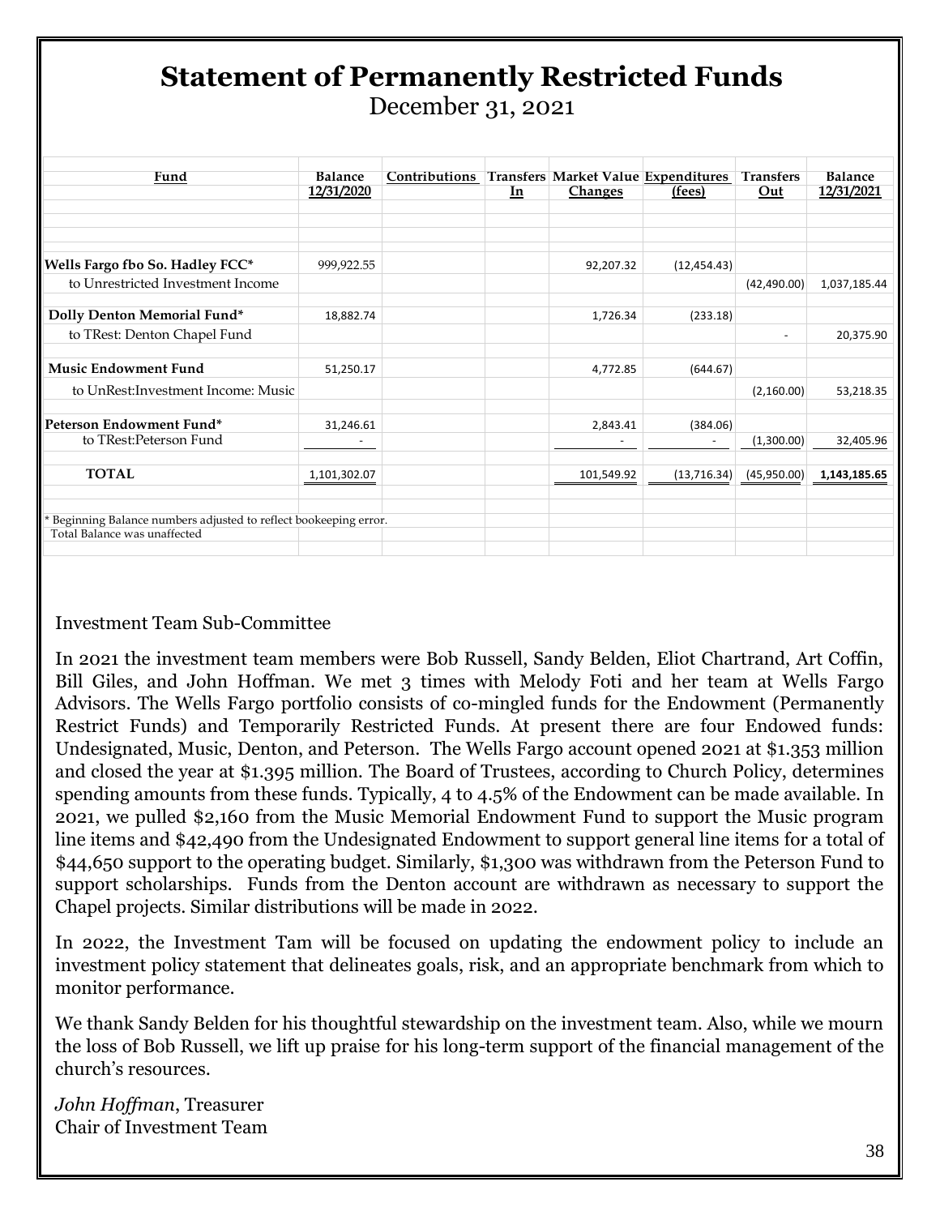# Statement of Permanently Restricted Funds

December 31, 2021

| Fund | Balance 12/31/2020 | Contributions | Transfers In | Market Value Changes | Expenditures (fees) | Transfers Out | Balance 12/31/2021 |
|---|---|---|---|---|---|---|---|
| **Wells Fargo fbo So. Hadley FCC*** | 999,922.55 | | | 92,207.32 | (12,454.43) | | |
| to Unrestricted Investment Income | | | | | | (42,490.00) | 1,037,185.44 |
| **Dolly Denton Memorial Fund*** | 18,882.74 | | | 1,726.34 | (233.18) | | |
| to TRest: Denton Chapel Fund | | | | | | - | 20,375.90 |
| **Music Endowment Fund** | 51,250.17 | | | 4,772.85 | (644.67) | | |
| to UnRest:Investment Income: Music | | | | | | (2,160.00) | 53,218.35 |
| **Peterson Endowment Fund*** | 31,246.61 | | | 2,843.41 | (384.06) | | |
| to TRest:Peterson Fund | - | | | - | - | (1,300.00) | 32,405.96 |
| **TOTAL** | 1,101,302.07 | | | 101,549.92 | (13,716.34) | (45,950.00) | **1,143,185.65** |

* Beginning Balance numbers adjusted to reflect bookeeping error.
Total Balance was unaffected

Investment Team Sub-Committee

In 2021 the investment team members were Bob Russell, Sandy Belden, Eliot Chartrand, Art Coffin, Bill Giles, and John Hoffman. We met 3 times with Melody Foti and her team at Wells Fargo Advisors. The Wells Fargo portfolio consists of co-mingled funds for the Endowment (Permanently Restrict Funds) and Temporarily Restricted Funds. At present there are four Endowed funds: Undesignated, Music, Denton, and Peterson. The Wells Fargo account opened 2021 at $1.353 million and closed the year at $1.395 million. The Board of Trustees, according to Church Policy, determines spending amounts from these funds. Typically, 4 to 4.5% of the Endowment can be made available. In 2021, we pulled $2,160 from the Music Memorial Endowment Fund to support the Music program line items and $42,490 from the Undesignated Endowment to support general line items for a total of $44,650 support to the operating budget. Similarly, $1,300 was withdrawn from the Peterson Fund to support scholarships. Funds from the Denton account are withdrawn as necessary to support the Chapel projects. Similar distributions will be made in 2022.

In 2022, the Investment Tam will be focused on updating the endowment policy to include an investment policy statement that delineates goals, risk, and an appropriate benchmark from which to monitor performance.

We thank Sandy Belden for his thoughtful stewardship on the investment team. Also, while we mourn the loss of Bob Russell, we lift up praise for his long-term support of the financial management of the church's resources.

*John Hoffman*, Treasurer
Chair of Investment Team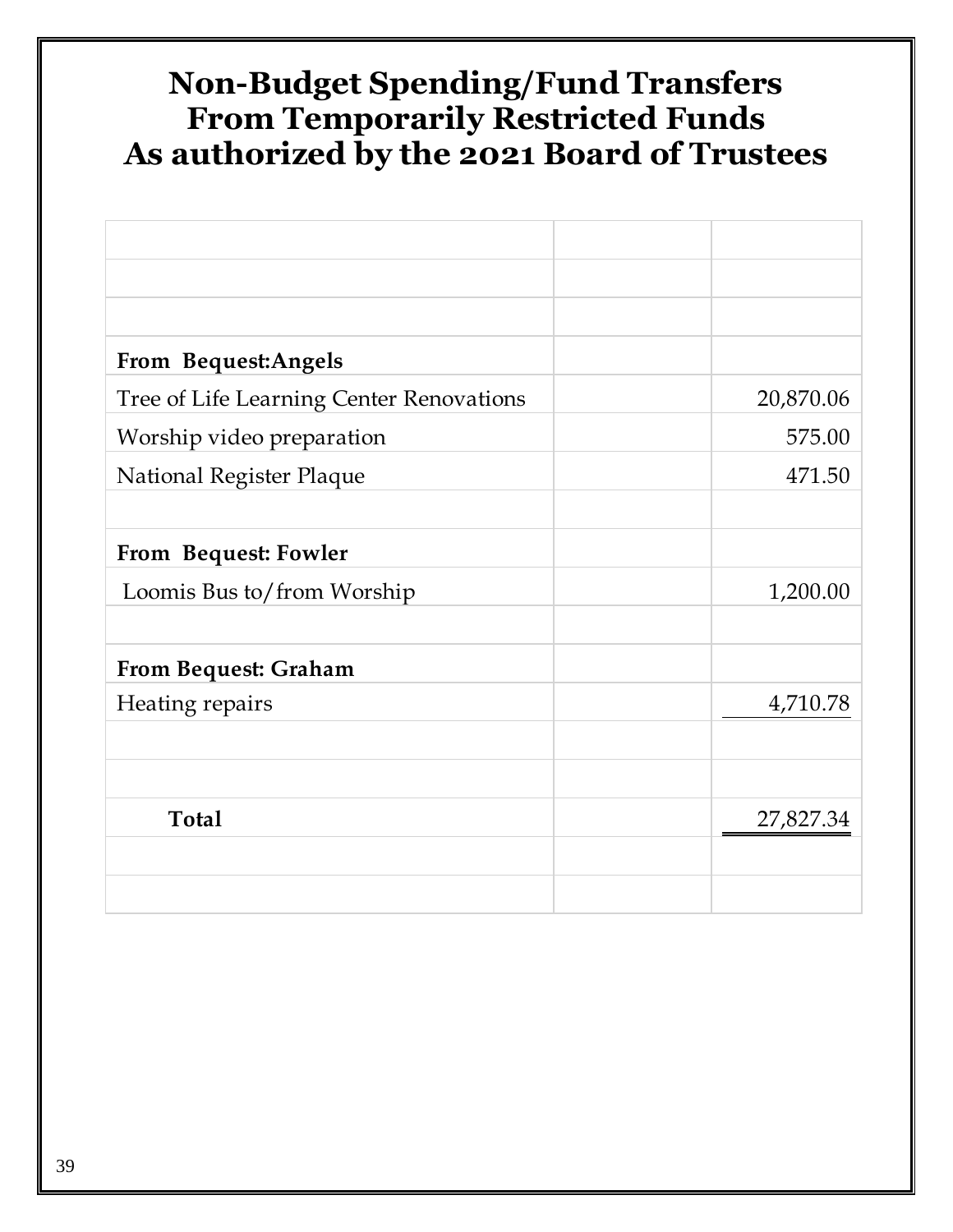# Non-Budget Spending/Fund Transfers From Temporarily Restricted Funds As authorized by the 2021 Board of Trustees

| | | |
|---|---|---|
| **From Bequest:Angels** | | |
| Tree of Life Learning Center Renovations | | 20,870.06 |
| Worship video preparation | | 575.00 |
| National Register Plaque | | 471.50 |
| | | |
| **From Bequest: Fowler** | | |
| Loomis Bus to/from Worship | | 1,200.00 |
| | | |
| **From Bequest: Graham** | | |
| Heating repairs | | 4,710.78 |
| | | |
| | | |
| **Total** | | 27,827.34 |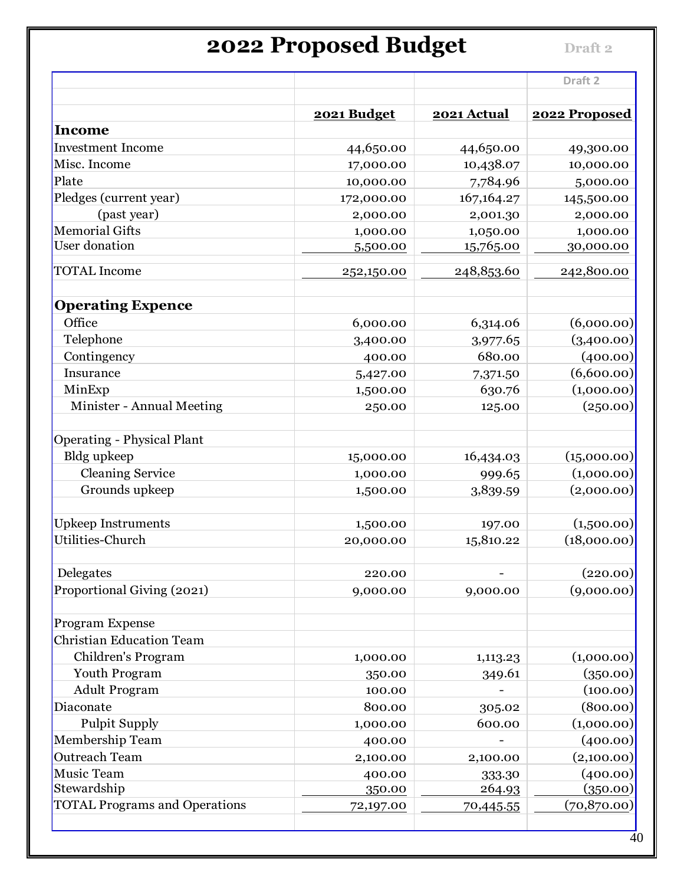# 2022 Proposed Budget

Draft 2

| | 2021 Budget | 2021 Actual | 2022 Proposed |
|---|---|---|---|
| **Income** | | | |
| Investment Income | 44,650.00 | 44,650.00 | 49,300.00 |
| Misc. Income | 17,000.00 | 10,438.07 | 10,000.00 |
| Plate | 10,000.00 | 7,784.96 | 5,000.00 |
| Pledges (current year) | 172,000.00 | 167,164.27 | 145,500.00 |
| (past year) | 2,000.00 | 2,001.30 | 2,000.00 |
| Memorial Gifts | 1,000.00 | 1,050.00 | 1,000.00 |
| User donation | 5,500.00 | 15,765.00 | 30,000.00 |
| TOTAL Income | 252,150.00 | 248,853.60 | 242,800.00 |
| | | | |
| **Operating Expence** | | | |
| Office | 6,000.00 | 6,314.06 | (6,000.00) |
| Telephone | 3,400.00 | 3,977.65 | (3,400.00) |
| Contingency | 400.00 | 680.00 | (400.00) |
| Insurance | 5,427.00 | 7,371.50 | (6,600.00) |
| MinExp | 1,500.00 | 630.76 | (1,000.00) |
| Minister - Annual Meeting | 250.00 | 125.00 | (250.00) |
| | | | |
| Operating - Physical Plant | | | |
| Bldg upkeep | 15,000.00 | 16,434.03 | (15,000.00) |
| Cleaning Service | 1,000.00 | 999.65 | (1,000.00) |
| Grounds upkeep | 1,500.00 | 3,839.59 | (2,000.00) |
| | | | |
| Upkeep Instruments | 1,500.00 | 197.00 | (1,500.00) |
| Utilities-Church | 20,000.00 | 15,810.22 | (18,000.00) |
| | | | |
| Delegates | 220.00 | - | (220.00) |
| Proportional Giving (2021) | 9,000.00 | 9,000.00 | (9,000.00) |
| | | | |
| Program Expense | | | |
| Christian Education Team | | | |
| Children's Program | 1,000.00 | 1,113.23 | (1,000.00) |
| Youth Program | 350.00 | 349.61 | (350.00) |
| Adult Program | 100.00 | - | (100.00) |
| Diaconate | 800.00 | 305.02 | (800.00) |
| Pulpit Supply | 1,000.00 | 600.00 | (1,000.00) |
| Membership Team | 400.00 | - | (400.00) |
| Outreach Team | 2,100.00 | 2,100.00 | (2,100.00) |
| Music Team | 400.00 | 333.30 | (400.00) |
| Stewardship | 350.00 | 264.93 | (350.00) |
| TOTAL Programs and Operations | 72,197.00 | 70,445.55 | (70,870.00) |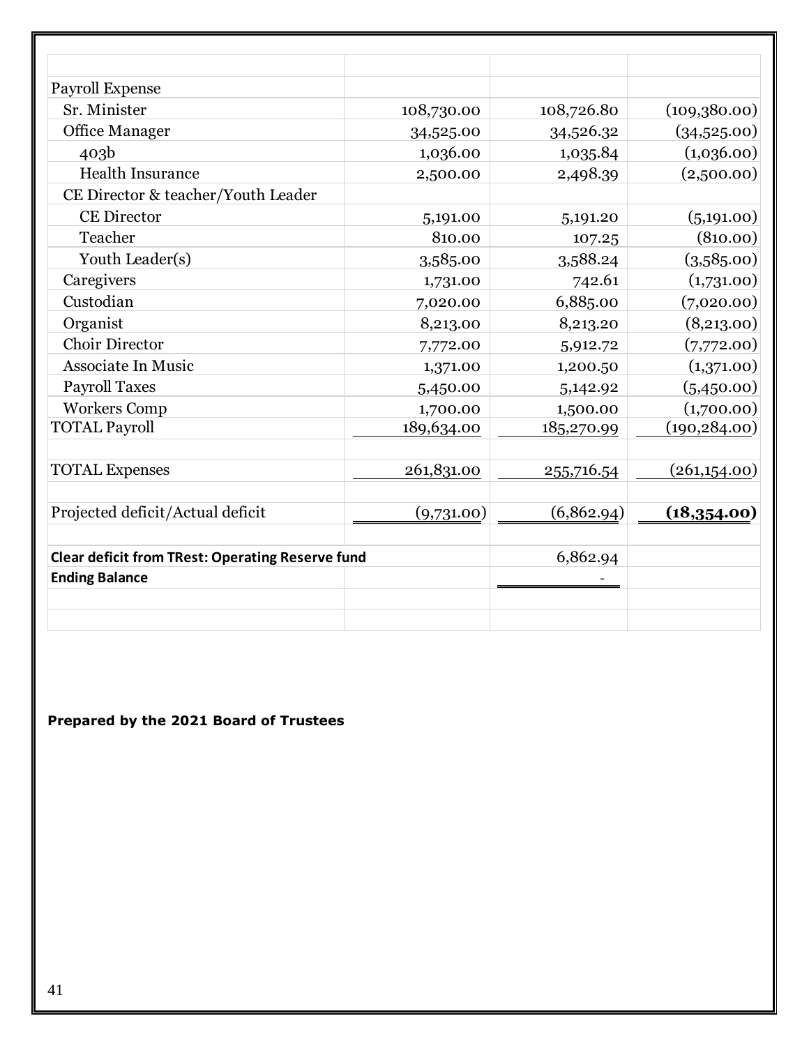| | | | |
|---|---|---|---|
| Payroll Expense | | | |
| Sr. Minister | 108,730.00 | 108,726.80 | (109,380.00) |
| Office Manager | 34,525.00 | 34,526.32 | (34,525.00) |
| 403b | 1,036.00 | 1,035.84 | (1,036.00) |
| Health Insurance | 2,500.00 | 2,498.39 | (2,500.00) |
| CE Director & teacher/Youth Leader | | | |
| CE Director | 5,191.00 | 5,191.20 | (5,191.00) |
| Teacher | 810.00 | 107.25 | (810.00) |
| Youth Leader(s) | 3,585.00 | 3,588.24 | (3,585.00) |
| Caregivers | 1,731.00 | 742.61 | (1,731.00) |
| Custodian | 7,020.00 | 6,885.00 | (7,020.00) |
| Organist | 8,213.00 | 8,213.20 | (8,213.00) |
| Choir Director | 7,772.00 | 5,912.72 | (7,772.00) |
| Associate In Music | 1,371.00 | 1,200.50 | (1,371.00) |
| Payroll Taxes | 5,450.00 | 5,142.92 | (5,450.00) |
| Workers Comp | 1,700.00 | 1,500.00 | (1,700.00) |
| TOTAL Payroll | 189,634.00 | 185,270.99 | (190,284.00) |
| | | | |
| TOTAL Expenses | 261,831.00 | 255,716.54 | (261,154.00) |
| | | | |
| Projected deficit/Actual deficit | (9,731.00) | (6,862.94) | **(18,354.00)** |
| | | | |
| **Clear deficit from TRest: Operating Reserve fund** | | 6,862.94 | |
| **Ending Balance** | | - | |

**Prepared by the 2021 Board of Trustees**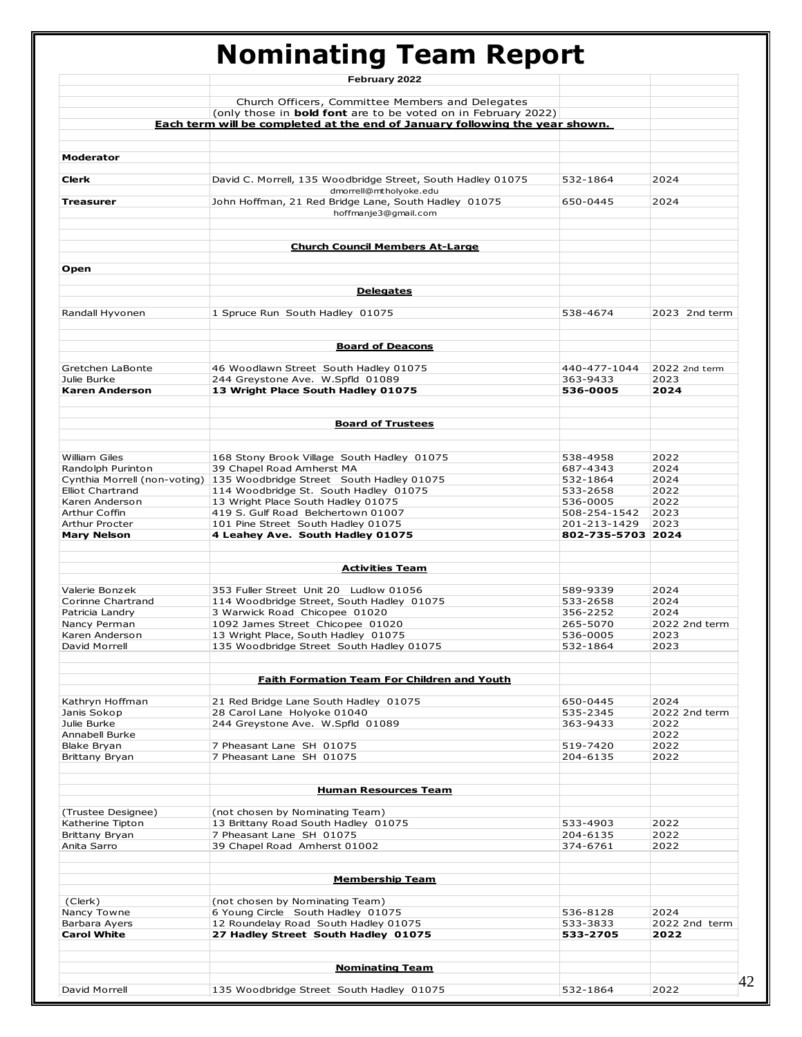# Nominating Team Report

| | February 2022 | | |
|---|---|---|---|
| | Church Officers, Committee Members and Delegates | | |
| | (only those in **bold font** are to be voted on in February 2022) | | |
| | **Each term will be completed at the end of January following the year shown.** | | |
| **Moderator** | | | |
| **Clerk** | David C. Morrell, 135 Woodbridge Street, South Hadley 01075 | 532-1864 | 2024 |
| | dmorrell@mtholyoke.edu | | |
| **Treasurer** | John Hoffman, 21 Red Bridge Lane, South Hadley 01075 | 650-0445 | 2024 |
| | hoffmanje3@gmail.com | | |
| | **Church Council Members At-Large** | | |
| **Open** | | | |
| | **Delegates** | | |
| Randall Hyvonen | 1 Spruce Run South Hadley 01075 | 538-4674 | 2023 2nd term |
| | **Board of Deacons** | | |
| Gretchen LaBonte | 46 Woodlawn Street South Hadley 01075 | 440-477-1044 | 2022 2nd term |
| Julie Burke | 244 Greystone Ave. W.Spfld 01089 | 363-9433 | 2023 |
| **Karen Anderson** | **13 Wright Place South Hadley 01075** | **536-0005** | **2024** |
| | **Board of Trustees** | | |
| William Giles | 168 Stony Brook Village South Hadley 01075 | 538-4958 | 2022 |
| Randolph Purinton | 39 Chapel Road Amherst MA | 687-4343 | 2024 |
| Cynthia Morrell (non-voting) | 135 Woodbridge Street South Hadley 01075 | 532-1864 | 2024 |
| Elliot Chartrand | 114 Woodbridge St. South Hadley 01075 | 533-2658 | 2022 |
| Karen Anderson | 13 Wright Place South Hadley 01075 | 536-0005 | 2022 |
| Arthur Coffin | 419 S. Gulf Road Belchertown 01007 | 508-254-1542 | 2023 |
| Arthur Procter | 101 Pine Street South Hadley 01075 | 201-213-1429 | 2023 |
| **Mary Nelson** | **4 Leahey Ave. South Hadley 01075** | **802-735-5703** | **2024** |
| | **Activities Team** | | |
| Valerie Bonzek | 353 Fuller Street Unit 20 Ludlow 01056 | 589-9339 | 2024 |
| Corinne Chartrand | 114 Woodbridge Street, South Hadley 01075 | 533-2658 | 2024 |
| Patricia Landry | 3 Warwick Road Chicopee 01020 | 356-2252 | 2024 |
| Nancy Perman | 1092 James Street Chicopee 01020 | 265-5070 | 2022 2nd term |
| Karen Anderson | 13 Wright Place, South Hadley 01075 | 536-0005 | 2023 |
| David Morrell | 135 Woodbridge Street South Hadley 01075 | 532-1864 | 2023 |
| | **Faith Formation Team For Children and Youth** | | |
| Kathryn Hoffman | 21 Red Bridge Lane South Hadley 01075 | 650-0445 | 2024 |
| Janis Sokop | 28 Carol Lane Holyoke 01040 | 535-2345 | 2022 2nd term |
| Julie Burke | 244 Greystone Ave. W.Spfld 01089 | 363-9433 | 2022 |
| Annabell Burke | | | 2022 |
| Blake Bryan | 7 Pheasant Lane SH 01075 | 519-7420 | 2022 |
| Brittany Bryan | 7 Pheasant Lane SH 01075 | 204-6135 | 2022 |
| | **Human Resources Team** | | |
| (Trustee Designee) | (not chosen by Nominating Team) | | |
| Katherine Tipton | 13 Brittany Road South Hadley 01075 | 533-4903 | 2022 |
| Brittany Bryan | 7 Pheasant Lane SH 01075 | 204-6135 | 2022 |
| Anita Sarro | 39 Chapel Road Amherst 01002 | 374-6761 | 2022 |
| | **Membership Team** | | |
| (Clerk) | (not chosen by Nominating Team) | | |
| Nancy Towne | 6 Young Circle South Hadley 01075 | 536-8128 | 2024 |
| Barbara Ayers | 12 Roundelay Road South Hadley 01075 | 533-3833 | 2022 2nd term |
| **Carol White** | **27 Hadley Street South Hadley 01075** | **533-2705** | **2022** |
| | **Nominating Team** | | |
| David Morrell | 135 Woodbridge Street South Hadley 01075 | 532-1864 | 2022 |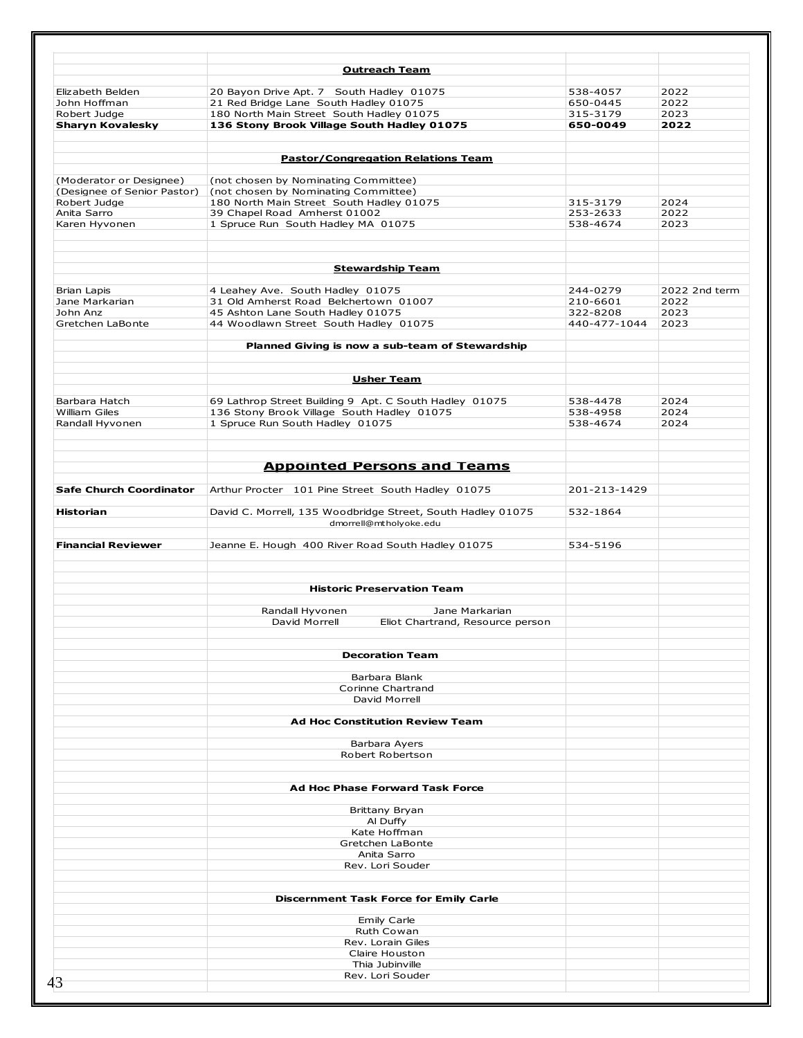| | | | |
|---|---|---|---|
| | **Outreach Team** | | |
| Elizabeth Belden | 20 Bayon Drive Apt. 7 South Hadley 01075 | 538-4057 | 2022 |
| John Hoffman | 21 Red Bridge Lane South Hadley 01075 | 650-0445 | 2022 |
| Robert Judge | 180 North Main Street South Hadley 01075 | 315-3179 | 2023 |
| **Sharyn Kovalesky** | **136 Stony Brook Village South Hadley 01075** | **650-0049** | **2022** |
| | **Pastor/Congregation Relations Team** | | |
| (Moderator or Designee) | (not chosen by Nominating Committee) | | |
| (Designee of Senior Pastor) | (not chosen by Nominating Committee) | | |
| Robert Judge | 180 North Main Street South Hadley 01075 | 315-3179 | 2024 |
| Anita Sarro | 39 Chapel Road Amherst 01002 | 253-2633 | 2022 |
| Karen Hyvonen | 1 Spruce Run South Hadley MA 01075 | 538-4674 | 2023 |
| | **Stewardship Team** | | |
| Brian Lapis | 4 Leahey Ave. South Hadley 01075 | 244-0279 | 2022 2nd term |
| Jane Markarian | 31 Old Amherst Road Belchertown 01007 | 210-6601 | 2022 |
| John Anz | 45 Ashton Lane South Hadley 01075 | 322-8208 | 2023 |
| Gretchen LaBonte | 44 Woodlawn Street South Hadley 01075 | 440-477-1044 | 2023 |
| | **Planned Giving is now a sub-team of Stewardship** | | |
| | **Usher Team** | | |
| Barbara Hatch | 69 Lathrop Street Building 9 Apt. C South Hadley 01075 | 538-4478 | 2024 |
| William Giles | 136 Stony Brook Village South Hadley 01075 | 538-4958 | 2024 |
| Randall Hyvonen | 1 Spruce Run South Hadley 01075 | 538-4674 | 2024 |

## Appointed Persons and Teams

| | | | |
|---|---|---|---|
| **Safe Church Coordinator** | Arthur Procter 101 Pine Street South Hadley 01075 | 201-213-1429 | |
| **Historian** | David C. Morrell, 135 Woodbridge Street, South Hadley 01075<br>dmorrell@mtholyoke.edu | 532-1864 | |
| **Financial Reviewer** | Jeanne E. Hough 400 River Road South Hadley 01075 | 534-5196 | |

**Historic Preservation Team**

Randall Hyvonen — Jane Markarian
David Morrell — Eliot Chartrand, Resource person

**Decoration Team**

Barbara Blank
Corinne Chartrand
David Morrell

**Ad Hoc Constitution Review Team**

Barbara Ayers
Robert Robertson

**Ad Hoc Phase Forward Task Force**

Brittany Bryan
Al Duffy
Kate Hoffman
Gretchen LaBonte
Anita Sarro
Rev. Lori Souder

**Discernment Task Force for Emily Carle**

Emily Carle
Ruth Cowan
Rev. Lorain Giles
Claire Houston
Thia Jubinville
Rev. Lori Souder